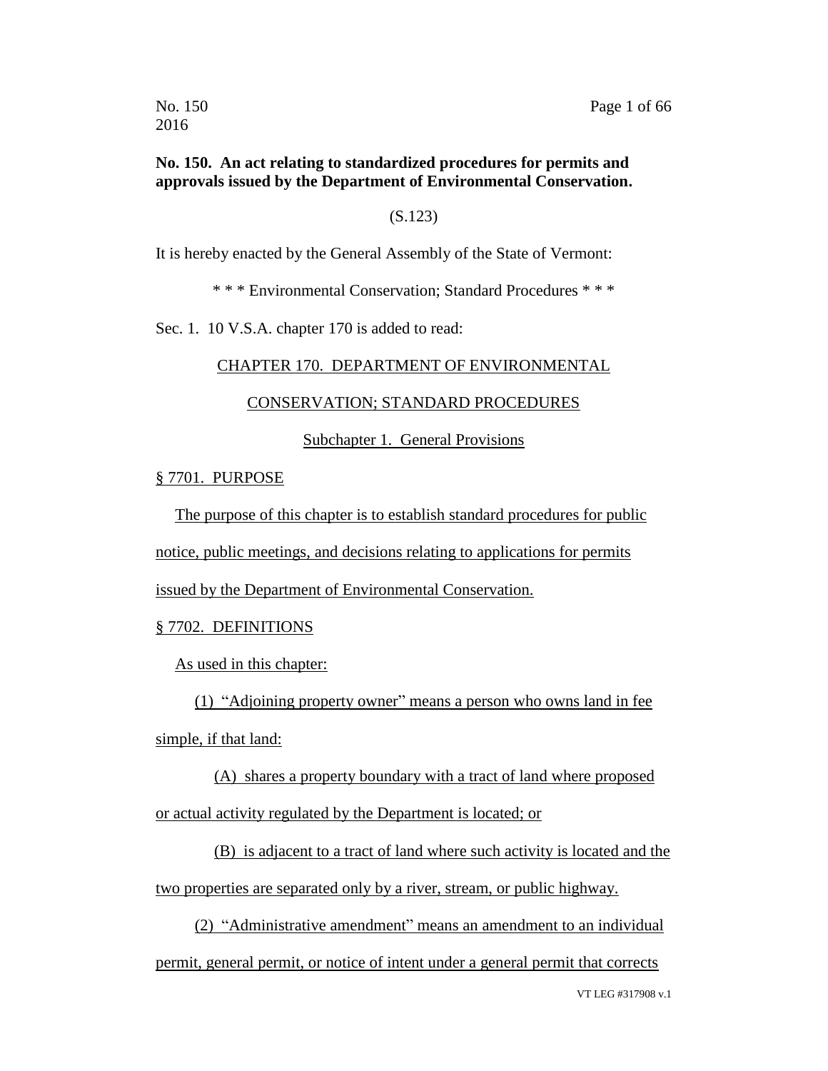**No. 150. An act relating to standardized procedures for permits and approvals issued by the Department of Environmental Conservation.**

(S.123)

It is hereby enacted by the General Assembly of the State of Vermont:

\* \* \* Environmental Conservation; Standard Procedures \* \* \*

Sec. 1. 10 V.S.A. chapter 170 is added to read:

CHAPTER 170. DEPARTMENT OF ENVIRONMENTAL CONSERVATION; STANDARD PROCEDURES

Subchapter 1. General Provisions

§ 7701. PURPOSE

The purpose of this chapter is to establish standard procedures for public notice, public meetings, and decisions relating to applications for permits issued by the Department of Environmental Conservation.

§ 7702. DEFINITIONS

As used in this chapter:

(1) "Adjoining property owner" means a person who owns land in fee simple, if that land:

(A) shares a property boundary with a tract of land where proposed or actual activity regulated by the Department is located; or

(B) is adjacent to a tract of land where such activity is located and the two properties are separated only by a river, stream, or public highway.

(2) "Administrative amendment" means an amendment to an individual permit, general permit, or notice of intent under a general permit that corrects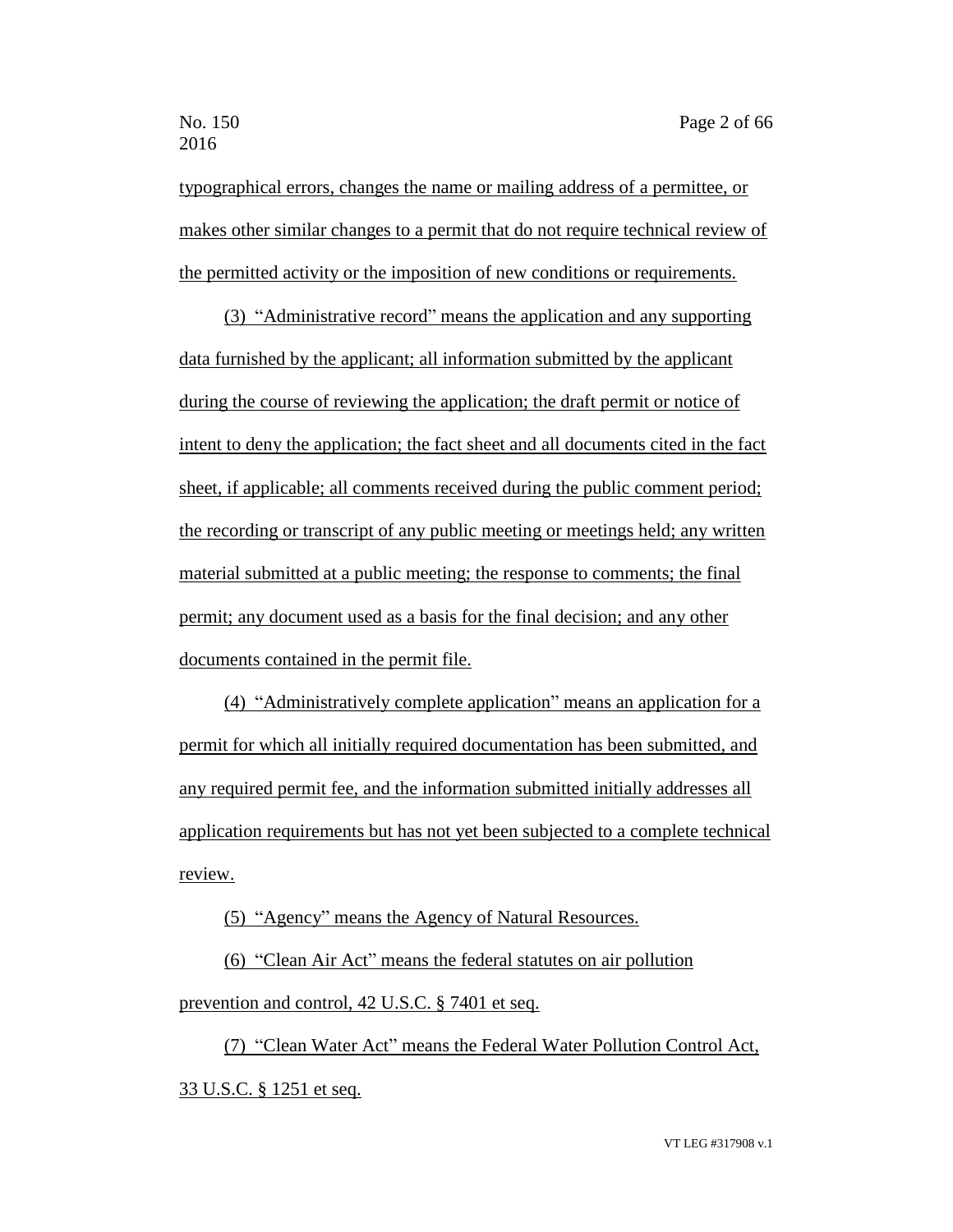typographical errors, changes the name or mailing address of a permittee, or makes other similar changes to a permit that do not require technical review of the permitted activity or the imposition of new conditions or requirements.

(3) "Administrative record" means the application and any supporting data furnished by the applicant; all information submitted by the applicant during the course of reviewing the application; the draft permit or notice of intent to deny the application; the fact sheet and all documents cited in the fact sheet, if applicable; all comments received during the public comment period; the recording or transcript of any public meeting or meetings held; any written material submitted at a public meeting; the response to comments; the final permit; any document used as a basis for the final decision; and any other documents contained in the permit file.

(4) "Administratively complete application" means an application for a permit for which all initially required documentation has been submitted, and any required permit fee, and the information submitted initially addresses all application requirements but has not yet been subjected to a complete technical review.

(5) "Agency" means the Agency of Natural Resources.

(6) "Clean Air Act" means the federal statutes on air pollution prevention and control, 42 U.S.C. § 7401 et seq.

(7) "Clean Water Act" means the Federal Water Pollution Control Act, 33 U.S.C. § 1251 et seq.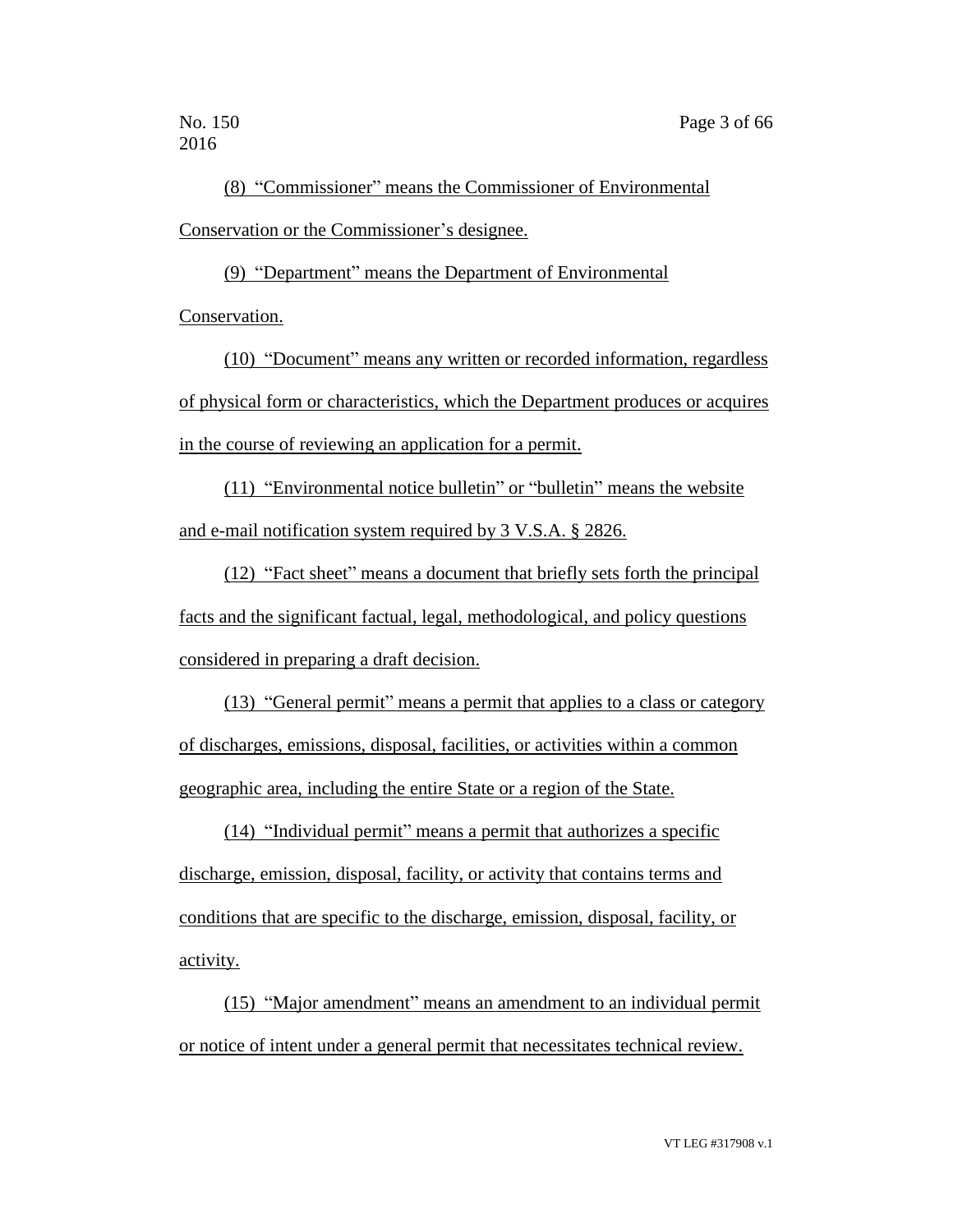(8) "Commissioner" means the Commissioner of Environmental Conservation or the Commissioner's designee.

(9) "Department" means the Department of Environmental Conservation.

(10) "Document" means any written or recorded information, regardless of physical form or characteristics, which the Department produces or acquires in the course of reviewing an application for a permit.

(11) "Environmental notice bulletin" or "bulletin" means the website and e-mail notification system required by 3 V.S.A. § 2826.

(12) "Fact sheet" means a document that briefly sets forth the principal facts and the significant factual, legal, methodological, and policy questions considered in preparing a draft decision.

(13) "General permit" means a permit that applies to a class or category of discharges, emissions, disposal, facilities, or activities within a common geographic area, including the entire State or a region of the State.

(14) "Individual permit" means a permit that authorizes a specific discharge, emission, disposal, facility, or activity that contains terms and conditions that are specific to the discharge, emission, disposal, facility, or activity.

(15) "Major amendment" means an amendment to an individual permit or notice of intent under a general permit that necessitates technical review.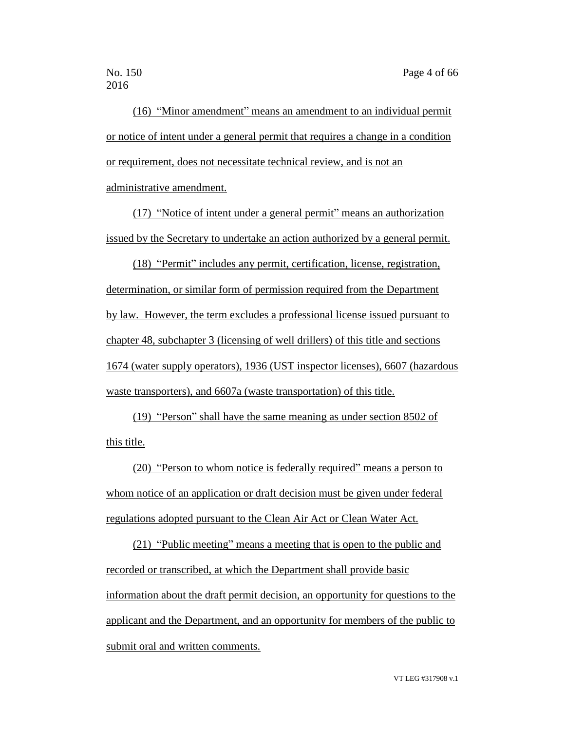(16) "Minor amendment" means an amendment to an individual permit or notice of intent under a general permit that requires a change in a condition or requirement, does not necessitate technical review, and is not an administrative amendment.

(17) "Notice of intent under a general permit" means an authorization issued by the Secretary to undertake an action authorized by a general permit.

(18) "Permit" includes any permit, certification, license, registration, determination, or similar form of permission required from the Department by law. However, the term excludes a professional license issued pursuant to chapter 48, subchapter 3 (licensing of well drillers) of this title and sections 1674 (water supply operators), 1936 (UST inspector licenses), 6607 (hazardous waste transporters), and 6607a (waste transportation) of this title.

(19) "Person" shall have the same meaning as under section 8502 of this title.

(20) "Person to whom notice is federally required" means a person to whom notice of an application or draft decision must be given under federal regulations adopted pursuant to the Clean Air Act or Clean Water Act.

(21) "Public meeting" means a meeting that is open to the public and recorded or transcribed, at which the Department shall provide basic information about the draft permit decision, an opportunity for questions to the applicant and the Department, and an opportunity for members of the public to submit oral and written comments.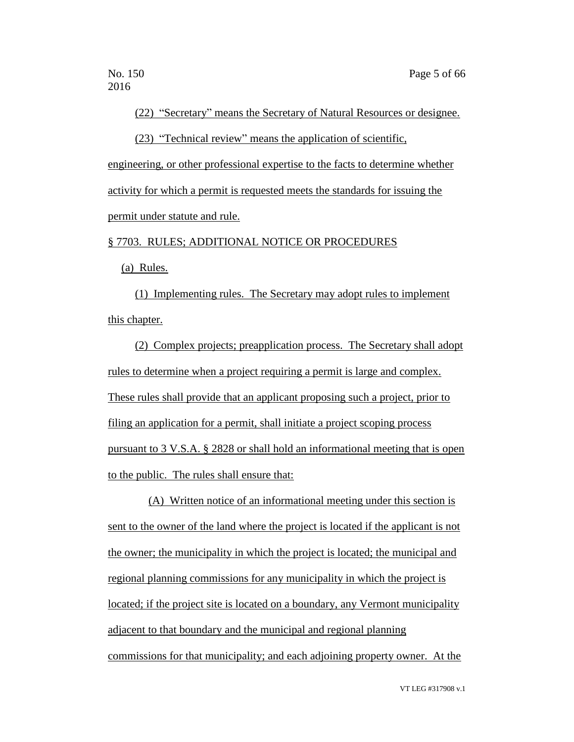(22) "Secretary" means the Secretary of Natural Resources or designee.

(23) "Technical review" means the application of scientific, engineering, or other professional expertise to the facts to determine whether activity for which a permit is requested meets the standards for issuing the permit under statute and rule.

§ 7703. RULES; ADDITIONAL NOTICE OR PROCEDURES

(a) Rules.

(1) Implementing rules. The Secretary may adopt rules to implement this chapter.

(2) Complex projects; preapplication process. The Secretary shall adopt rules to determine when a project requiring a permit is large and complex. These rules shall provide that an applicant proposing such a project, prior to filing an application for a permit, shall initiate a project scoping process pursuant to 3 V.S.A. § 2828 or shall hold an informational meeting that is open to the public. The rules shall ensure that:

(A) Written notice of an informational meeting under this section is sent to the owner of the land where the project is located if the applicant is not the owner; the municipality in which the project is located; the municipal and regional planning commissions for any municipality in which the project is located; if the project site is located on a boundary, any Vermont municipality adjacent to that boundary and the municipal and regional planning commissions for that municipality; and each adjoining property owner. At the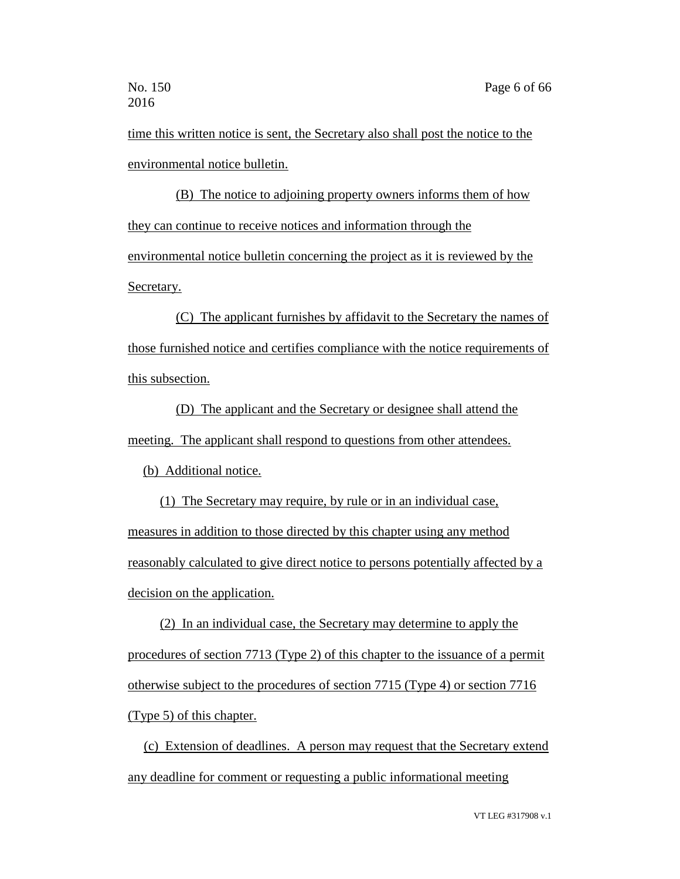time this written notice is sent, the Secretary also shall post the notice to the environmental notice bulletin.

(B) The notice to adjoining property owners informs them of how they can continue to receive notices and information through the environmental notice bulletin concerning the project as it is reviewed by the Secretary.

(C) The applicant furnishes by affidavit to the Secretary the names of those furnished notice and certifies compliance with the notice requirements of this subsection.

(D) The applicant and the Secretary or designee shall attend the meeting. The applicant shall respond to questions from other attendees.

(b) Additional notice.

(1) The Secretary may require, by rule or in an individual case, measures in addition to those directed by this chapter using any method reasonably calculated to give direct notice to persons potentially affected by a decision on the application.

(2) In an individual case, the Secretary may determine to apply the procedures of section 7713 (Type 2) of this chapter to the issuance of a permit otherwise subject to the procedures of section 7715 (Type 4) or section 7716 (Type 5) of this chapter.

(c) Extension of deadlines. A person may request that the Secretary extend any deadline for comment or requesting a public informational meeting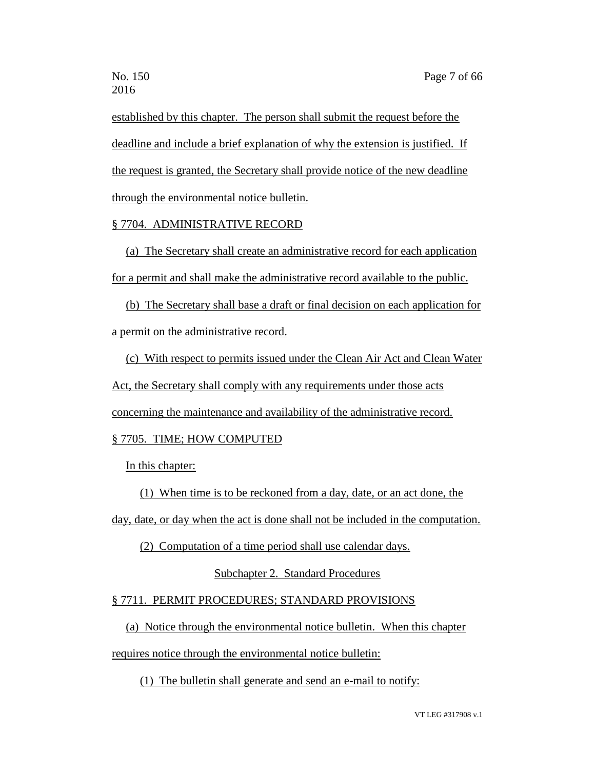established by this chapter. The person shall submit the request before the deadline and include a brief explanation of why the extension is justified. If the request is granted, the Secretary shall provide notice of the new deadline through the environmental notice bulletin.

§ 7704. ADMINISTRATIVE RECORD

(a) The Secretary shall create an administrative record for each application for a permit and shall make the administrative record available to the public.

(b) The Secretary shall base a draft or final decision on each application for a permit on the administrative record.

(c) With respect to permits issued under the Clean Air Act and Clean Water Act, the Secretary shall comply with any requirements under those acts concerning the maintenance and availability of the administrative record.

§ 7705. TIME; HOW COMPUTED

In this chapter:

(1) When time is to be reckoned from a day, date, or an act done, the day, date, or day when the act is done shall not be included in the computation.

(2) Computation of a time period shall use calendar days.

Subchapter 2. Standard Procedures

§ 7711. PERMIT PROCEDURES; STANDARD PROVISIONS

(a) Notice through the environmental notice bulletin. When this chapter requires notice through the environmental notice bulletin:

(1) The bulletin shall generate and send an e-mail to notify: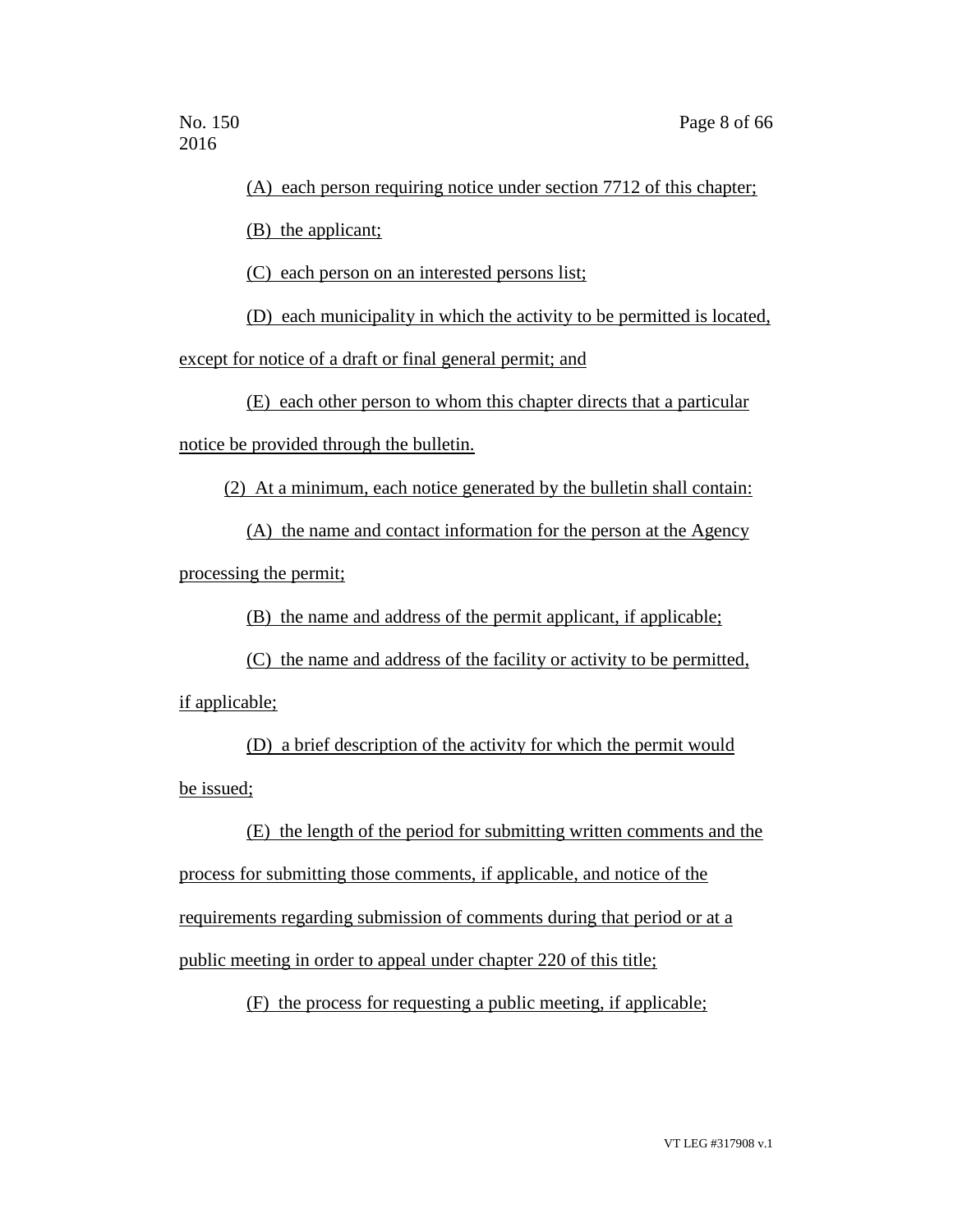(A) each person requiring notice under section 7712 of this chapter;

(B) the applicant;

(C) each person on an interested persons list;

(D) each municipality in which the activity to be permitted is located, except for notice of a draft or final general permit; and

(E) each other person to whom this chapter directs that a particular notice be provided through the bulletin.

(2) At a minimum, each notice generated by the bulletin shall contain:

(A) the name and contact information for the person at the Agency processing the permit;

(B) the name and address of the permit applicant, if applicable;

(C) the name and address of the facility or activity to be permitted, if applicable;

(D) a brief description of the activity for which the permit would be issued;

(E) the length of the period for submitting written comments and the process for submitting those comments, if applicable, and notice of the requirements regarding submission of comments during that period or at a public meeting in order to appeal under chapter 220 of this title;

(F) the process for requesting a public meeting, if applicable;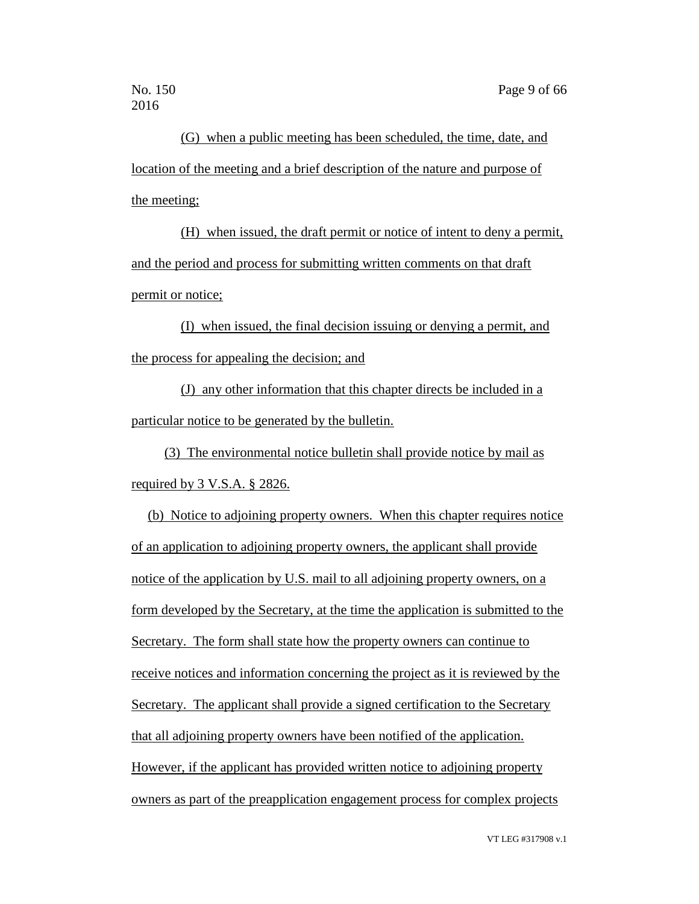(G) when a public meeting has been scheduled, the time, date, and location of the meeting and a brief description of the nature and purpose of the meeting;

(H) when issued, the draft permit or notice of intent to deny a permit, and the period and process for submitting written comments on that draft permit or notice;

(I) when issued, the final decision issuing or denying a permit, and the process for appealing the decision; and

(J) any other information that this chapter directs be included in a particular notice to be generated by the bulletin.

(3) The environmental notice bulletin shall provide notice by mail as required by 3 V.S.A. § 2826.

(b) Notice to adjoining property owners. When this chapter requires notice of an application to adjoining property owners, the applicant shall provide notice of the application by U.S. mail to all adjoining property owners, on a form developed by the Secretary, at the time the application is submitted to the Secretary. The form shall state how the property owners can continue to receive notices and information concerning the project as it is reviewed by the Secretary. The applicant shall provide a signed certification to the Secretary that all adjoining property owners have been notified of the application. However, if the applicant has provided written notice to adjoining property owners as part of the preapplication engagement process for complex projects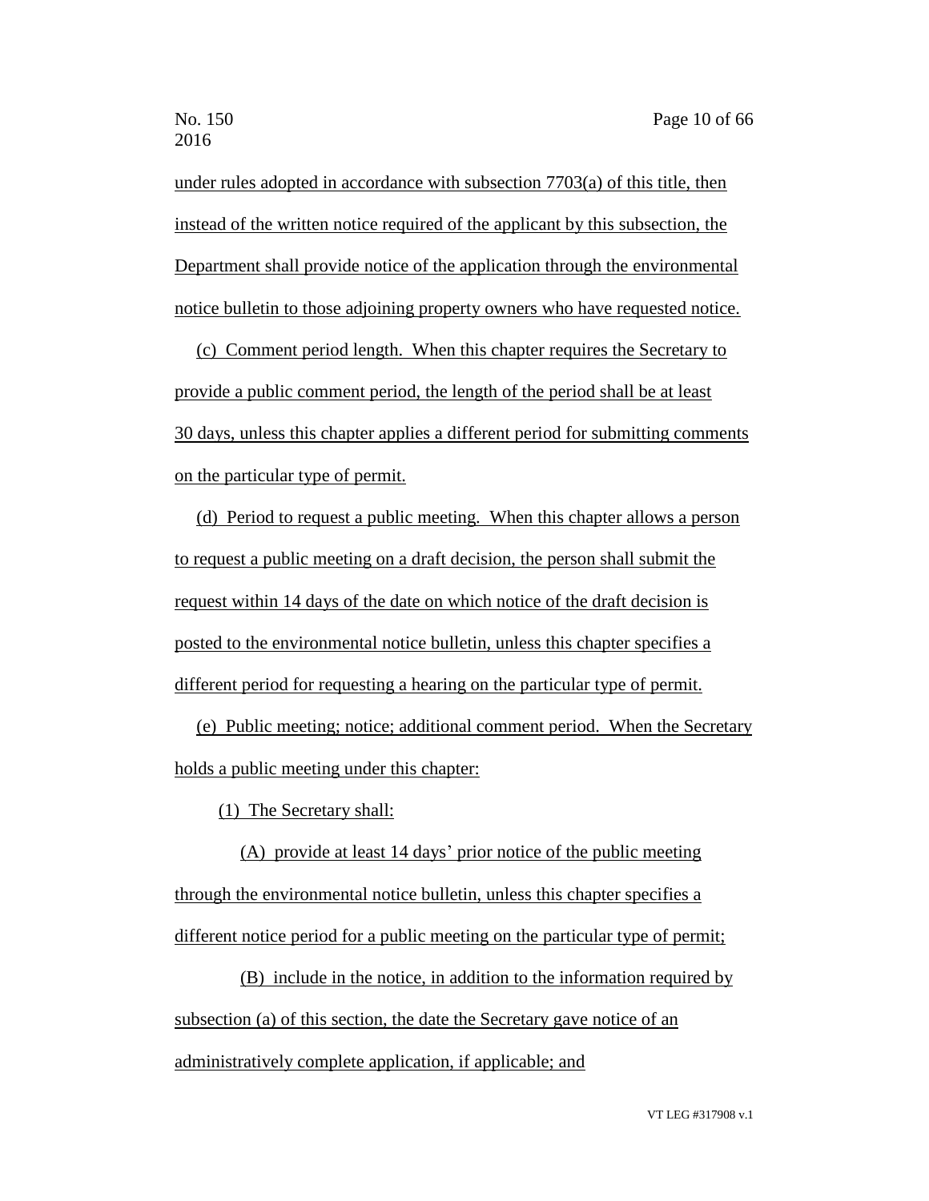under rules adopted in accordance with subsection 7703(a) of this title, then instead of the written notice required of the applicant by this subsection, the Department shall provide notice of the application through the environmental notice bulletin to those adjoining property owners who have requested notice.

(c) Comment period length. When this chapter requires the Secretary to provide a public comment period, the length of the period shall be at least 30 days, unless this chapter applies a different period for submitting comments on the particular type of permit.

(d) Period to request a public meeting. When this chapter allows a person to request a public meeting on a draft decision, the person shall submit the request within 14 days of the date on which notice of the draft decision is posted to the environmental notice bulletin, unless this chapter specifies a different period for requesting a hearing on the particular type of permit.

(e) Public meeting; notice; additional comment period. When the Secretary holds a public meeting under this chapter:

(1) The Secretary shall:

(A) provide at least 14 days' prior notice of the public meeting through the environmental notice bulletin, unless this chapter specifies a different notice period for a public meeting on the particular type of permit;

(B) include in the notice, in addition to the information required by subsection (a) of this section, the date the Secretary gave notice of an administratively complete application, if applicable; and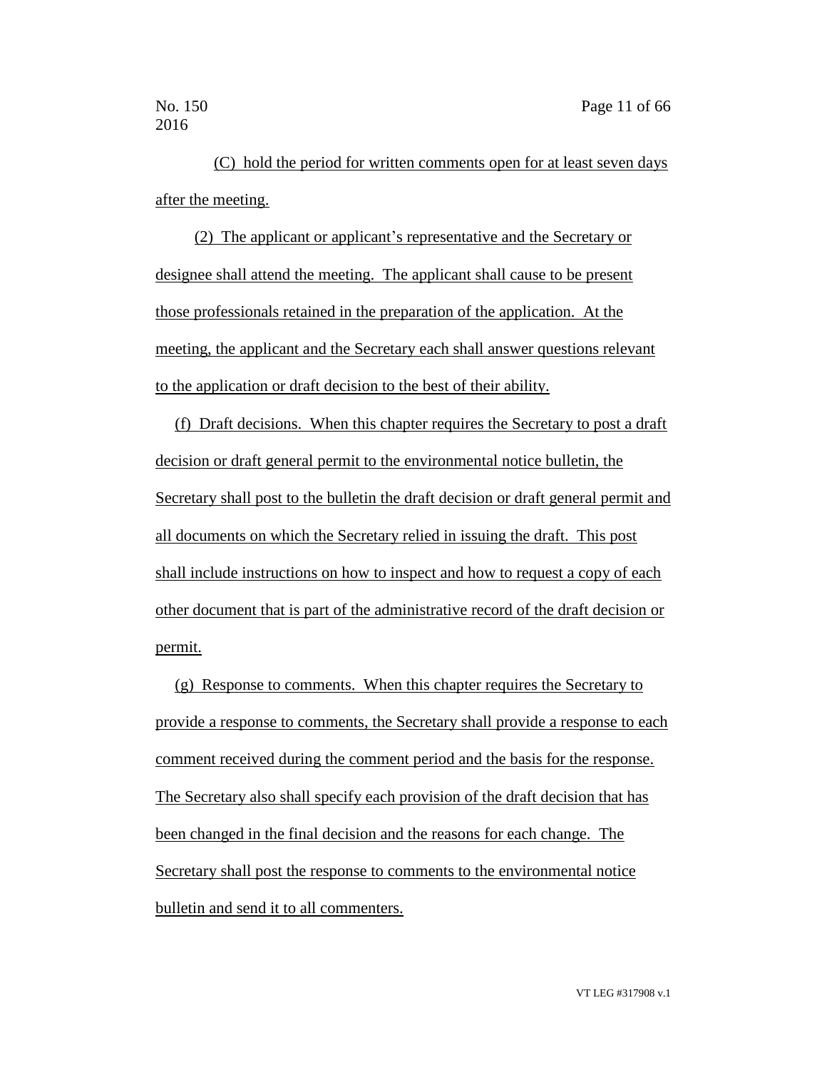(C) hold the period for written comments open for at least seven days after the meeting.

(2) The applicant or applicant's representative and the Secretary or designee shall attend the meeting. The applicant shall cause to be present those professionals retained in the preparation of the application. At the meeting, the applicant and the Secretary each shall answer questions relevant to the application or draft decision to the best of their ability.

(f) Draft decisions. When this chapter requires the Secretary to post a draft decision or draft general permit to the environmental notice bulletin, the Secretary shall post to the bulletin the draft decision or draft general permit and all documents on which the Secretary relied in issuing the draft. This post shall include instructions on how to inspect and how to request a copy of each other document that is part of the administrative record of the draft decision or permit.

(g) Response to comments. When this chapter requires the Secretary to provide a response to comments, the Secretary shall provide a response to each comment received during the comment period and the basis for the response. The Secretary also shall specify each provision of the draft decision that has been changed in the final decision and the reasons for each change. The Secretary shall post the response to comments to the environmental notice bulletin and send it to all commenters.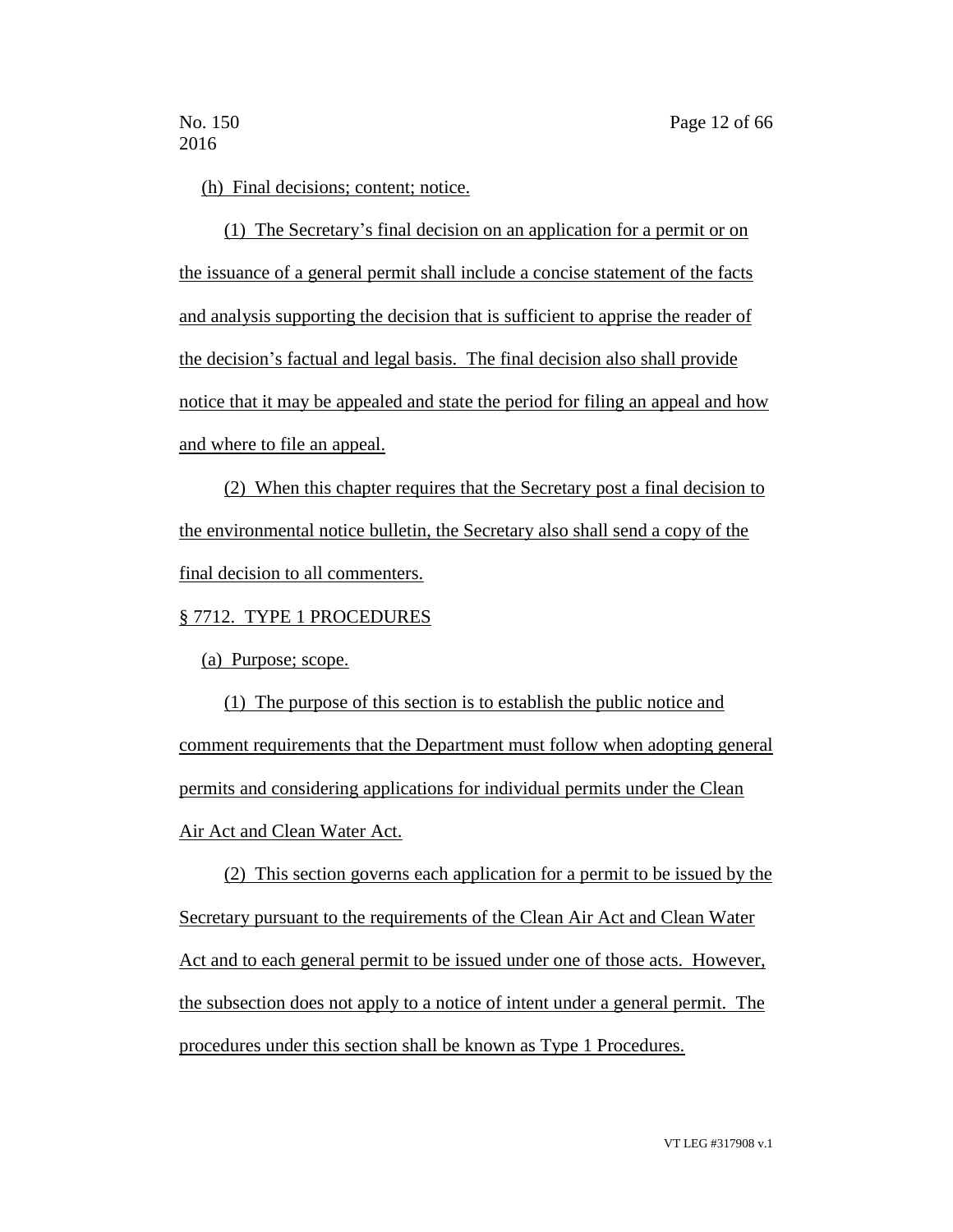(h) Final decisions; content; notice.

(1) The Secretary's final decision on an application for a permit or on the issuance of a general permit shall include a concise statement of the facts and analysis supporting the decision that is sufficient to apprise the reader of the decision's factual and legal basis. The final decision also shall provide notice that it may be appealed and state the period for filing an appeal and how and where to file an appeal.

(2) When this chapter requires that the Secretary post a final decision to the environmental notice bulletin, the Secretary also shall send a copy of the final decision to all commenters.

§ 7712. TYPE 1 PROCEDURES

(a) Purpose; scope.

(1) The purpose of this section is to establish the public notice and comment requirements that the Department must follow when adopting general permits and considering applications for individual permits under the Clean Air Act and Clean Water Act.

(2) This section governs each application for a permit to be issued by the Secretary pursuant to the requirements of the Clean Air Act and Clean Water Act and to each general permit to be issued under one of those acts. However, the subsection does not apply to a notice of intent under a general permit. The procedures under this section shall be known as Type 1 Procedures.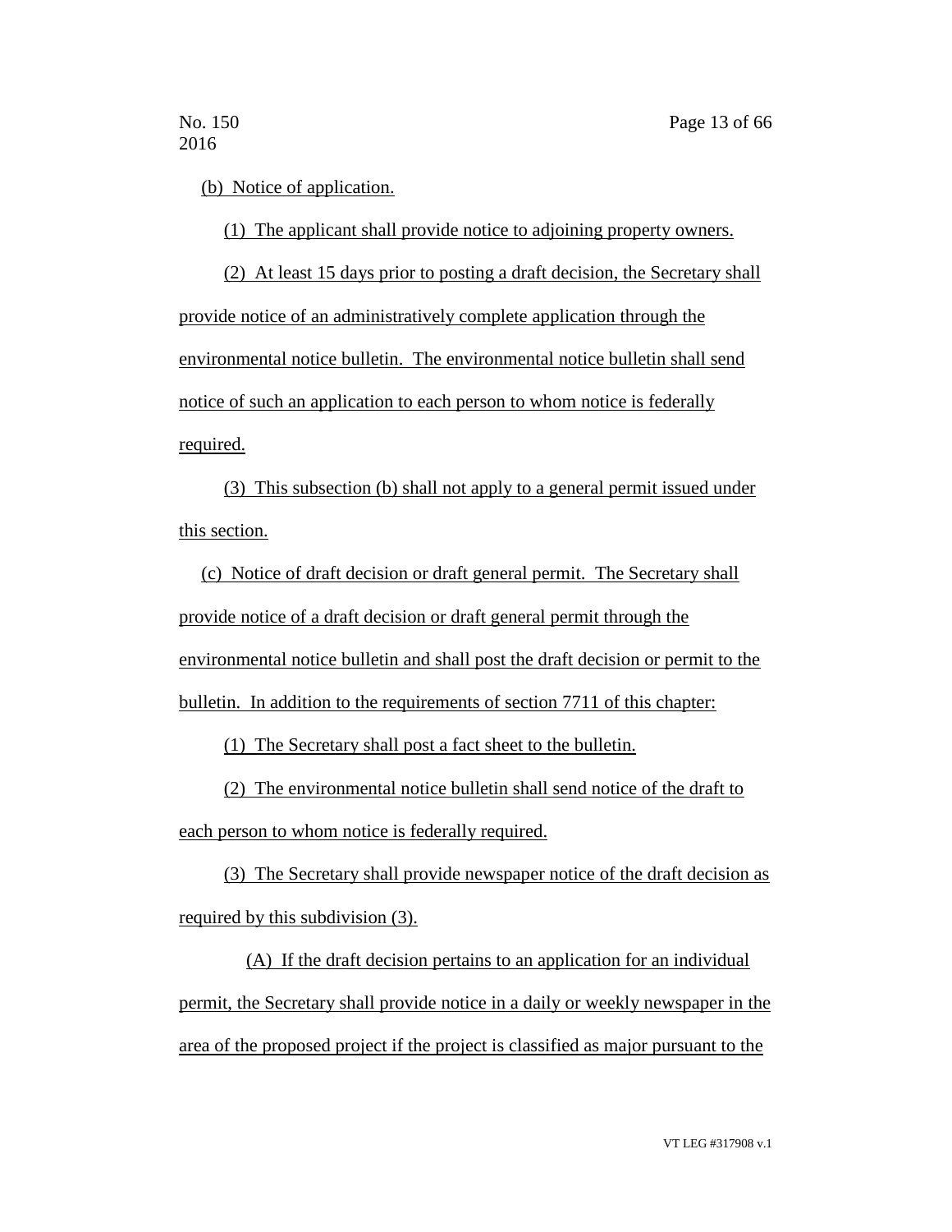(b) Notice of application.

(1) The applicant shall provide notice to adjoining property owners.

(2) At least 15 days prior to posting a draft decision, the Secretary shall provide notice of an administratively complete application through the environmental notice bulletin. The environmental notice bulletin shall send notice of such an application to each person to whom notice is federally required.

(3) This subsection (b) shall not apply to a general permit issued under this section.

(c) Notice of draft decision or draft general permit. The Secretary shall provide notice of a draft decision or draft general permit through the environmental notice bulletin and shall post the draft decision or permit to the bulletin. In addition to the requirements of section 7711 of this chapter:

(1) The Secretary shall post a fact sheet to the bulletin.

(2) The environmental notice bulletin shall send notice of the draft to each person to whom notice is federally required.

(3) The Secretary shall provide newspaper notice of the draft decision as required by this subdivision (3).

(A) If the draft decision pertains to an application for an individual permit, the Secretary shall provide notice in a daily or weekly newspaper in the area of the proposed project if the project is classified as major pursuant to the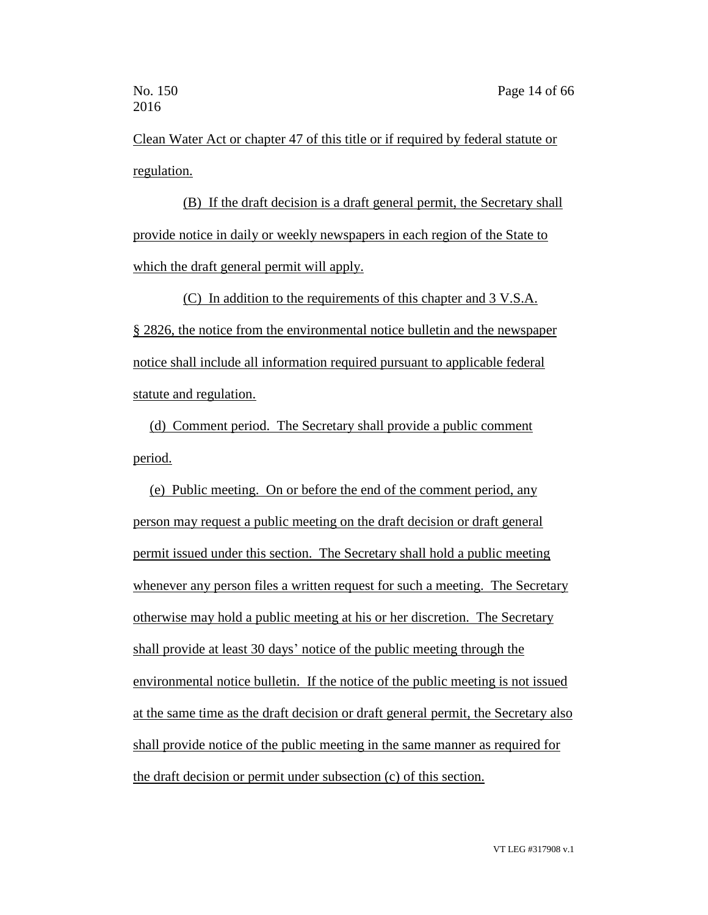Clean Water Act or chapter 47 of this title or if required by federal statute or regulation.

(B) If the draft decision is a draft general permit, the Secretary shall provide notice in daily or weekly newspapers in each region of the State to which the draft general permit will apply.

(C) In addition to the requirements of this chapter and 3 V.S.A. § 2826, the notice from the environmental notice bulletin and the newspaper notice shall include all information required pursuant to applicable federal statute and regulation.

(d) Comment period. The Secretary shall provide a public comment period.

(e) Public meeting. On or before the end of the comment period, any person may request a public meeting on the draft decision or draft general permit issued under this section. The Secretary shall hold a public meeting whenever any person files a written request for such a meeting. The Secretary otherwise may hold a public meeting at his or her discretion. The Secretary shall provide at least 30 days' notice of the public meeting through the environmental notice bulletin. If the notice of the public meeting is not issued at the same time as the draft decision or draft general permit, the Secretary also shall provide notice of the public meeting in the same manner as required for the draft decision or permit under subsection (c) of this section.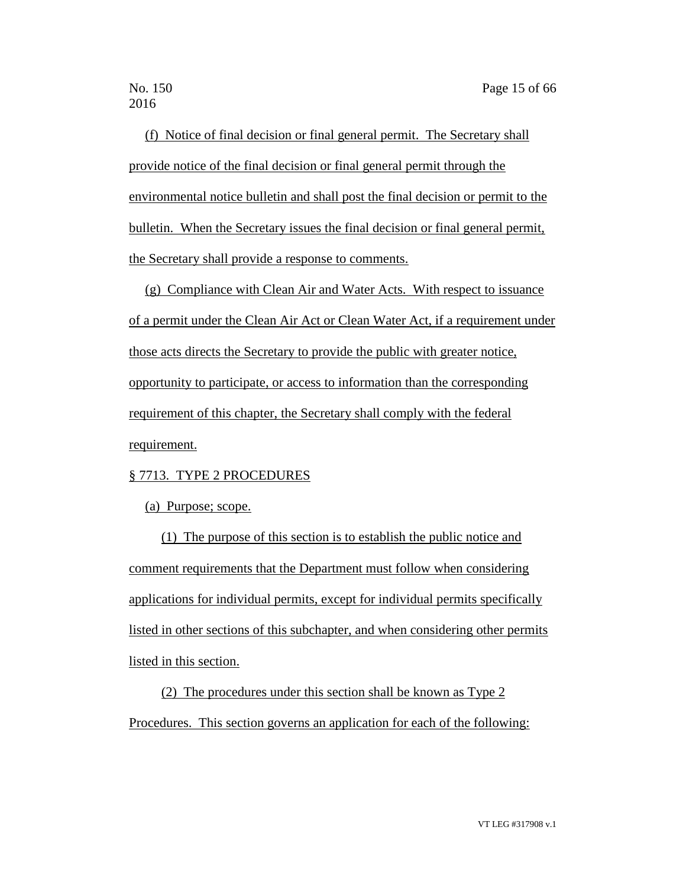(f) Notice of final decision or final general permit. The Secretary shall provide notice of the final decision or final general permit through the environmental notice bulletin and shall post the final decision or permit to the bulletin. When the Secretary issues the final decision or final general permit, the Secretary shall provide a response to comments.

(g) Compliance with Clean Air and Water Acts. With respect to issuance of a permit under the Clean Air Act or Clean Water Act, if a requirement under those acts directs the Secretary to provide the public with greater notice, opportunity to participate, or access to information than the corresponding requirement of this chapter, the Secretary shall comply with the federal requirement.

§ 7713. TYPE 2 PROCEDURES

(a) Purpose; scope.

(1) The purpose of this section is to establish the public notice and comment requirements that the Department must follow when considering applications for individual permits, except for individual permits specifically listed in other sections of this subchapter, and when considering other permits listed in this section.

(2) The procedures under this section shall be known as Type 2 Procedures. This section governs an application for each of the following: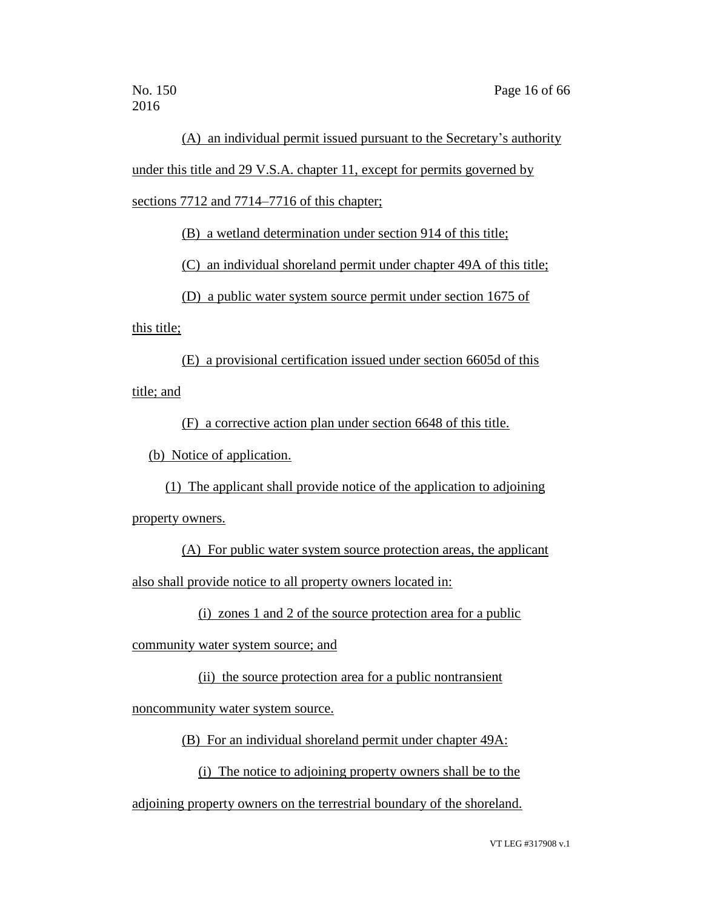(A) an individual permit issued pursuant to the Secretary's authority under this title and 29 V.S.A. chapter 11, except for permits governed by sections 7712 and 7714–7716 of this chapter;

(B) a wetland determination under section 914 of this title;

(C) an individual shoreland permit under chapter 49A of this title;

(D) a public water system source permit under section 1675 of this title;

(E) a provisional certification issued under section 6605d of this title; and

(F) a corrective action plan under section 6648 of this title.

(b) Notice of application.

(1) The applicant shall provide notice of the application to adjoining property owners.

(A) For public water system source protection areas, the applicant also shall provide notice to all property owners located in:

(i) zones 1 and 2 of the source protection area for a public community water system source; and

(ii) the source protection area for a public nontransient noncommunity water system source.

(B) For an individual shoreland permit under chapter 49A:

(i) The notice to adjoining property owners shall be to the adjoining property owners on the terrestrial boundary of the shoreland.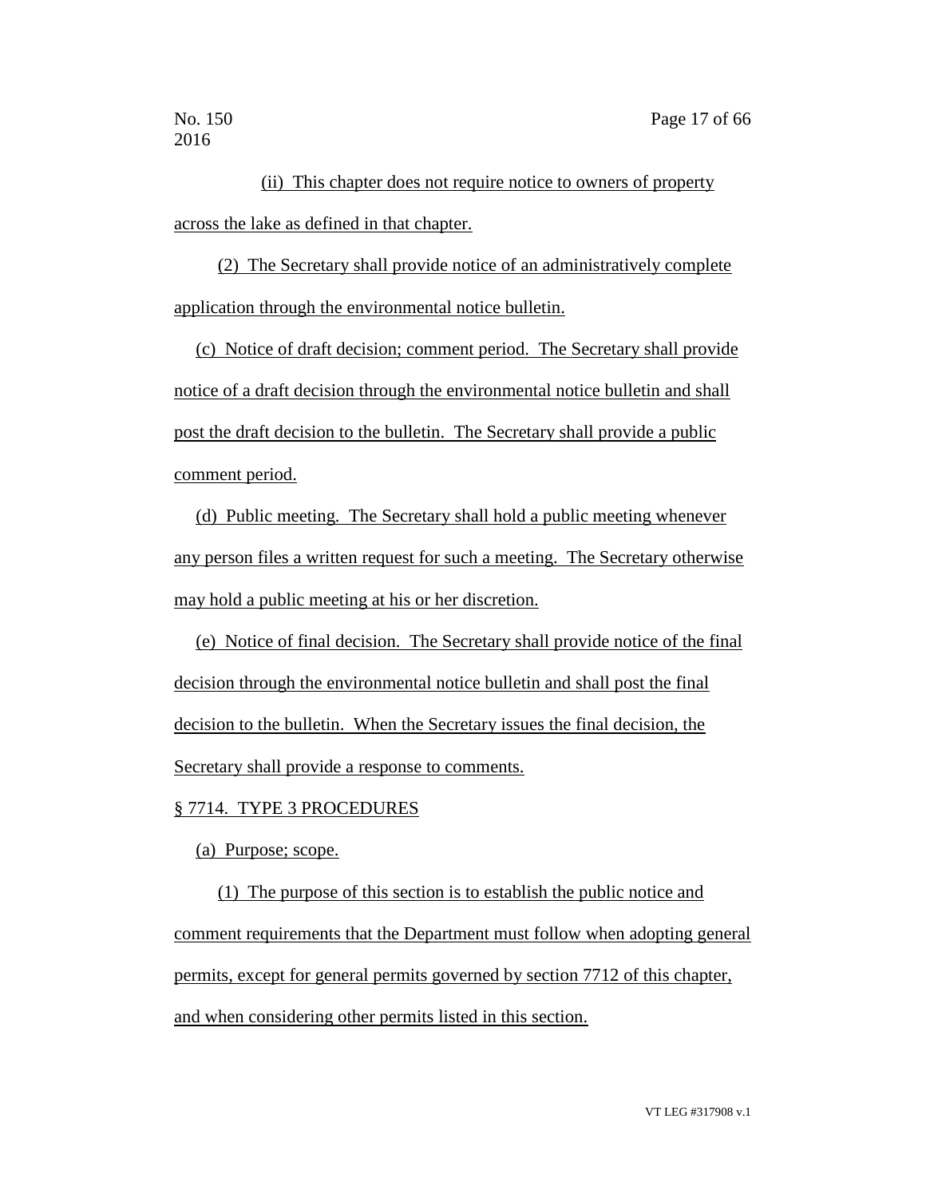(ii) This chapter does not require notice to owners of property across the lake as defined in that chapter.

(2) The Secretary shall provide notice of an administratively complete application through the environmental notice bulletin.

(c) Notice of draft decision; comment period. The Secretary shall provide notice of a draft decision through the environmental notice bulletin and shall post the draft decision to the bulletin. The Secretary shall provide a public comment period.

(d) Public meeting. The Secretary shall hold a public meeting whenever any person files a written request for such a meeting. The Secretary otherwise may hold a public meeting at his or her discretion.

(e) Notice of final decision. The Secretary shall provide notice of the final decision through the environmental notice bulletin and shall post the final decision to the bulletin. When the Secretary issues the final decision, the Secretary shall provide a response to comments.

§ 7714. TYPE 3 PROCEDURES

(a) Purpose; scope.

(1) The purpose of this section is to establish the public notice and comment requirements that the Department must follow when adopting general permits, except for general permits governed by section 7712 of this chapter, and when considering other permits listed in this section.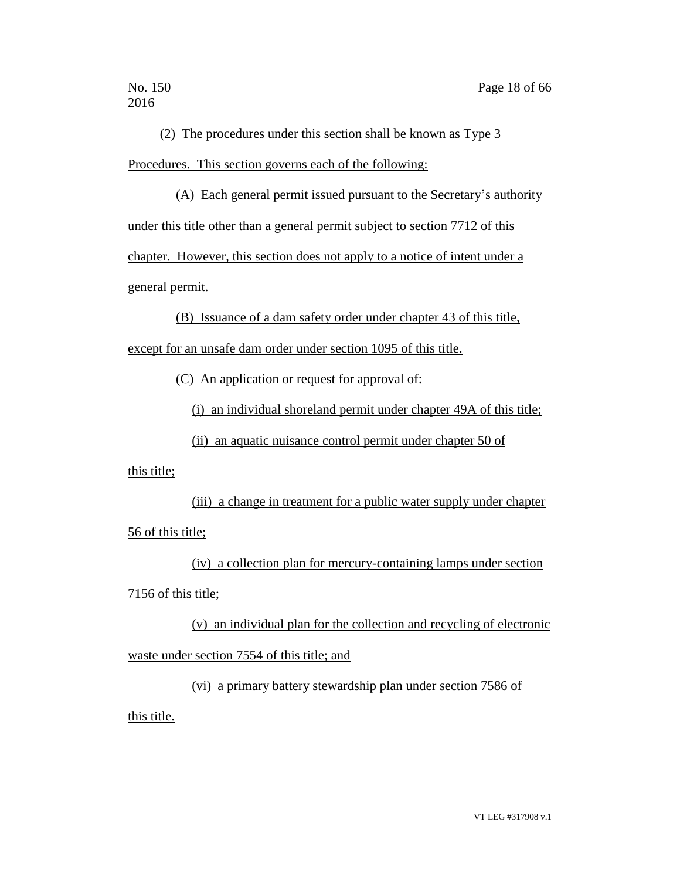(2) The procedures under this section shall be known as Type 3 Procedures. This section governs each of the following:

(A) Each general permit issued pursuant to the Secretary's authority under this title other than a general permit subject to section 7712 of this chapter. However, this section does not apply to a notice of intent under a general permit.

(B) Issuance of a dam safety order under chapter 43 of this title, except for an unsafe dam order under section 1095 of this title.

(C) An application or request for approval of:

(i) an individual shoreland permit under chapter 49A of this title;

(ii) an aquatic nuisance control permit under chapter 50 of this title;

(iii) a change in treatment for a public water supply under chapter 56 of this title;

(iv) a collection plan for mercury-containing lamps under section 7156 of this title;

(v) an individual plan for the collection and recycling of electronic waste under section 7554 of this title; and

(vi) a primary battery stewardship plan under section 7586 of this title.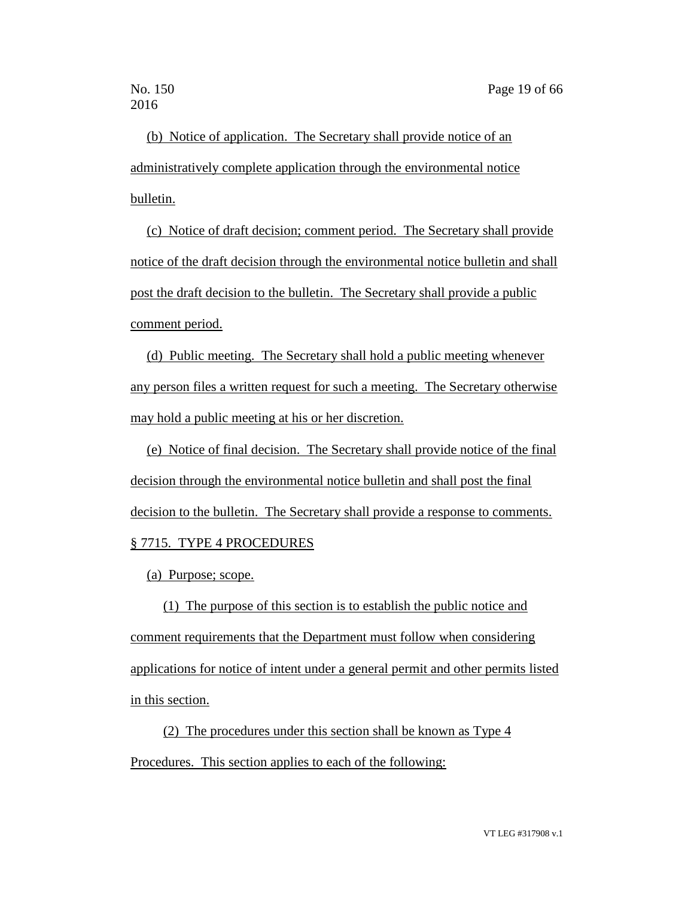(b) Notice of application. The Secretary shall provide notice of an administratively complete application through the environmental notice bulletin.

(c) Notice of draft decision; comment period. The Secretary shall provide notice of the draft decision through the environmental notice bulletin and shall post the draft decision to the bulletin. The Secretary shall provide a public comment period.

(d) Public meeting. The Secretary shall hold a public meeting whenever any person files a written request for such a meeting. The Secretary otherwise may hold a public meeting at his or her discretion.

(e) Notice of final decision. The Secretary shall provide notice of the final decision through the environmental notice bulletin and shall post the final decision to the bulletin. The Secretary shall provide a response to comments.

§ 7715. TYPE 4 PROCEDURES

(a) Purpose; scope.

(1) The purpose of this section is to establish the public notice and comment requirements that the Department must follow when considering applications for notice of intent under a general permit and other permits listed in this section.

(2) The procedures under this section shall be known as Type 4 Procedures. This section applies to each of the following: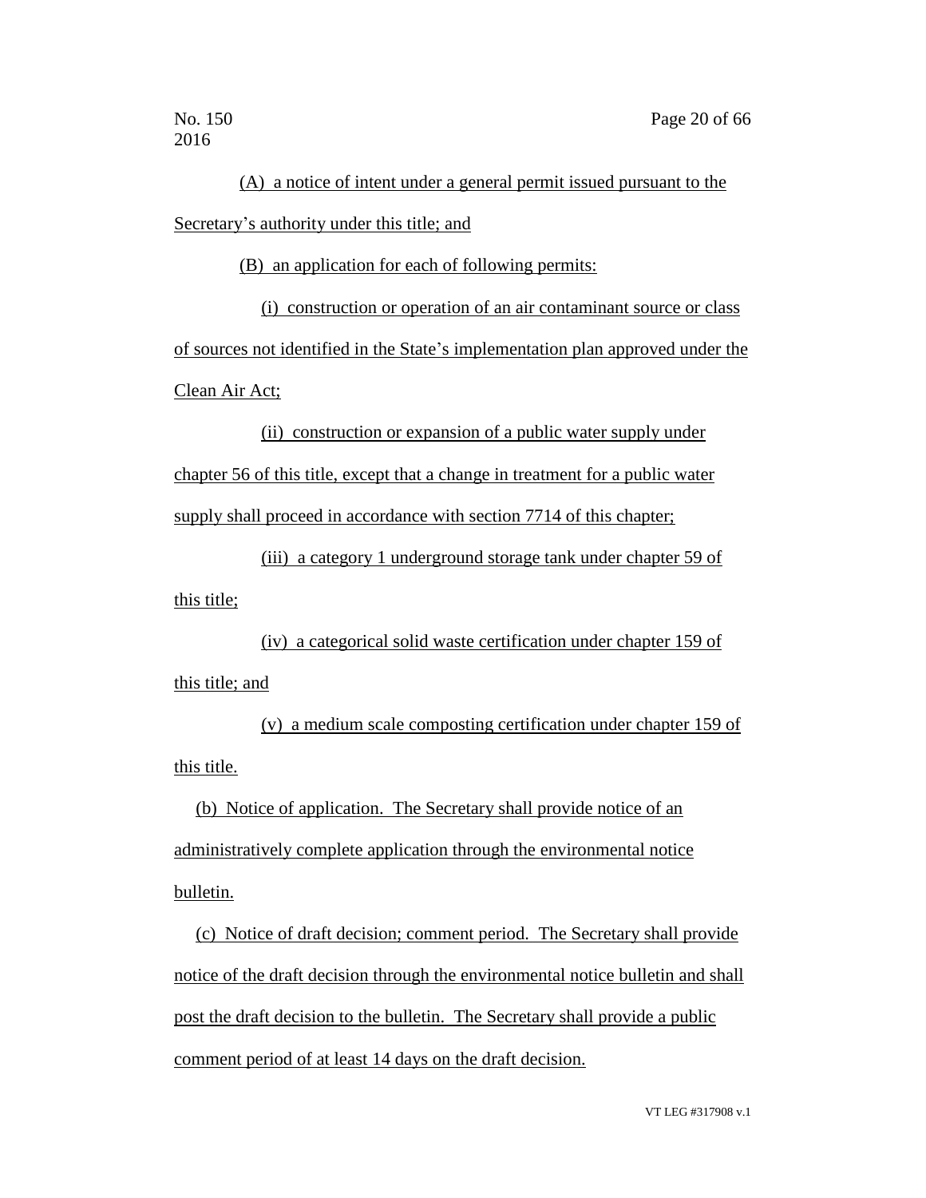(A) a notice of intent under a general permit issued pursuant to the Secretary's authority under this title; and

(B) an application for each of following permits:

(i) construction or operation of an air contaminant source or class of sources not identified in the State's implementation plan approved under the Clean Air Act;

(ii) construction or expansion of a public water supply under chapter 56 of this title, except that a change in treatment for a public water supply shall proceed in accordance with section 7714 of this chapter;

(iii) a category 1 underground storage tank under chapter 59 of this title;

(iv) a categorical solid waste certification under chapter 159 of this title; and

(v) a medium scale composting certification under chapter 159 of this title.

(b) Notice of application. The Secretary shall provide notice of an administratively complete application through the environmental notice bulletin.

(c) Notice of draft decision; comment period. The Secretary shall provide notice of the draft decision through the environmental notice bulletin and shall post the draft decision to the bulletin. The Secretary shall provide a public comment period of at least 14 days on the draft decision.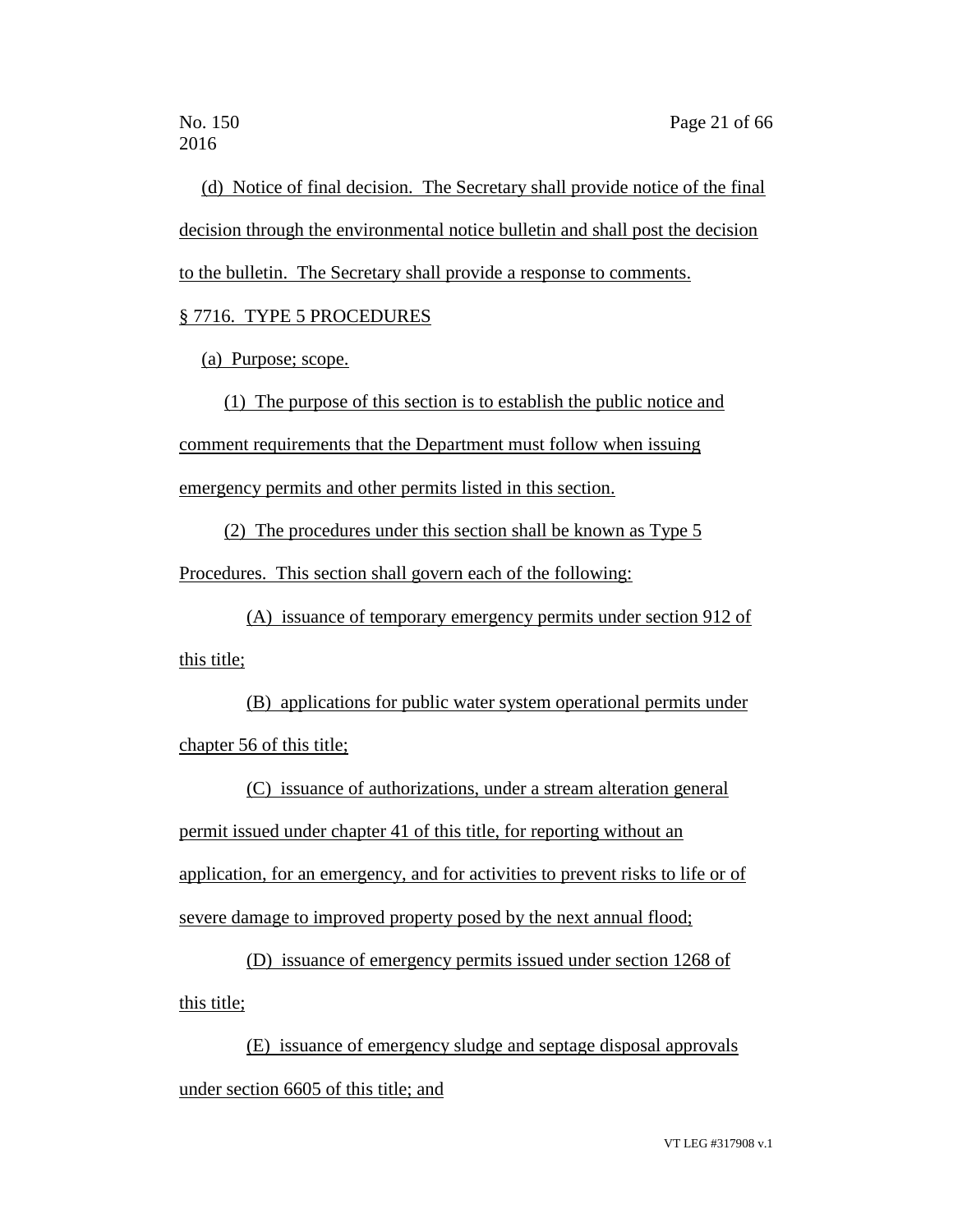(d) Notice of final decision. The Secretary shall provide notice of the final decision through the environmental notice bulletin and shall post the decision to the bulletin. The Secretary shall provide a response to comments.

§ 7716. TYPE 5 PROCEDURES

(a) Purpose; scope.

(1) The purpose of this section is to establish the public notice and comment requirements that the Department must follow when issuing emergency permits and other permits listed in this section.

(2) The procedures under this section shall be known as Type 5 Procedures. This section shall govern each of the following:

(A) issuance of temporary emergency permits under section 912 of this title;

(B) applications for public water system operational permits under chapter 56 of this title;

(C) issuance of authorizations, under a stream alteration general permit issued under chapter 41 of this title, for reporting without an application, for an emergency, and for activities to prevent risks to life or of severe damage to improved property posed by the next annual flood;

(D) issuance of emergency permits issued under section 1268 of this title;

(E) issuance of emergency sludge and septage disposal approvals under section 6605 of this title; and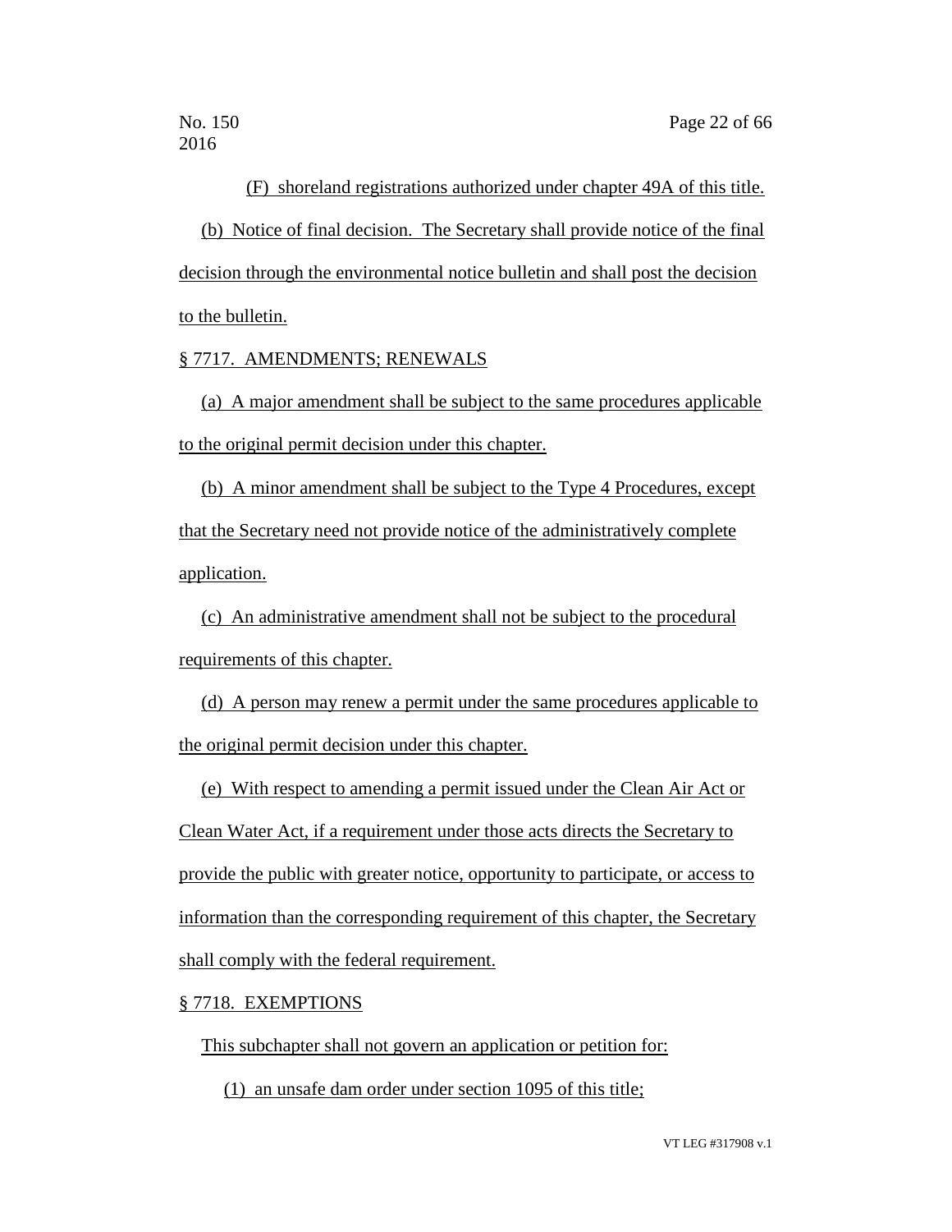(F) shoreland registrations authorized under chapter 49A of this title.

(b) Notice of final decision. The Secretary shall provide notice of the final decision through the environmental notice bulletin and shall post the decision to the bulletin.

§ 7717. AMENDMENTS; RENEWALS

(a) A major amendment shall be subject to the same procedures applicable to the original permit decision under this chapter.

(b) A minor amendment shall be subject to the Type 4 Procedures, except that the Secretary need not provide notice of the administratively complete application.

(c) An administrative amendment shall not be subject to the procedural requirements of this chapter.

(d) A person may renew a permit under the same procedures applicable to the original permit decision under this chapter.

(e) With respect to amending a permit issued under the Clean Air Act or Clean Water Act, if a requirement under those acts directs the Secretary to provide the public with greater notice, opportunity to participate, or access to information than the corresponding requirement of this chapter, the Secretary shall comply with the federal requirement.

§ 7718. EXEMPTIONS

This subchapter shall not govern an application or petition for:

(1) an unsafe dam order under section 1095 of this title;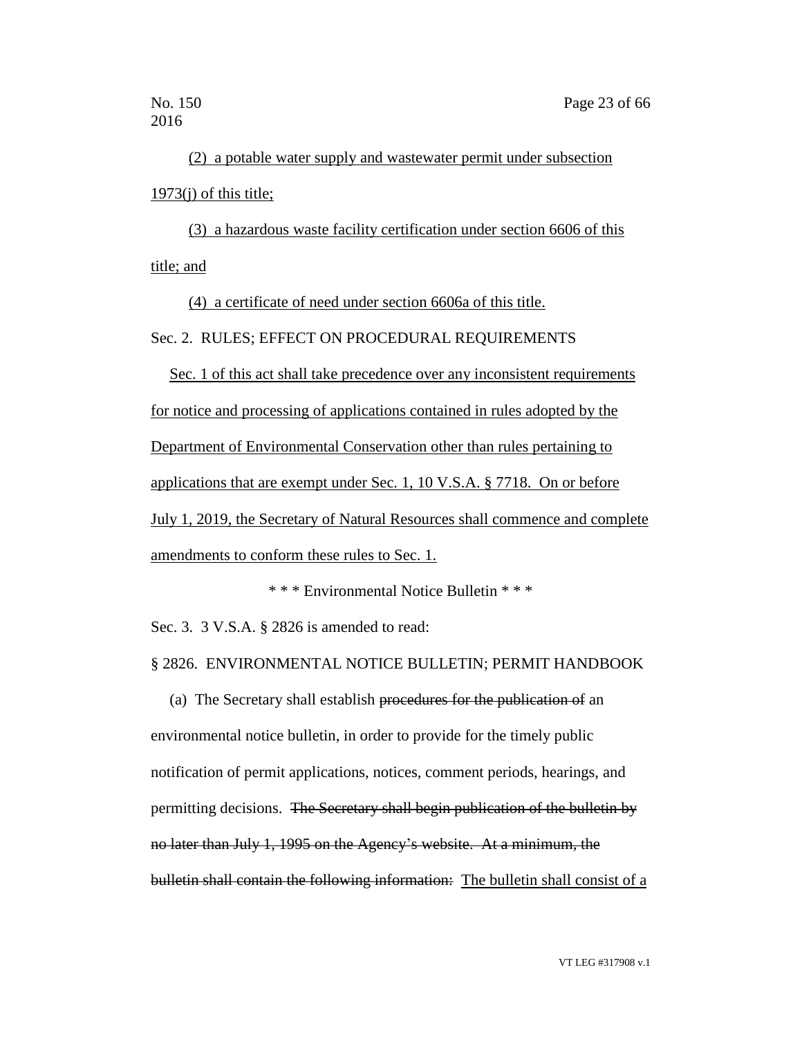(2) a potable water supply and wastewater permit under subsection 1973(j) of this title;

(3) a hazardous waste facility certification under section 6606 of this title; and

(4) a certificate of need under section 6606a of this title.

Sec. 2. RULES; EFFECT ON PROCEDURAL REQUIREMENTS

Sec. 1 of this act shall take precedence over any inconsistent requirements for notice and processing of applications contained in rules adopted by the Department of Environmental Conservation other than rules pertaining to applications that are exempt under Sec. 1, 10 V.S.A. § 7718. On or before July 1, 2019, the Secretary of Natural Resources shall commence and complete amendments to conform these rules to Sec. 1.

\* \* \* Environmental Notice Bulletin \* \* \*

Sec. 3. 3 V.S.A. § 2826 is amended to read:

§ 2826. ENVIRONMENTAL NOTICE BULLETIN; PERMIT HANDBOOK

(a) The Secretary shall establish ~~procedures for the publication of~~ an environmental notice bulletin, in order to provide for the timely public notification of permit applications, notices, comment periods, hearings, and permitting decisions. ~~The Secretary shall begin publication of the bulletin by no later than July 1, 1995 on the Agency's website. At a minimum, the bulletin shall contain the following information:~~ The bulletin shall consist of a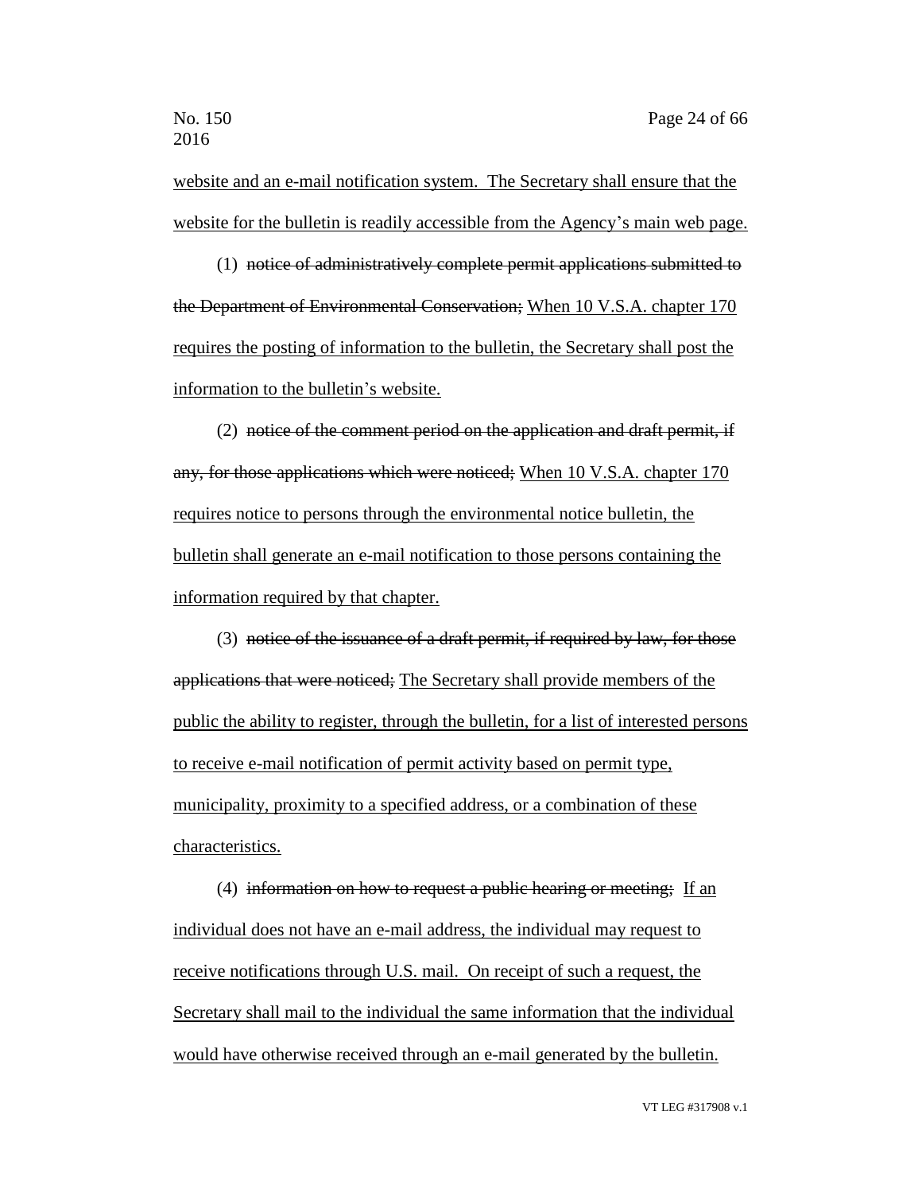website and an e-mail notification system. The Secretary shall ensure that the website for the bulletin is readily accessible from the Agency's main web page.

(1) ~~notice of administratively complete permit applications submitted to the Department of Environmental Conservation;~~ When 10 V.S.A. chapter 170 requires the posting of information to the bulletin, the Secretary shall post the information to the bulletin's website.

(2) ~~notice of the comment period on the application and draft permit, if any, for those applications which were noticed;~~ When 10 V.S.A. chapter 170 requires notice to persons through the environmental notice bulletin, the bulletin shall generate an e-mail notification to those persons containing the information required by that chapter.

(3) ~~notice of the issuance of a draft permit, if required by law, for those applications that were noticed;~~ The Secretary shall provide members of the public the ability to register, through the bulletin, for a list of interested persons to receive e-mail notification of permit activity based on permit type, municipality, proximity to a specified address, or a combination of these characteristics.

(4) ~~information on how to request a public hearing or meeting;~~ If an individual does not have an e-mail address, the individual may request to receive notifications through U.S. mail. On receipt of such a request, the Secretary shall mail to the individual the same information that the individual would have otherwise received through an e-mail generated by the bulletin.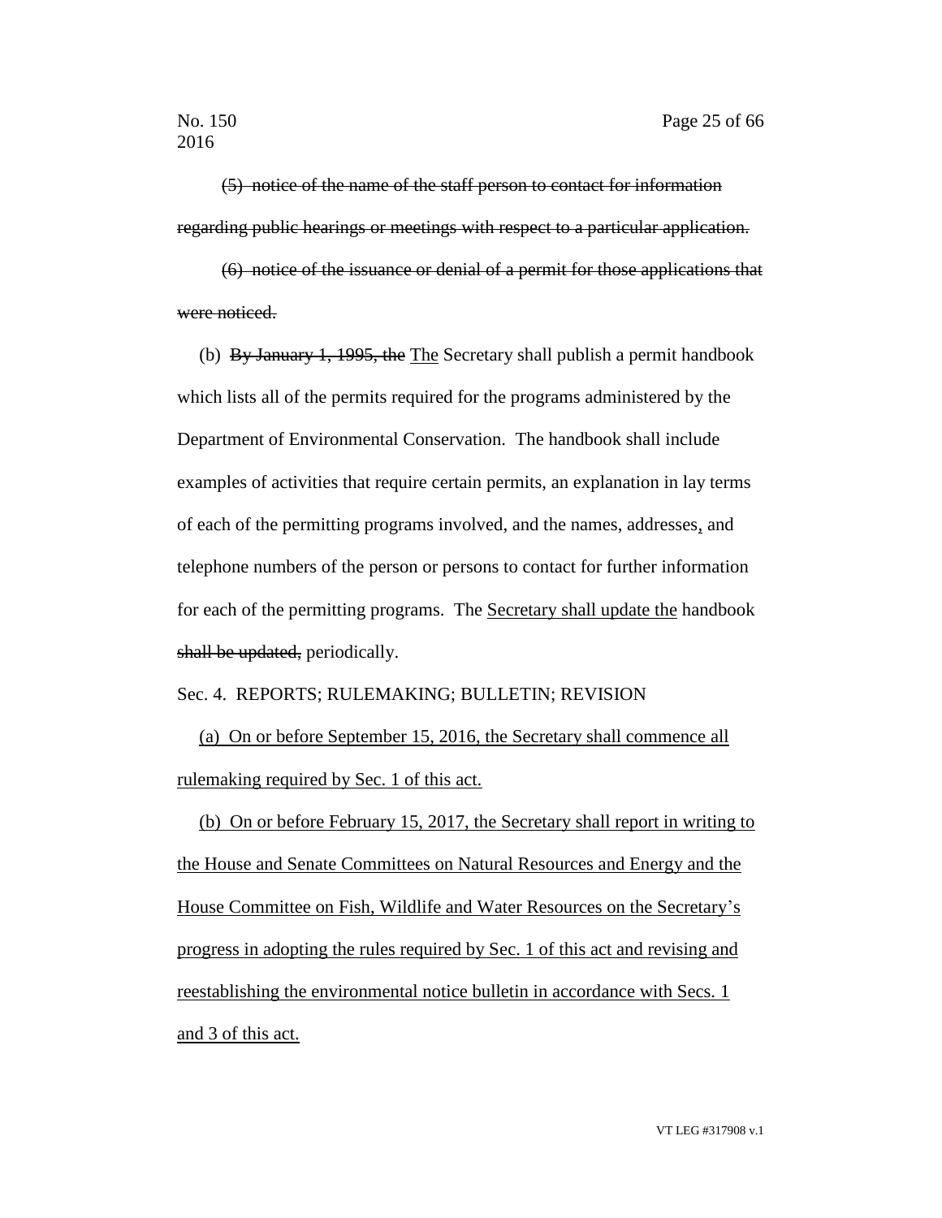~~(5) notice of the name of the staff person to contact for information regarding public hearings or meetings with respect to a particular application.~~

~~(6) notice of the issuance or denial of a permit for those applications that were noticed.~~

(b) ~~By January 1, 1995, the~~ <u>The</u> Secretary shall publish a permit handbook which lists all of the permits required for the programs administered by the Department of Environmental Conservation. The handbook shall include examples of activities that require certain permits, an explanation in lay terms of each of the permitting programs involved, and the names, addresses<u>,</u> and telephone numbers of the person or persons to contact for further information for each of the permitting programs. The <u>Secretary shall update the</u> handbook ~~shall be updated,~~ periodically.

Sec. 4. REPORTS; RULEMAKING; BULLETIN; REVISION

<u>(a) On or before September 15, 2016, the Secretary shall commence all rulemaking required by Sec. 1 of this act.</u>

<u>(b) On or before February 15, 2017, the Secretary shall report in writing to the House and Senate Committees on Natural Resources and Energy and the House Committee on Fish, Wildlife and Water Resources on the Secretary's progress in adopting the rules required by Sec. 1 of this act and revising and reestablishing the environmental notice bulletin in accordance with Secs. 1 and 3 of this act.</u>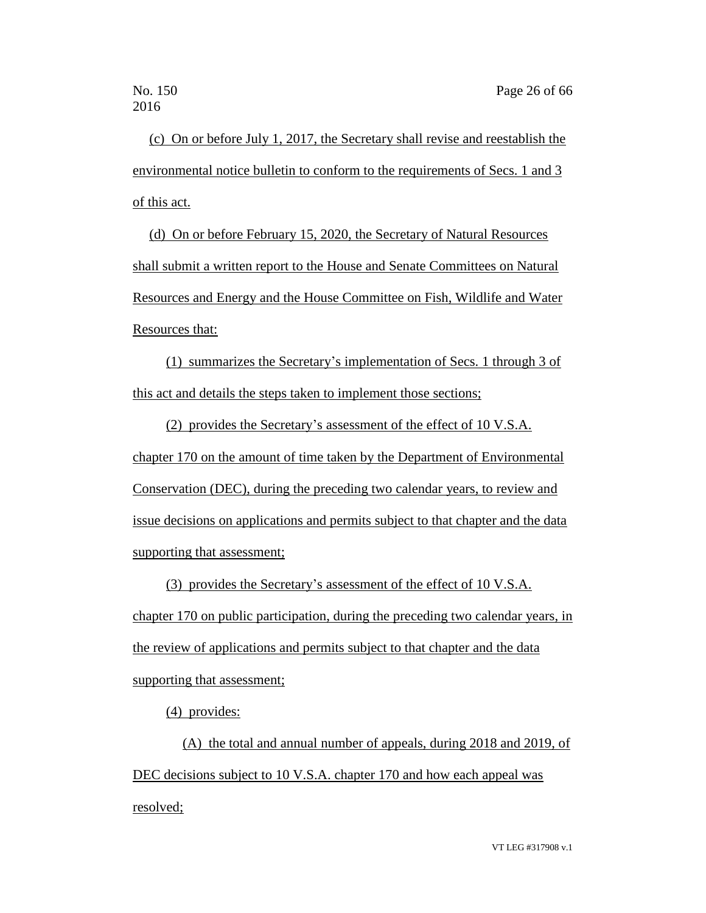(c) On or before July 1, 2017, the Secretary shall revise and reestablish the environmental notice bulletin to conform to the requirements of Secs. 1 and 3 of this act.

(d) On or before February 15, 2020, the Secretary of Natural Resources shall submit a written report to the House and Senate Committees on Natural Resources and Energy and the House Committee on Fish, Wildlife and Water Resources that:

(1) summarizes the Secretary's implementation of Secs. 1 through 3 of this act and details the steps taken to implement those sections;

(2) provides the Secretary's assessment of the effect of 10 V.S.A. chapter 170 on the amount of time taken by the Department of Environmental Conservation (DEC), during the preceding two calendar years, to review and issue decisions on applications and permits subject to that chapter and the data supporting that assessment;

(3) provides the Secretary's assessment of the effect of 10 V.S.A. chapter 170 on public participation, during the preceding two calendar years, in the review of applications and permits subject to that chapter and the data supporting that assessment;

(4) provides:

(A) the total and annual number of appeals, during 2018 and 2019, of DEC decisions subject to 10 V.S.A. chapter 170 and how each appeal was resolved;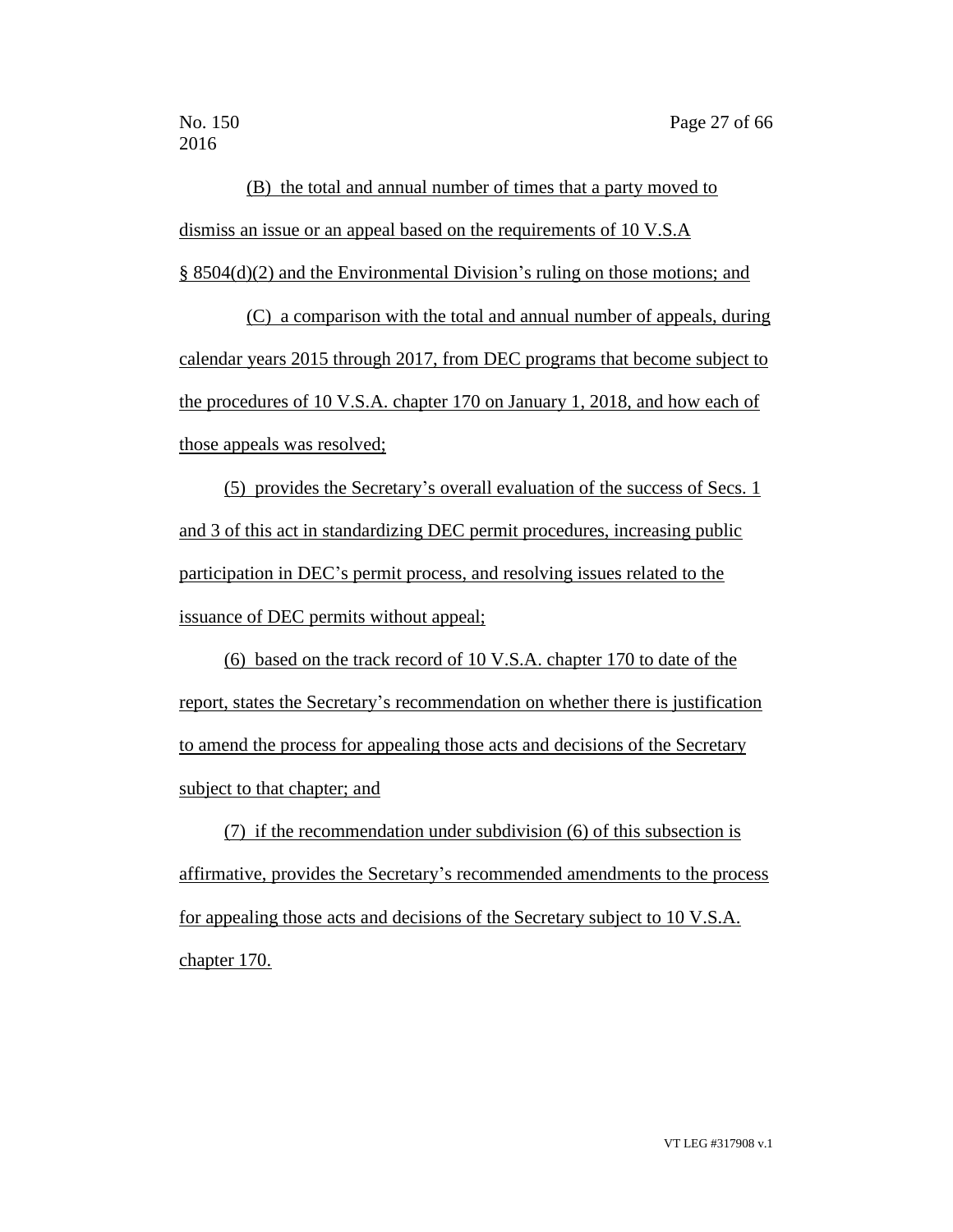(B) the total and annual number of times that a party moved to dismiss an issue or an appeal based on the requirements of 10 V.S.A § 8504(d)(2) and the Environmental Division's ruling on those motions; and

(C) a comparison with the total and annual number of appeals, during calendar years 2015 through 2017, from DEC programs that become subject to the procedures of 10 V.S.A. chapter 170 on January 1, 2018, and how each of those appeals was resolved;

(5) provides the Secretary's overall evaluation of the success of Secs. 1 and 3 of this act in standardizing DEC permit procedures, increasing public participation in DEC's permit process, and resolving issues related to the issuance of DEC permits without appeal;

(6) based on the track record of 10 V.S.A. chapter 170 to date of the report, states the Secretary's recommendation on whether there is justification to amend the process for appealing those acts and decisions of the Secretary subject to that chapter; and

(7) if the recommendation under subdivision (6) of this subsection is affirmative, provides the Secretary's recommended amendments to the process for appealing those acts and decisions of the Secretary subject to 10 V.S.A. chapter 170.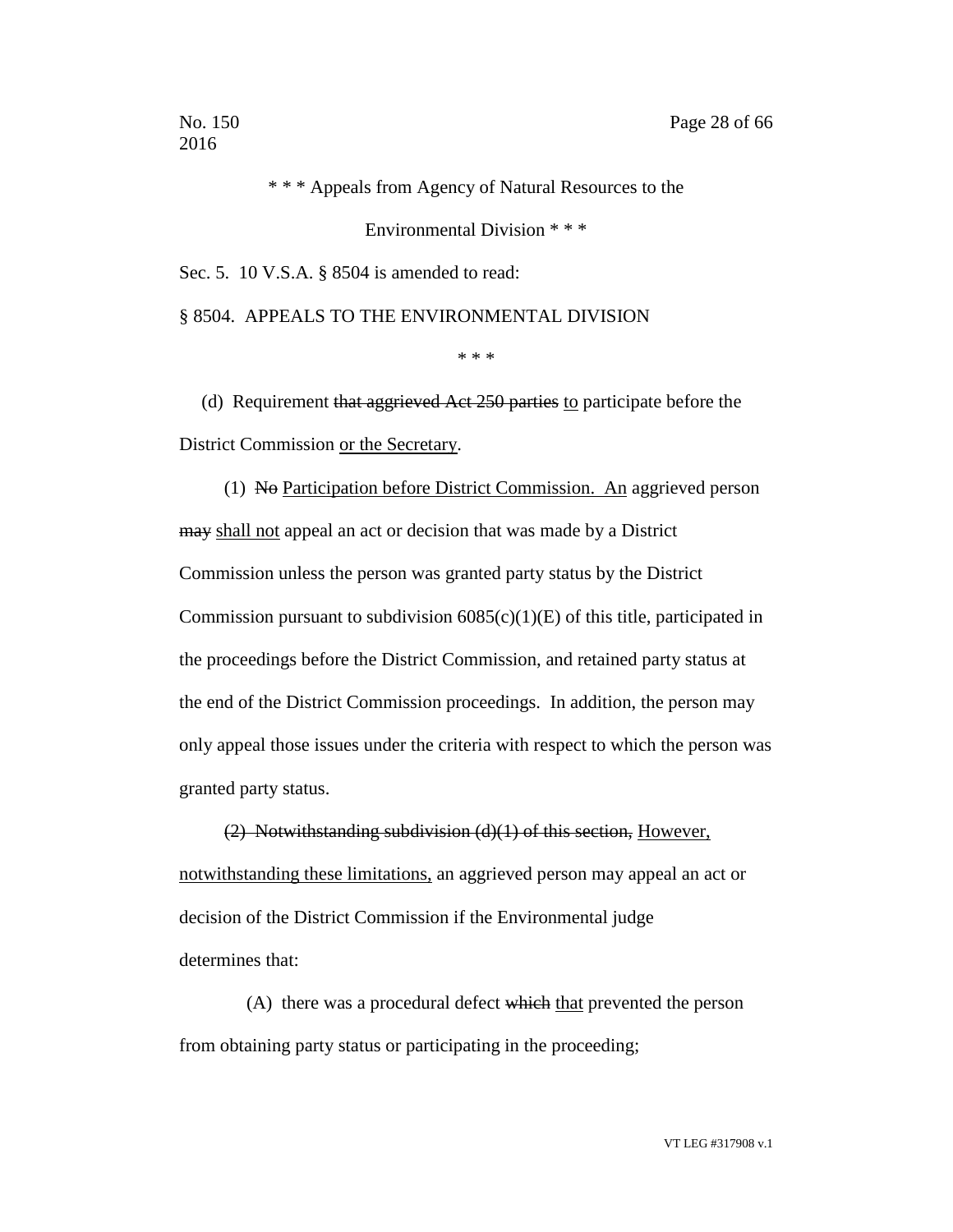\* \* \* Appeals from Agency of Natural Resources to the Environmental Division \* \* \*

Sec. 5. 10 V.S.A. § 8504 is amended to read:

§ 8504. APPEALS TO THE ENVIRONMENTAL DIVISION

\* \* \*

(d) Requirement ~~that aggrieved Act 250 parties~~ <u>to</u> participate before the District Commission <u>or the Secretary</u>.

(1) ~~No~~ <u>Participation before District Commission. An</u> aggrieved person ~~may~~ <u>shall not</u> appeal an act or decision that was made by a District Commission unless the person was granted party status by the District Commission pursuant to subdivision 6085(c)(1)(E) of this title, participated in the proceedings before the District Commission, and retained party status at the end of the District Commission proceedings. In addition, the person may only appeal those issues under the criteria with respect to which the person was granted party status.

~~(2) Notwithstanding subdivision (d)(1) of this section,~~ <u>However, notwithstanding these limitations,</u> an aggrieved person may appeal an act or decision of the District Commission if the Environmental judge determines that:

(A) there was a procedural defect ~~which~~ <u>that</u> prevented the person from obtaining party status or participating in the proceeding;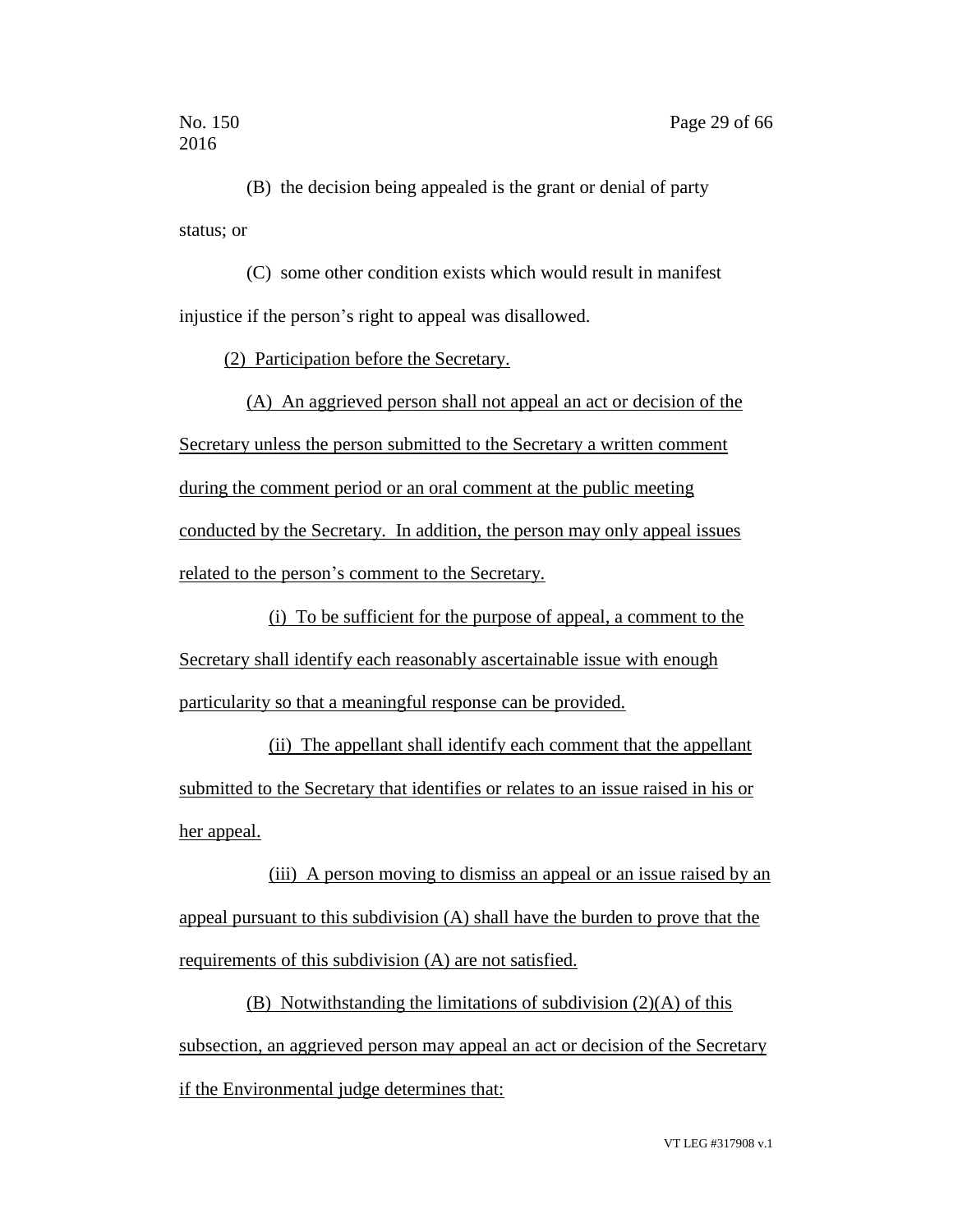(B) the decision being appealed is the grant or denial of party status; or

(C) some other condition exists which would result in manifest injustice if the person's right to appeal was disallowed.

(2) Participation before the Secretary.

(A) An aggrieved person shall not appeal an act or decision of the Secretary unless the person submitted to the Secretary a written comment during the comment period or an oral comment at the public meeting conducted by the Secretary. In addition, the person may only appeal issues related to the person's comment to the Secretary.

(i) To be sufficient for the purpose of appeal, a comment to the Secretary shall identify each reasonably ascertainable issue with enough particularity so that a meaningful response can be provided.

(ii) The appellant shall identify each comment that the appellant submitted to the Secretary that identifies or relates to an issue raised in his or her appeal.

(iii) A person moving to dismiss an appeal or an issue raised by an appeal pursuant to this subdivision (A) shall have the burden to prove that the requirements of this subdivision (A) are not satisfied.

(B) Notwithstanding the limitations of subdivision (2)(A) of this subsection, an aggrieved person may appeal an act or decision of the Secretary if the Environmental judge determines that: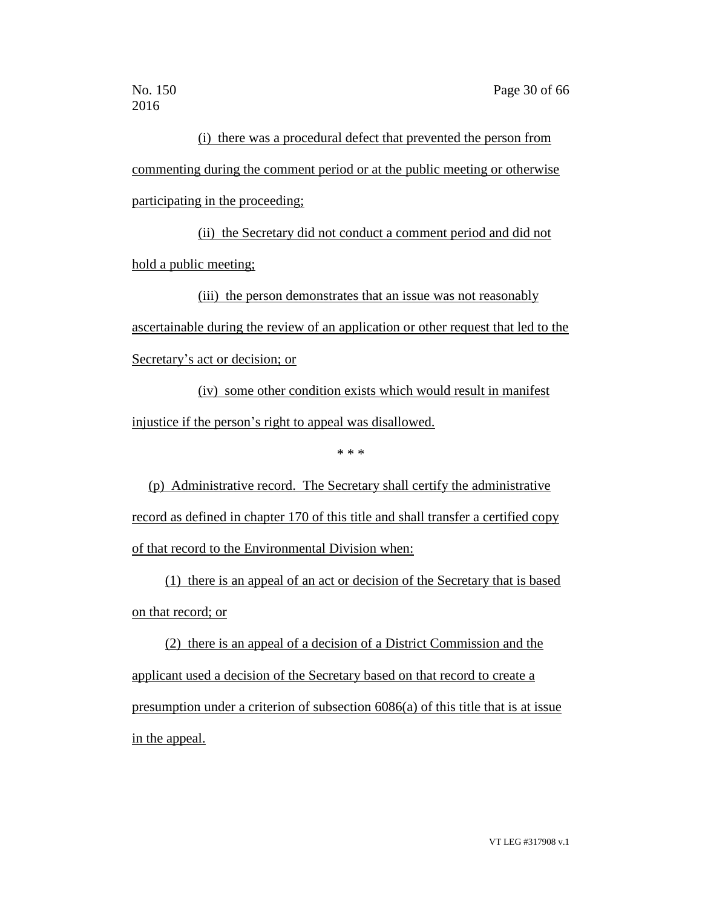(i) there was a procedural defect that prevented the person from commenting during the comment period or at the public meeting or otherwise participating in the proceeding;

(ii) the Secretary did not conduct a comment period and did not hold a public meeting;

(iii) the person demonstrates that an issue was not reasonably ascertainable during the review of an application or other request that led to the Secretary's act or decision; or

(iv) some other condition exists which would result in manifest injustice if the person's right to appeal was disallowed.

\* \* \*

(p) Administrative record. The Secretary shall certify the administrative record as defined in chapter 170 of this title and shall transfer a certified copy of that record to the Environmental Division when:

(1) there is an appeal of an act or decision of the Secretary that is based on that record; or

(2) there is an appeal of a decision of a District Commission and the applicant used a decision of the Secretary based on that record to create a presumption under a criterion of subsection 6086(a) of this title that is at issue in the appeal.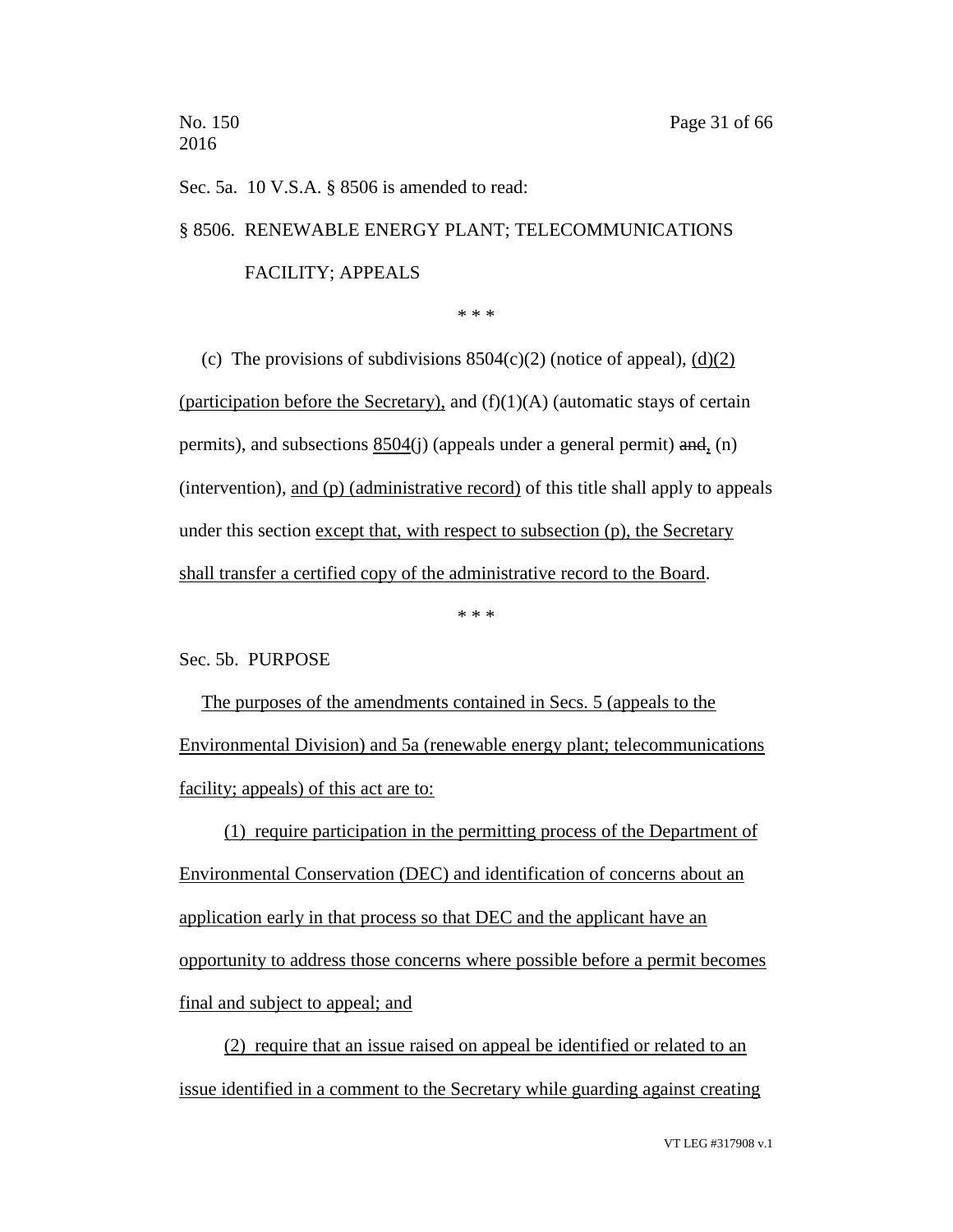Sec. 5a. 10 V.S.A. § 8506 is amended to read:

§ 8506. RENEWABLE ENERGY PLANT; TELECOMMUNICATIONS FACILITY; APPEALS

\* \* \*

(c) The provisions of subdivisions 8504(c)(2) (notice of appeal), (d)(2) (participation before the Secretary), and (f)(1)(A) (automatic stays of certain permits), and subsections 8504(j) (appeals under a general permit) ~~and~~, (n) (intervention), and (p) (administrative record) of this title shall apply to appeals under this section except that, with respect to subsection (p), the Secretary shall transfer a certified copy of the administrative record to the Board.

\* \* \*

Sec. 5b. PURPOSE

The purposes of the amendments contained in Secs. 5 (appeals to the Environmental Division) and 5a (renewable energy plant; telecommunications facility; appeals) of this act are to:

(1) require participation in the permitting process of the Department of Environmental Conservation (DEC) and identification of concerns about an application early in that process so that DEC and the applicant have an opportunity to address those concerns where possible before a permit becomes final and subject to appeal; and

(2) require that an issue raised on appeal be identified or related to an issue identified in a comment to the Secretary while guarding against creating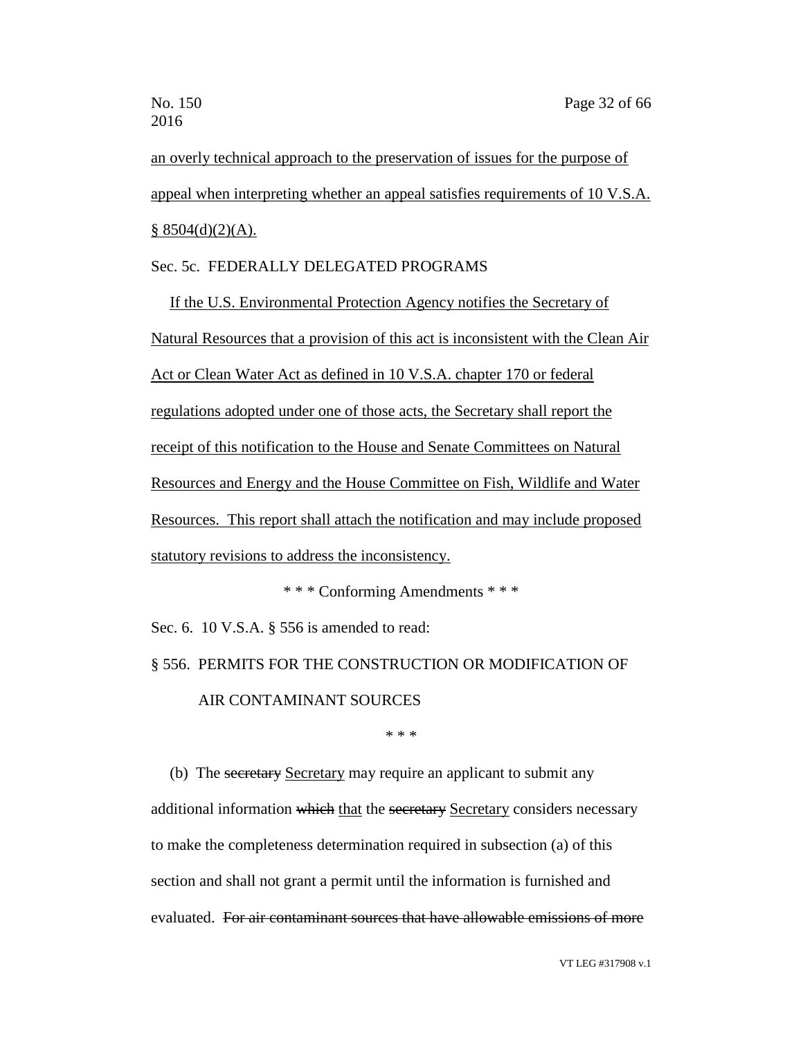<u>an overly technical approach to the preservation of issues for the purpose of appeal when interpreting whether an appeal satisfies requirements of 10 V.S.A. § 8504(d)(2)(A).</u>

Sec. 5c. FEDERALLY DELEGATED PROGRAMS

<u>If the U.S. Environmental Protection Agency notifies the Secretary of Natural Resources that a provision of this act is inconsistent with the Clean Air Act or Clean Water Act as defined in 10 V.S.A. chapter 170 or federal regulations adopted under one of those acts, the Secretary shall report the receipt of this notification to the House and Senate Committees on Natural Resources and Energy and the House Committee on Fish, Wildlife and Water Resources. This report shall attach the notification and may include proposed statutory revisions to address the inconsistency.</u>

\* \* \* Conforming Amendments \* \* \*

Sec. 6. 10 V.S.A. § 556 is amended to read:

§ 556. PERMITS FOR THE CONSTRUCTION OR MODIFICATION OF AIR CONTAMINANT SOURCES

\* \* \*

(b) The ~~secretary~~ <u>Secretary</u> may require an applicant to submit any additional information ~~which~~ <u>that</u> the ~~secretary~~ <u>Secretary</u> considers necessary to make the completeness determination required in subsection (a) of this section and shall not grant a permit until the information is furnished and evaluated. ~~For air contaminant sources that have allowable emissions of more~~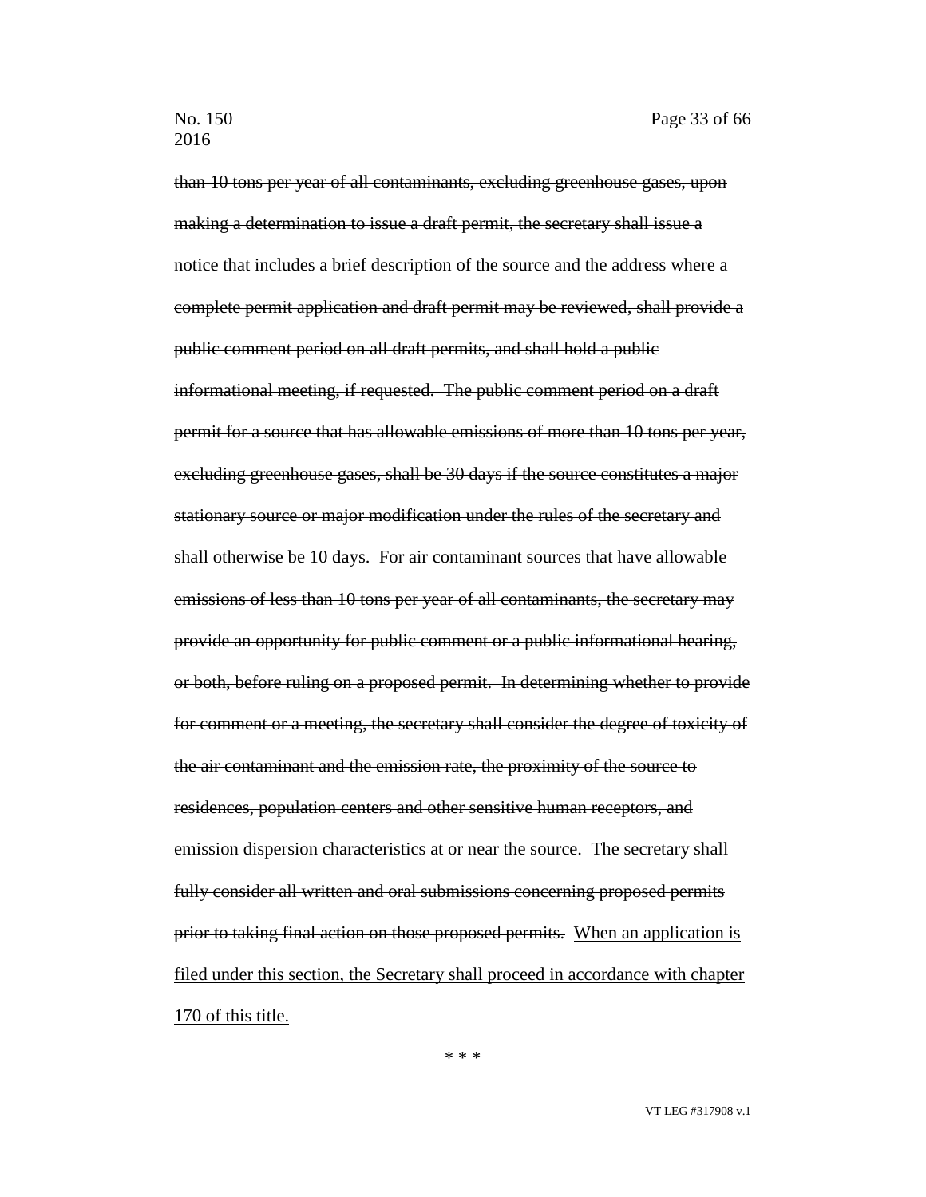~~than 10 tons per year of all contaminants, excluding greenhouse gases, upon making a determination to issue a draft permit, the secretary shall issue a notice that includes a brief description of the source and the address where a complete permit application and draft permit may be reviewed, shall provide a public comment period on all draft permits, and shall hold a public informational meeting, if requested. The public comment period on a draft permit for a source that has allowable emissions of more than 10 tons per year, excluding greenhouse gases, shall be 30 days if the source constitutes a major stationary source or major modification under the rules of the secretary and shall otherwise be 10 days. For air contaminant sources that have allowable emissions of less than 10 tons per year of all contaminants, the secretary may provide an opportunity for public comment or a public informational hearing, or both, before ruling on a proposed permit. In determining whether to provide for comment or a meeting, the secretary shall consider the degree of toxicity of the air contaminant and the emission rate, the proximity of the source to residences, population centers and other sensitive human receptors, and emission dispersion characteristics at or near the source. The secretary shall fully consider all written and oral submissions concerning proposed permits prior to taking final action on those proposed permits.~~ <u>When an application is filed under this section, the Secretary shall proceed in accordance with chapter 170 of this title.</u>

\* \* \*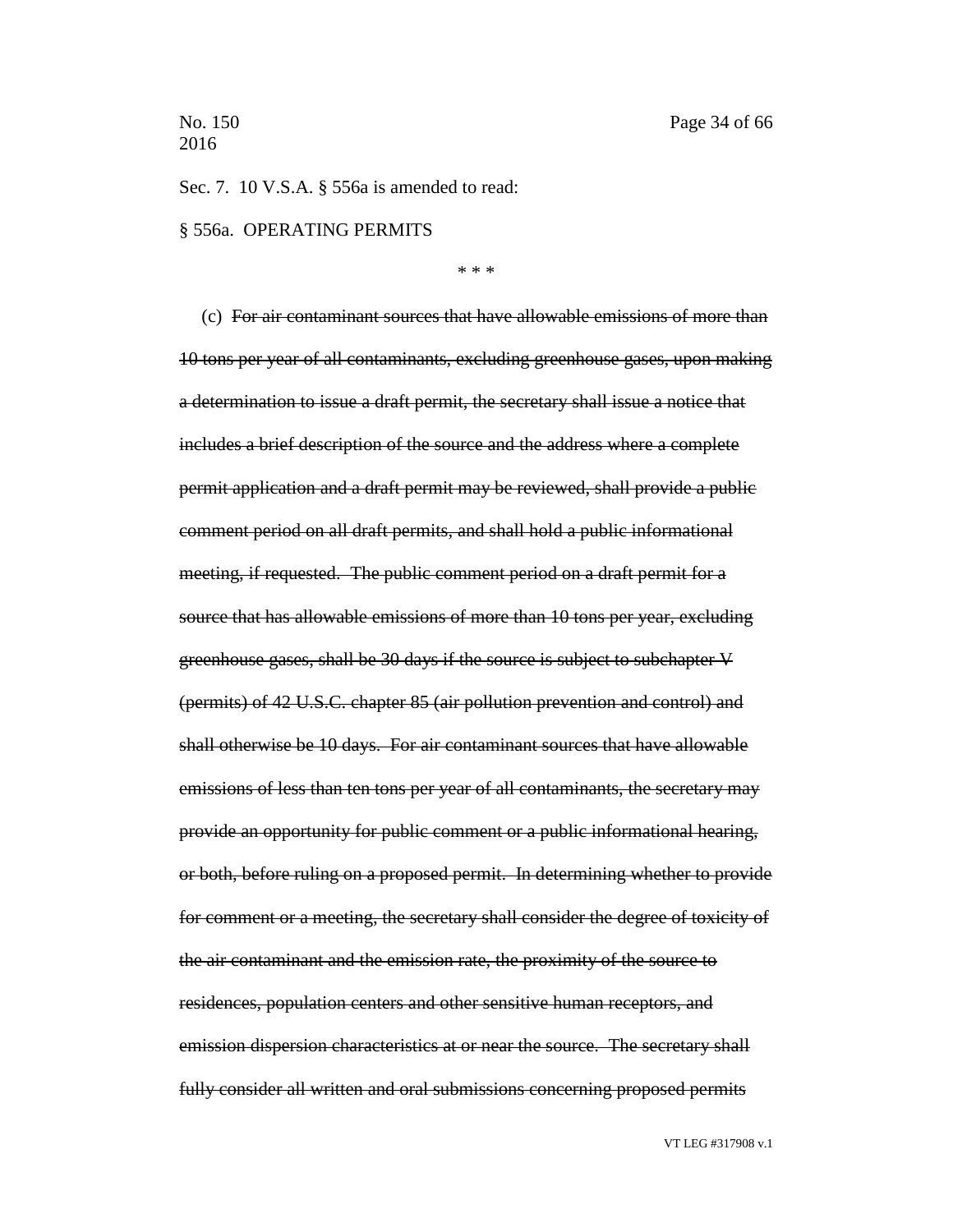Sec. 7. 10 V.S.A. § 556a is amended to read:

§ 556a. OPERATING PERMITS

\* \* \*

(c) ~~For air contaminant sources that have allowable emissions of more than 10 tons per year of all contaminants, excluding greenhouse gases, upon making a determination to issue a draft permit, the secretary shall issue a notice that includes a brief description of the source and the address where a complete permit application and a draft permit may be reviewed, shall provide a public comment period on all draft permits, and shall hold a public informational meeting, if requested. The public comment period on a draft permit for a source that has allowable emissions of more than 10 tons per year, excluding greenhouse gases, shall be 30 days if the source is subject to subchapter V (permits) of 42 U.S.C. chapter 85 (air pollution prevention and control) and shall otherwise be 10 days. For air contaminant sources that have allowable emissions of less than ten tons per year of all contaminants, the secretary may provide an opportunity for public comment or a public informational hearing, or both, before ruling on a proposed permit. In determining whether to provide for comment or a meeting, the secretary shall consider the degree of toxicity of the air contaminant and the emission rate, the proximity of the source to residences, population centers and other sensitive human receptors, and emission dispersion characteristics at or near the source. The secretary shall fully consider all written and oral submissions concerning proposed permits~~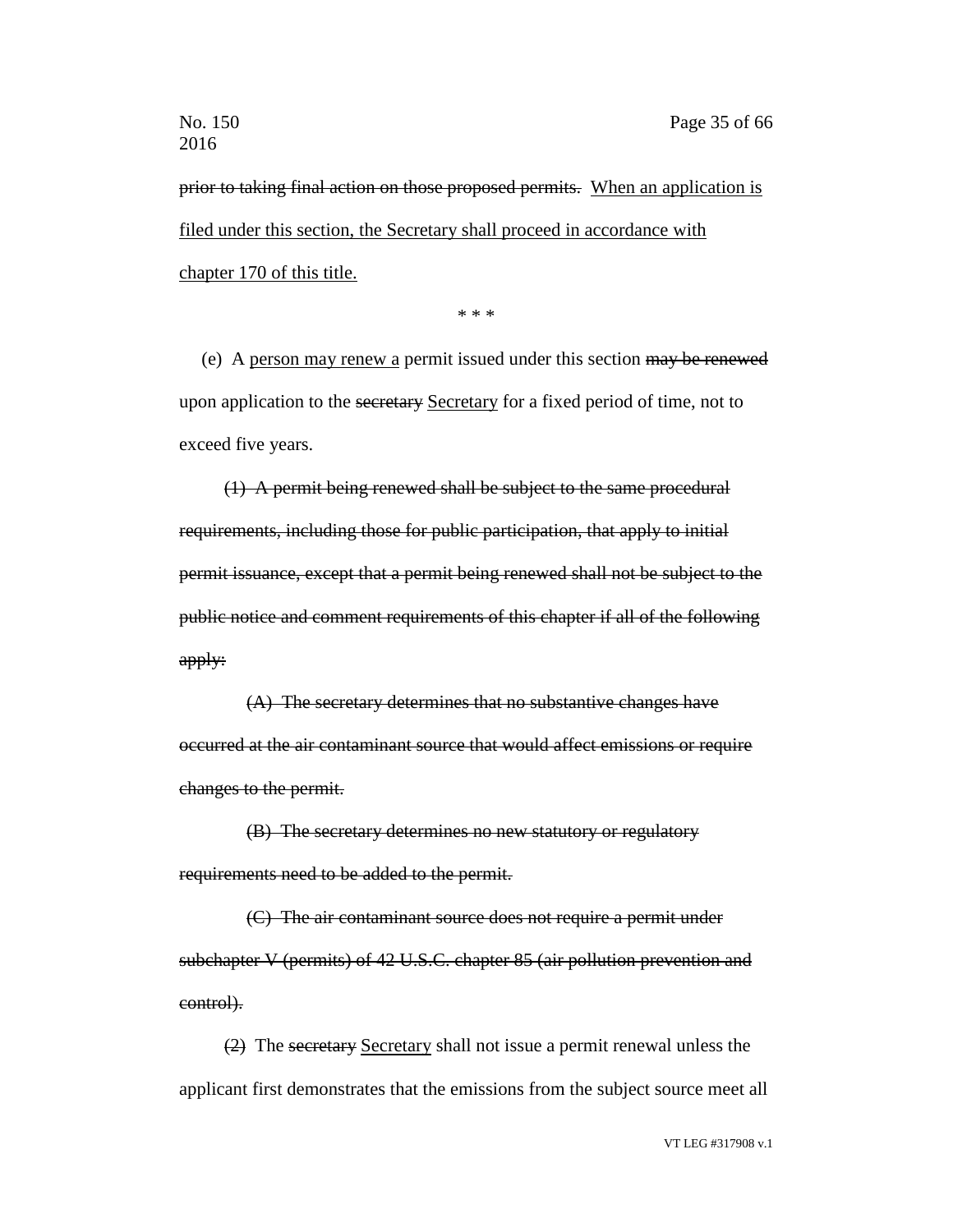~~prior to taking final action on those proposed permits.~~ <u>When an application is filed under this section, the Secretary shall proceed in accordance with chapter 170 of this title.</u>

\* \* \*

(e) A <u>person may renew a</u> permit issued under this section ~~may be renewed~~ upon application to the ~~secretary~~ <u>Secretary</u> for a fixed period of time, not to exceed five years.

~~(1) A permit being renewed shall be subject to the same procedural requirements, including those for public participation, that apply to initial permit issuance, except that a permit being renewed shall not be subject to the public notice and comment requirements of this chapter if all of the following apply:~~

~~(A) The secretary determines that no substantive changes have occurred at the air contaminant source that would affect emissions or require changes to the permit.~~

~~(B) The secretary determines no new statutory or regulatory requirements need to be added to the permit.~~

~~(C) The air contaminant source does not require a permit under subchapter V (permits) of 42 U.S.C. chapter 85 (air pollution prevention and control).~~

~~(2)~~ The ~~secretary~~ <u>Secretary</u> shall not issue a permit renewal unless the applicant first demonstrates that the emissions from the subject source meet all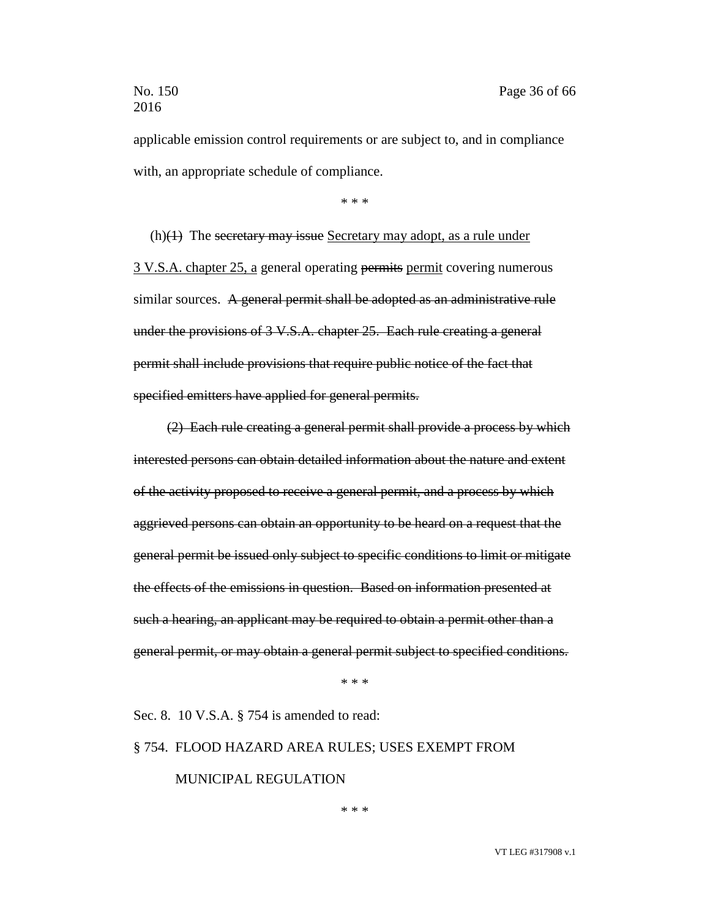applicable emission control requirements or are subject to, and in compliance with, an appropriate schedule of compliance.

\* \* \*

(h)~~(1)~~ The ~~secretary may issue~~ <u>Secretary may adopt, as a rule under 3 V.S.A. chapter 25, a</u> general operating ~~permits~~ <u>permit</u> covering numerous similar sources. ~~A general permit shall be adopted as an administrative rule under the provisions of 3 V.S.A. chapter 25. Each rule creating a general permit shall include provisions that require public notice of the fact that specified emitters have applied for general permits.~~

~~(2) Each rule creating a general permit shall provide a process by which interested persons can obtain detailed information about the nature and extent of the activity proposed to receive a general permit, and a process by which aggrieved persons can obtain an opportunity to be heard on a request that the general permit be issued only subject to specific conditions to limit or mitigate the effects of the emissions in question. Based on information presented at such a hearing, an applicant may be required to obtain a permit other than a general permit, or may obtain a general permit subject to specified conditions.~~

\* \* \*

Sec. 8. 10 V.S.A. § 754 is amended to read:

§ 754. FLOOD HAZARD AREA RULES; USES EXEMPT FROM MUNICIPAL REGULATION

\* \* \*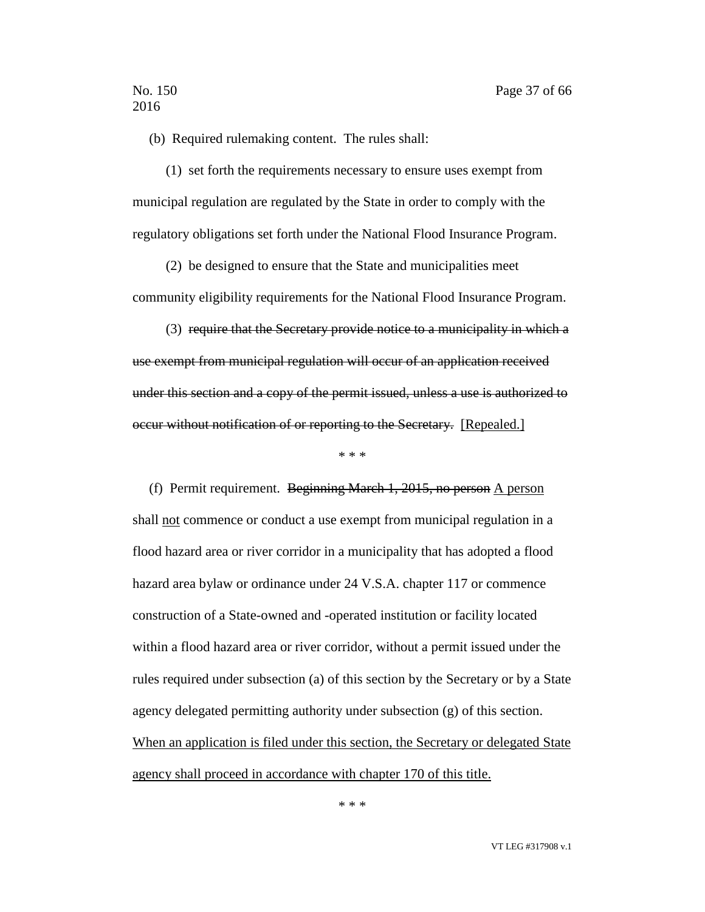(b) Required rulemaking content. The rules shall:

(1) set forth the requirements necessary to ensure uses exempt from municipal regulation are regulated by the State in order to comply with the regulatory obligations set forth under the National Flood Insurance Program.

(2) be designed to ensure that the State and municipalities meet community eligibility requirements for the National Flood Insurance Program.

(3) ~~require that the Secretary provide notice to a municipality in which a use exempt from municipal regulation will occur of an application received under this section and a copy of the permit issued, unless a use is authorized to occur without notification of or reporting to the Secretary.~~ <u>[Repealed.]</u>

\* \* \*

(f) Permit requirement. ~~Beginning March 1, 2015, no person~~ <u>A person</u> shall <u>not</u> commence or conduct a use exempt from municipal regulation in a flood hazard area or river corridor in a municipality that has adopted a flood hazard area bylaw or ordinance under 24 V.S.A. chapter 117 or commence construction of a State-owned and -operated institution or facility located within a flood hazard area or river corridor, without a permit issued under the rules required under subsection (a) of this section by the Secretary or by a State agency delegated permitting authority under subsection (g) of this section. <u>When an application is filed under this section, the Secretary or delegated State agency shall proceed in accordance with chapter 170 of this title.</u>

\* \* \*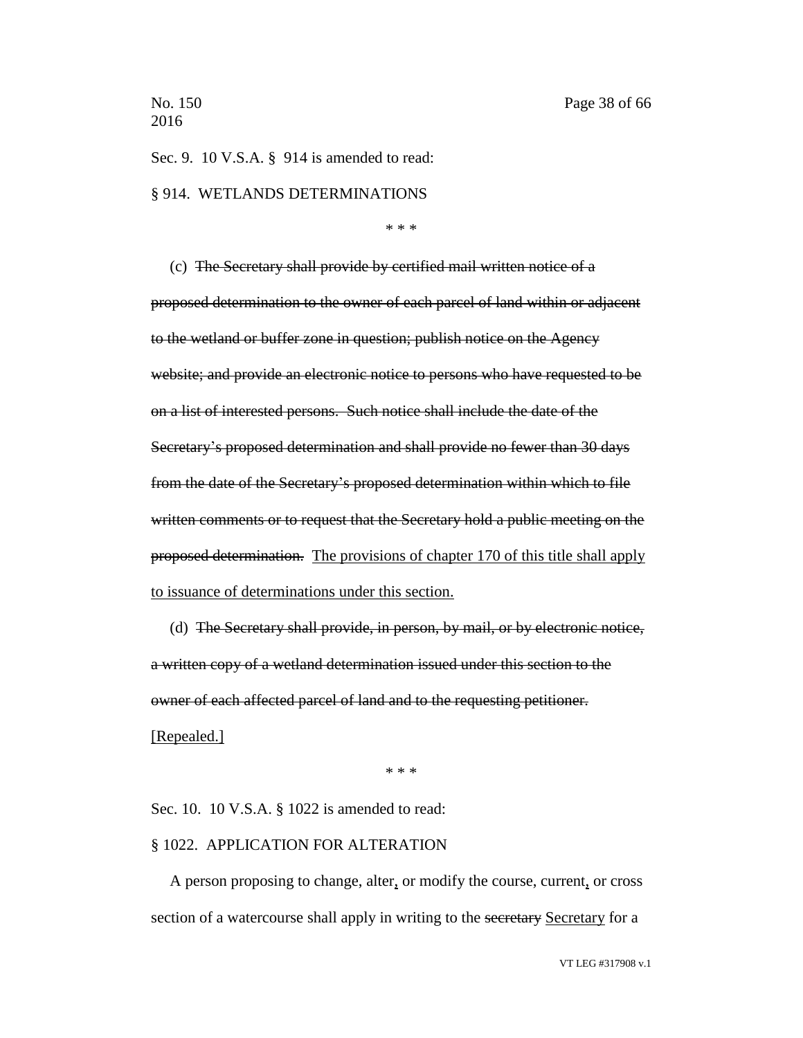Sec. 9. 10 V.S.A. § 914 is amended to read:

§ 914. WETLANDS DETERMINATIONS

\* \* \*

(c) ~~The Secretary shall provide by certified mail written notice of a proposed determination to the owner of each parcel of land within or adjacent to the wetland or buffer zone in question; publish notice on the Agency website; and provide an electronic notice to persons who have requested to be on a list of interested persons. Such notice shall include the date of the Secretary's proposed determination and shall provide no fewer than 30 days from the date of the Secretary's proposed determination within which to file written comments or to request that the Secretary hold a public meeting on the proposed determination.~~ <u>The provisions of chapter 170 of this title shall apply to issuance of determinations under this section.</u>

(d) ~~The Secretary shall provide, in person, by mail, or by electronic notice, a written copy of a wetland determination issued under this section to the owner of each affected parcel of land and to the requesting petitioner.~~ <u>[Repealed.]</u>

\* \* \*

Sec. 10. 10 V.S.A. § 1022 is amended to read:

§ 1022. APPLICATION FOR ALTERATION

A person proposing to change, alter<u>,</u> or modify the course, current<u>,</u> or cross section of a watercourse shall apply in writing to the ~~secretary~~ <u>Secretary</u> for a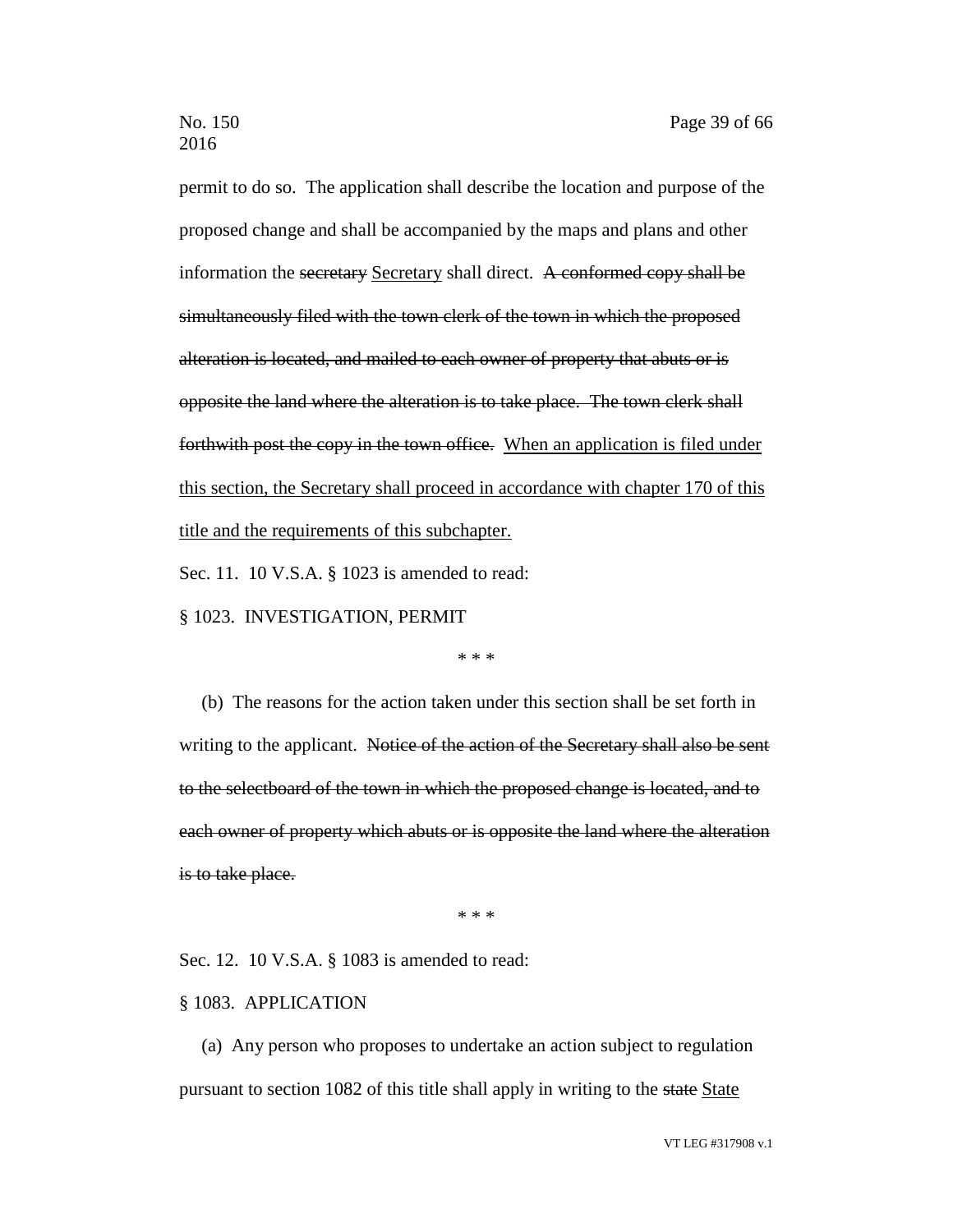permit to do so. The application shall describe the location and purpose of the proposed change and shall be accompanied by the maps and plans and other information the ~~secretary~~ <u>Secretary</u> shall direct. ~~A conformed copy shall be simultaneously filed with the town clerk of the town in which the proposed alteration is located, and mailed to each owner of property that abuts or is opposite the land where the alteration is to take place. The town clerk shall forthwith post the copy in the town office.~~ <u>When an application is filed under this section, the Secretary shall proceed in accordance with chapter 170 of this title and the requirements of this subchapter.</u>

Sec. 11. 10 V.S.A. § 1023 is amended to read:

§ 1023. INVESTIGATION, PERMIT

\* \* \*

(b) The reasons for the action taken under this section shall be set forth in writing to the applicant. ~~Notice of the action of the Secretary shall also be sent to the selectboard of the town in which the proposed change is located, and to each owner of property which abuts or is opposite the land where the alteration is to take place.~~

\* \* \*

Sec. 12. 10 V.S.A. § 1083 is amended to read:

§ 1083. APPLICATION

(a) Any person who proposes to undertake an action subject to regulation pursuant to section 1082 of this title shall apply in writing to the ~~state~~ <u>State</u>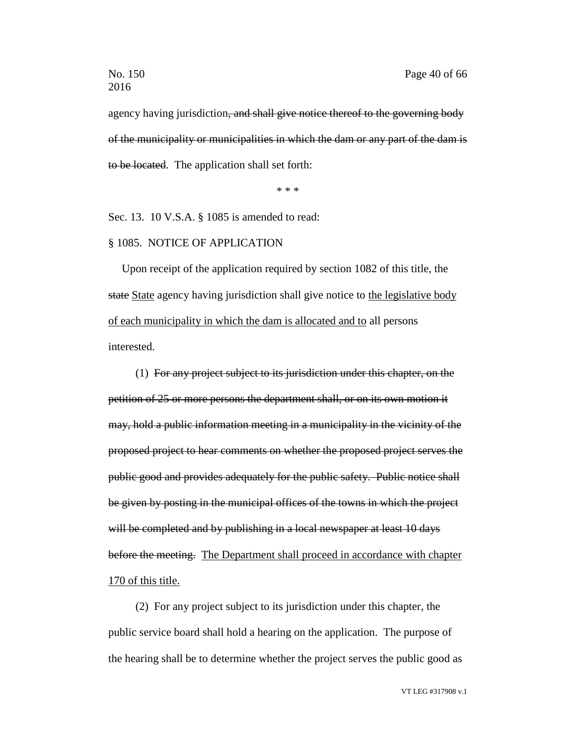agency having jurisdiction~~, and shall give notice thereof to the governing body of the municipality or municipalities in which the dam or any part of the dam is to be located~~. The application shall set forth:

\* \* \*

Sec. 13. 10 V.S.A. § 1085 is amended to read:

§ 1085. NOTICE OF APPLICATION

Upon receipt of the application required by section 1082 of this title, the ~~state~~ <u>State</u> agency having jurisdiction shall give notice to <u>the legislative body of each municipality in which the dam is allocated and to</u> all persons interested.

(1) ~~For any project subject to its jurisdiction under this chapter, on the petition of 25 or more persons the department shall, or on its own motion it may, hold a public information meeting in a municipality in the vicinity of the proposed project to hear comments on whether the proposed project serves the public good and provides adequately for the public safety. Public notice shall be given by posting in the municipal offices of the towns in which the project will be completed and by publishing in a local newspaper at least 10 days before the meeting.~~ <u>The Department shall proceed in accordance with chapter 170 of this title.</u>

(2) For any project subject to its jurisdiction under this chapter, the public service board shall hold a hearing on the application. The purpose of the hearing shall be to determine whether the project serves the public good as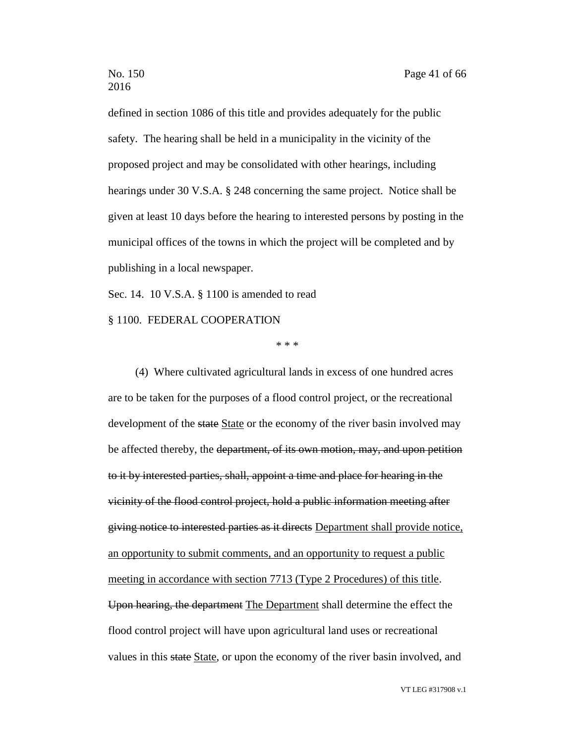defined in section 1086 of this title and provides adequately for the public safety. The hearing shall be held in a municipality in the vicinity of the proposed project and may be consolidated with other hearings, including hearings under 30 V.S.A. § 248 concerning the same project. Notice shall be given at least 10 days before the hearing to interested persons by posting in the municipal offices of the towns in which the project will be completed and by publishing in a local newspaper.

Sec. 14. 10 V.S.A. § 1100 is amended to read

§ 1100. FEDERAL COOPERATION

\* \* \*

(4) Where cultivated agricultural lands in excess of one hundred acres are to be taken for the purposes of a flood control project, or the recreational development of the ~~state~~ <u>State</u> or the economy of the river basin involved may be affected thereby, the ~~department, of its own motion, may, and upon petition to it by interested parties, shall, appoint a time and place for hearing in the vicinity of the flood control project, hold a public information meeting after giving notice to interested parties as it directs~~ <u>Department shall provide notice, an opportunity to submit comments, and an opportunity to request a public meeting in accordance with section 7713 (Type 2 Procedures) of this title</u>. ~~Upon hearing, the department~~ <u>The Department</u> shall determine the effect the flood control project will have upon agricultural land uses or recreational values in this ~~state~~ <u>State</u>, or upon the economy of the river basin involved, and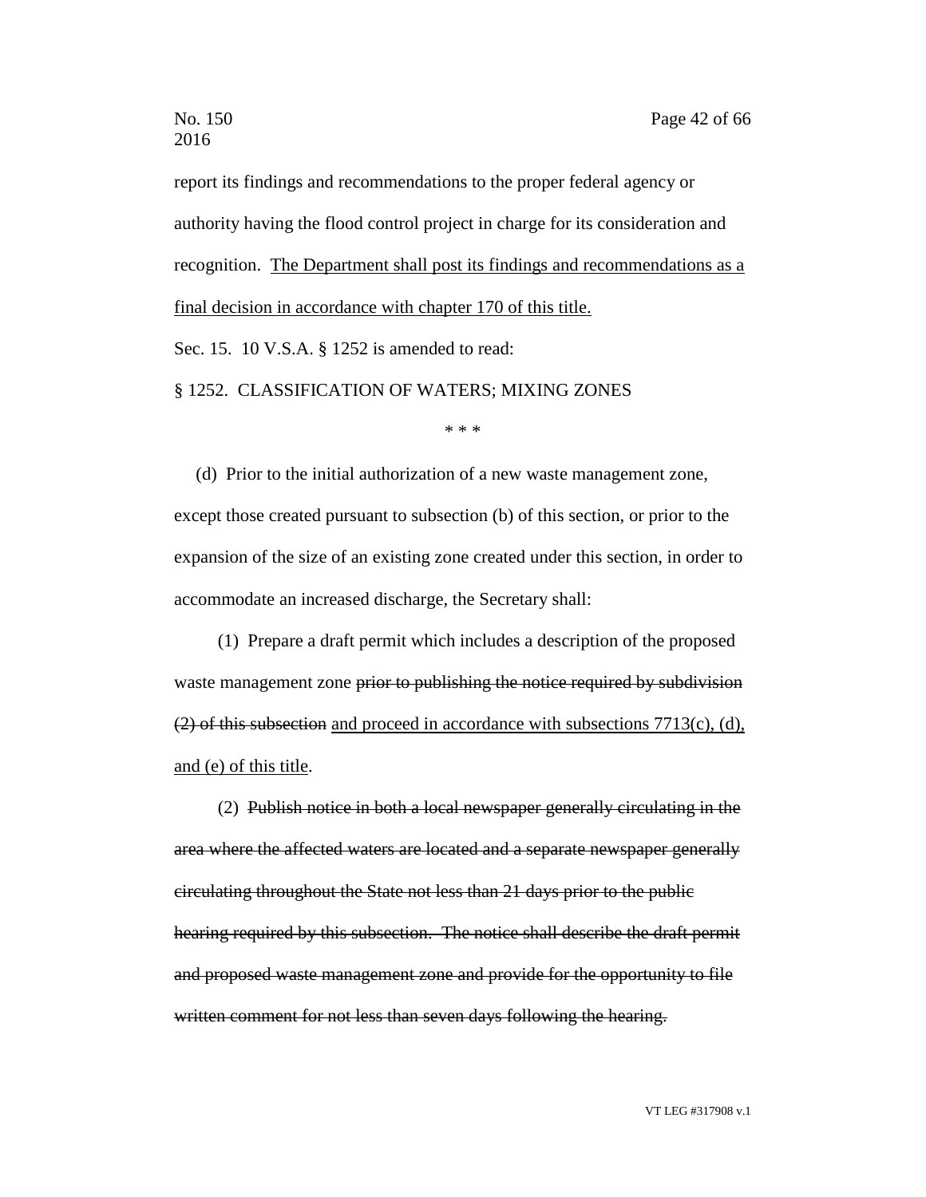report its findings and recommendations to the proper federal agency or authority having the flood control project in charge for its consideration and recognition. <u>The Department shall post its findings and recommendations as a final decision in accordance with chapter 170 of this title.</u>

Sec. 15. 10 V.S.A. § 1252 is amended to read:

§ 1252. CLASSIFICATION OF WATERS; MIXING ZONES

\* \* \*

(d) Prior to the initial authorization of a new waste management zone, except those created pursuant to subsection (b) of this section, or prior to the expansion of the size of an existing zone created under this section, in order to accommodate an increased discharge, the Secretary shall:

(1) Prepare a draft permit which includes a description of the proposed waste management zone ~~prior to publishing the notice required by subdivision (2) of this subsection~~ <u>and proceed in accordance with subsections 7713(c), (d), and (e) of this title</u>.

(2) ~~Publish notice in both a local newspaper generally circulating in the area where the affected waters are located and a separate newspaper generally circulating throughout the State not less than 21 days prior to the public hearing required by this subsection. The notice shall describe the draft permit and proposed waste management zone and provide for the opportunity to file written comment for not less than seven days following the hearing.~~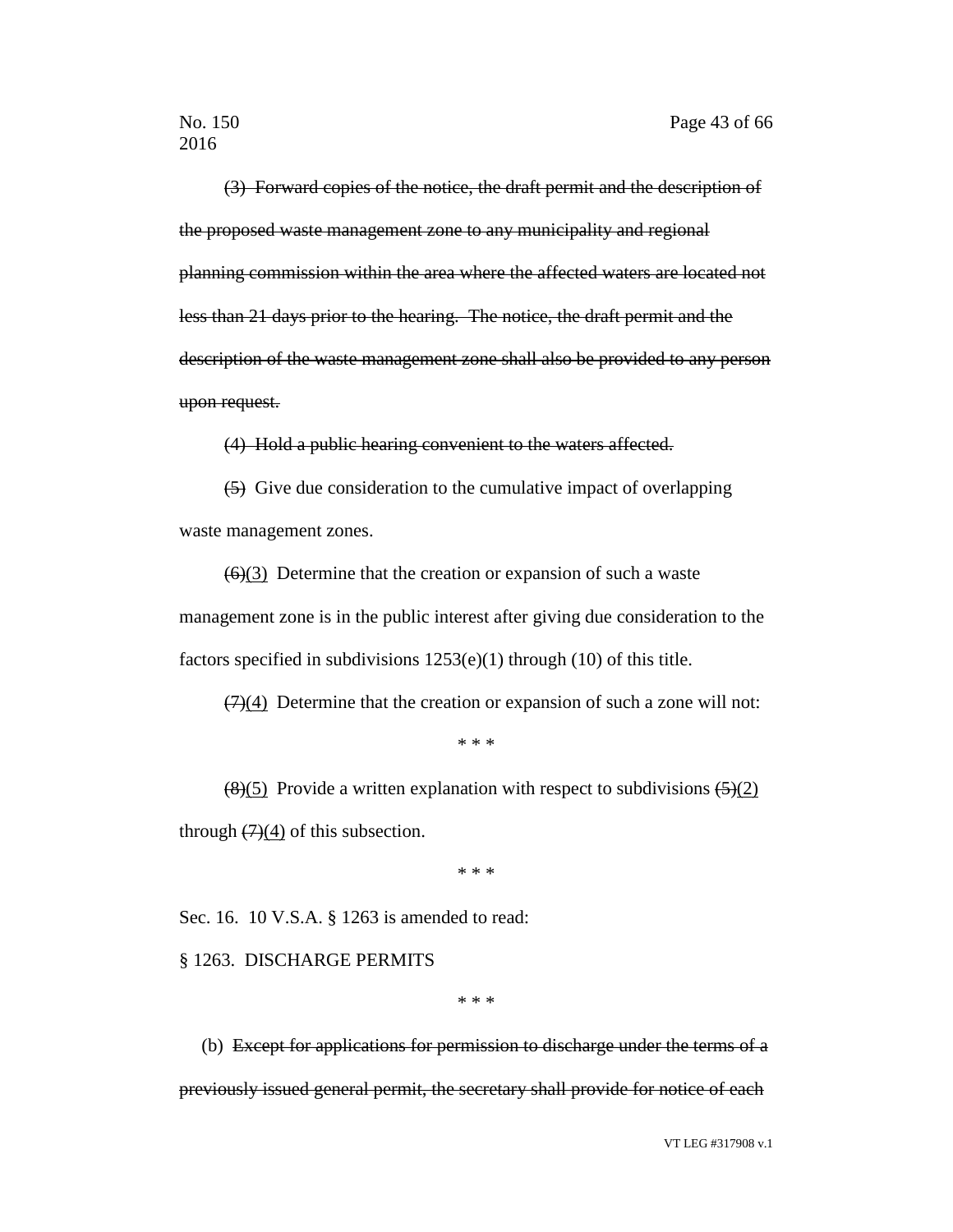~~(3) Forward copies of the notice, the draft permit and the description of the proposed waste management zone to any municipality and regional planning commission within the area where the affected waters are located not less than 21 days prior to the hearing. The notice, the draft permit and the description of the waste management zone shall also be provided to any person upon request.~~

~~(4) Hold a public hearing convenient to the waters affected.~~

~~(5)~~ Give due consideration to the cumulative impact of overlapping waste management zones.

~~(6)~~<u>(3)</u> Determine that the creation or expansion of such a waste management zone is in the public interest after giving due consideration to the factors specified in subdivisions 1253(e)(1) through (10) of this title.

~~(7)~~<u>(4)</u> Determine that the creation or expansion of such a zone will not:

\* \* \*

~~(8)~~<u>(5)</u> Provide a written explanation with respect to subdivisions ~~(5)~~<u>(2)</u> through ~~(7)~~<u>(4)</u> of this subsection.

\* \* \*

Sec. 16. 10 V.S.A. § 1263 is amended to read:

§ 1263. DISCHARGE PERMITS

\* \* \*

(b) ~~Except for applications for permission to discharge under the terms of a previously issued general permit, the secretary shall provide for notice of each~~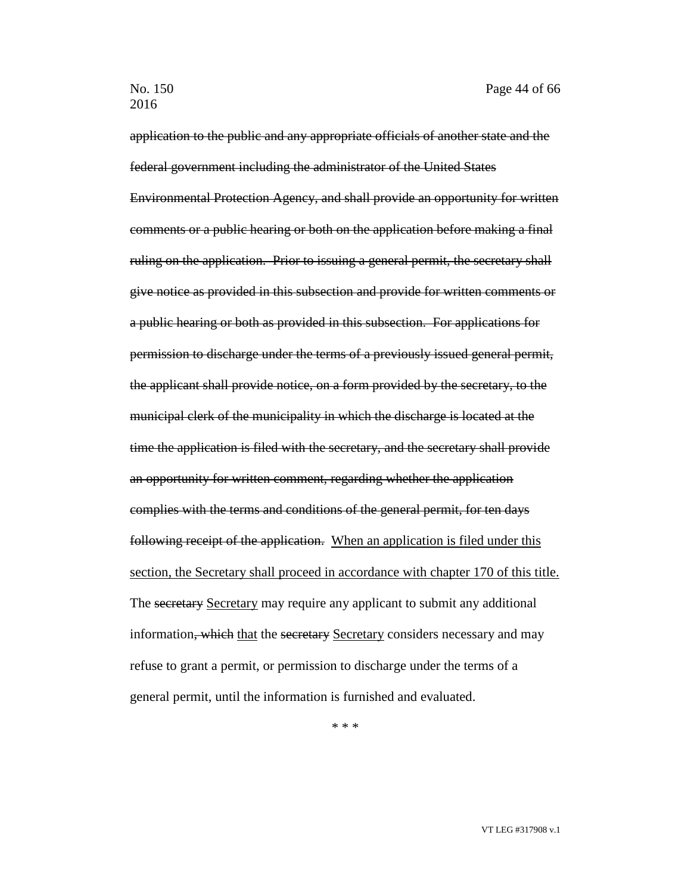~~application to the public and any appropriate officials of another state and the federal government including the administrator of the United States Environmental Protection Agency, and shall provide an opportunity for written comments or a public hearing or both on the application before making a final ruling on the application. Prior to issuing a general permit, the secretary shall give notice as provided in this subsection and provide for written comments or a public hearing or both as provided in this subsection. For applications for permission to discharge under the terms of a previously issued general permit, the applicant shall provide notice, on a form provided by the secretary, to the municipal clerk of the municipality in which the discharge is located at the time the application is filed with the secretary, and the secretary shall provide an opportunity for written comment, regarding whether the application complies with the terms and conditions of the general permit, for ten days following receipt of the application.~~ <u>When an application is filed under this section, the Secretary shall proceed in accordance with chapter 170 of this title.</u> The ~~secretary~~ <u>Secretary</u> may require any applicant to submit any additional information~~, which~~ <u>that</u> the ~~secretary~~ <u>Secretary</u> considers necessary and may refuse to grant a permit, or permission to discharge under the terms of a general permit, until the information is furnished and evaluated.

\* \* \*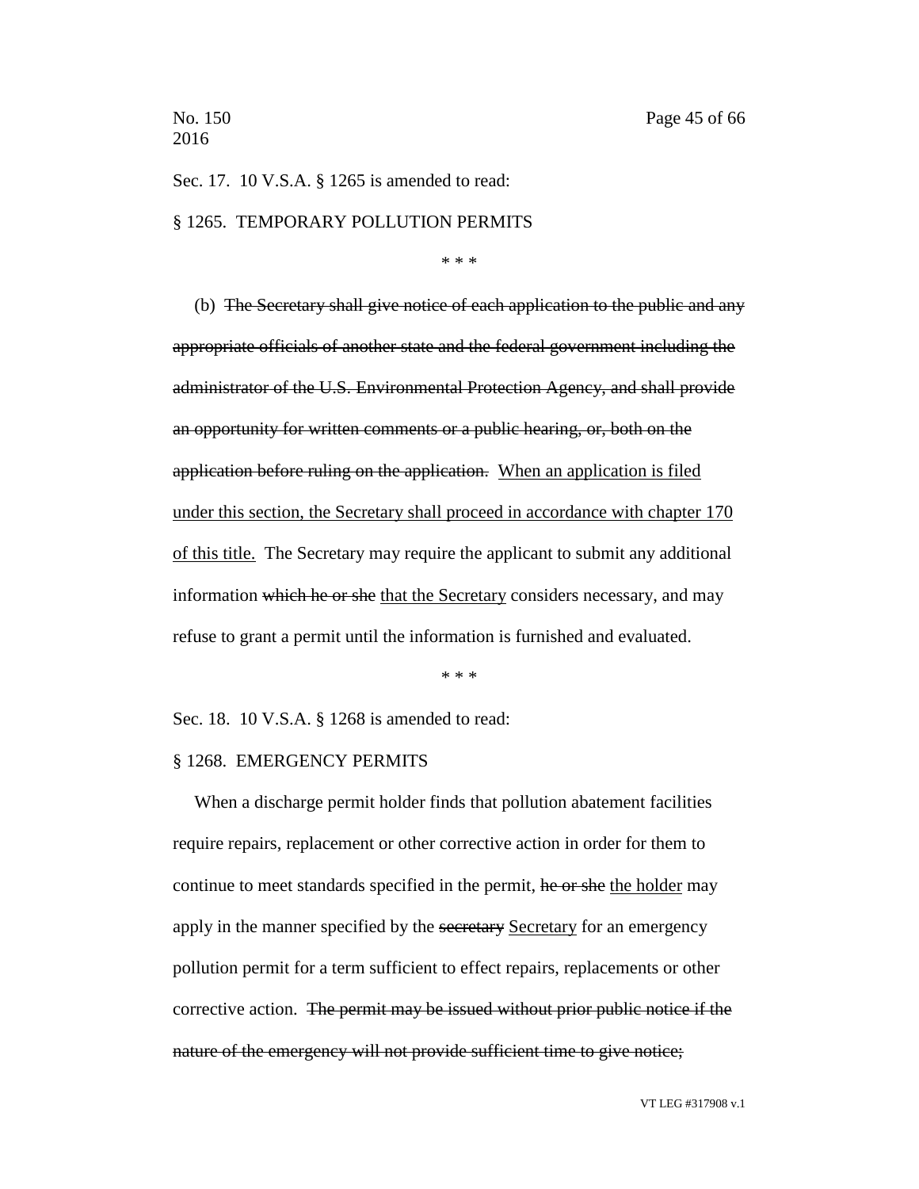Sec. 17. 10 V.S.A. § 1265 is amended to read:

§ 1265. TEMPORARY POLLUTION PERMITS

\* \* \*

(b) ~~The Secretary shall give notice of each application to the public and any appropriate officials of another state and the federal government including the administrator of the U.S. Environmental Protection Agency, and shall provide an opportunity for written comments or a public hearing, or, both on the application before ruling on the application.~~ <u>When an application is filed under this section, the Secretary shall proceed in accordance with chapter 170 of this title.</u> The Secretary may require the applicant to submit any additional information ~~which he or she~~ <u>that the Secretary</u> considers necessary, and may refuse to grant a permit until the information is furnished and evaluated.

\* \* \*

Sec. 18. 10 V.S.A. § 1268 is amended to read:

§ 1268. EMERGENCY PERMITS

When a discharge permit holder finds that pollution abatement facilities require repairs, replacement or other corrective action in order for them to continue to meet standards specified in the permit, ~~he or she~~ <u>the holder</u> may apply in the manner specified by the ~~secretary~~ <u>Secretary</u> for an emergency pollution permit for a term sufficient to effect repairs, replacements or other corrective action. ~~The permit may be issued without prior public notice if the nature of the emergency will not provide sufficient time to give notice;~~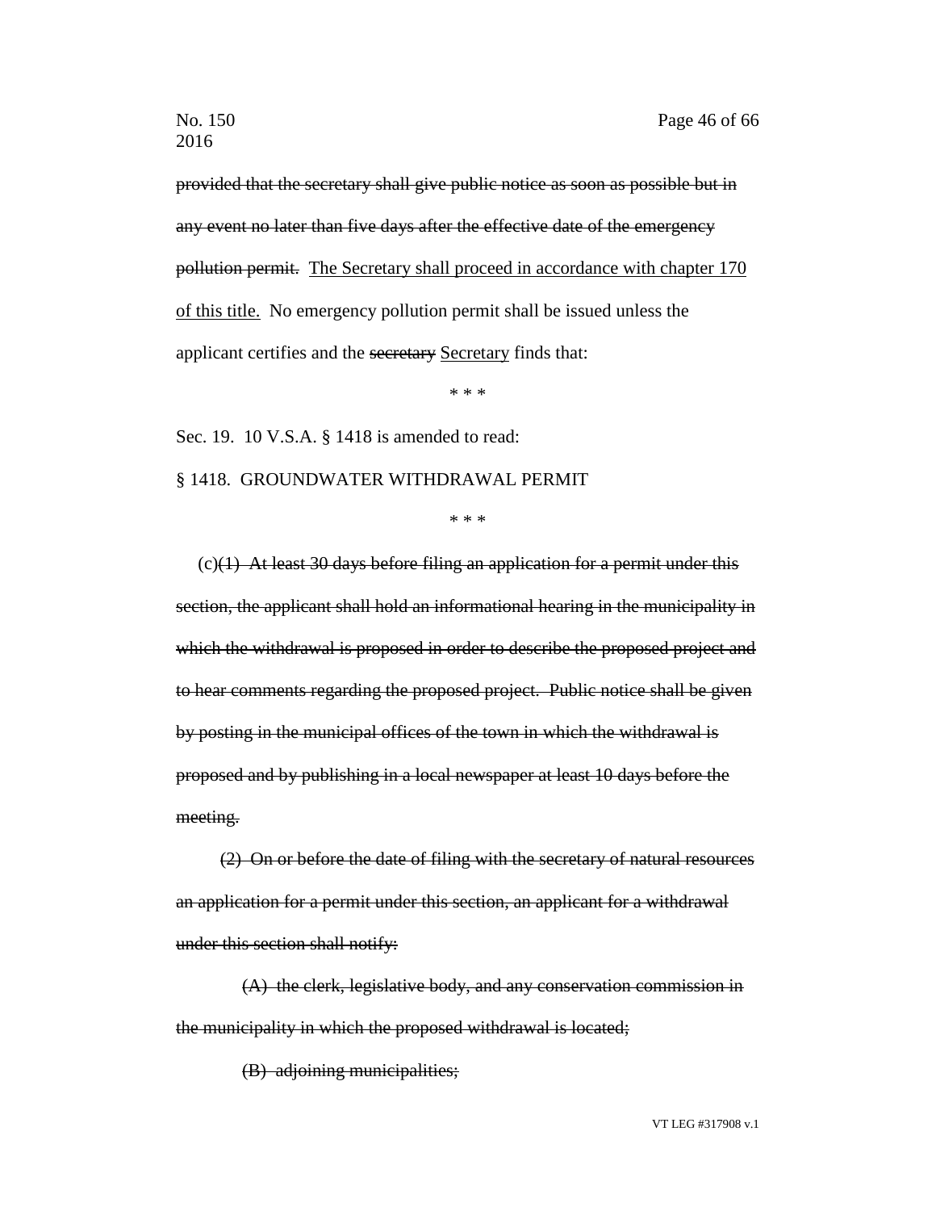~~provided that the secretary shall give public notice as soon as possible but in any event no later than five days after the effective date of the emergency pollution permit.~~ <u>The Secretary shall proceed in accordance with chapter 170 of this title.</u> No emergency pollution permit shall be issued unless the applicant certifies and the ~~secretary~~ <u>Secretary</u> finds that:

\* \* \*

Sec. 19. 10 V.S.A. § 1418 is amended to read:

§ 1418. GROUNDWATER WITHDRAWAL PERMIT

\* \* \*

(c)~~(1) At least 30 days before filing an application for a permit under this section, the applicant shall hold an informational hearing in the municipality in which the withdrawal is proposed in order to describe the proposed project and to hear comments regarding the proposed project. Public notice shall be given by posting in the municipal offices of the town in which the withdrawal is proposed and by publishing in a local newspaper at least 10 days before the meeting.~~

~~(2) On or before the date of filing with the secretary of natural resources an application for a permit under this section, an applicant for a withdrawal under this section shall notify:~~

~~(A) the clerk, legislative body, and any conservation commission in the municipality in which the proposed withdrawal is located;~~

~~(B) adjoining municipalities;~~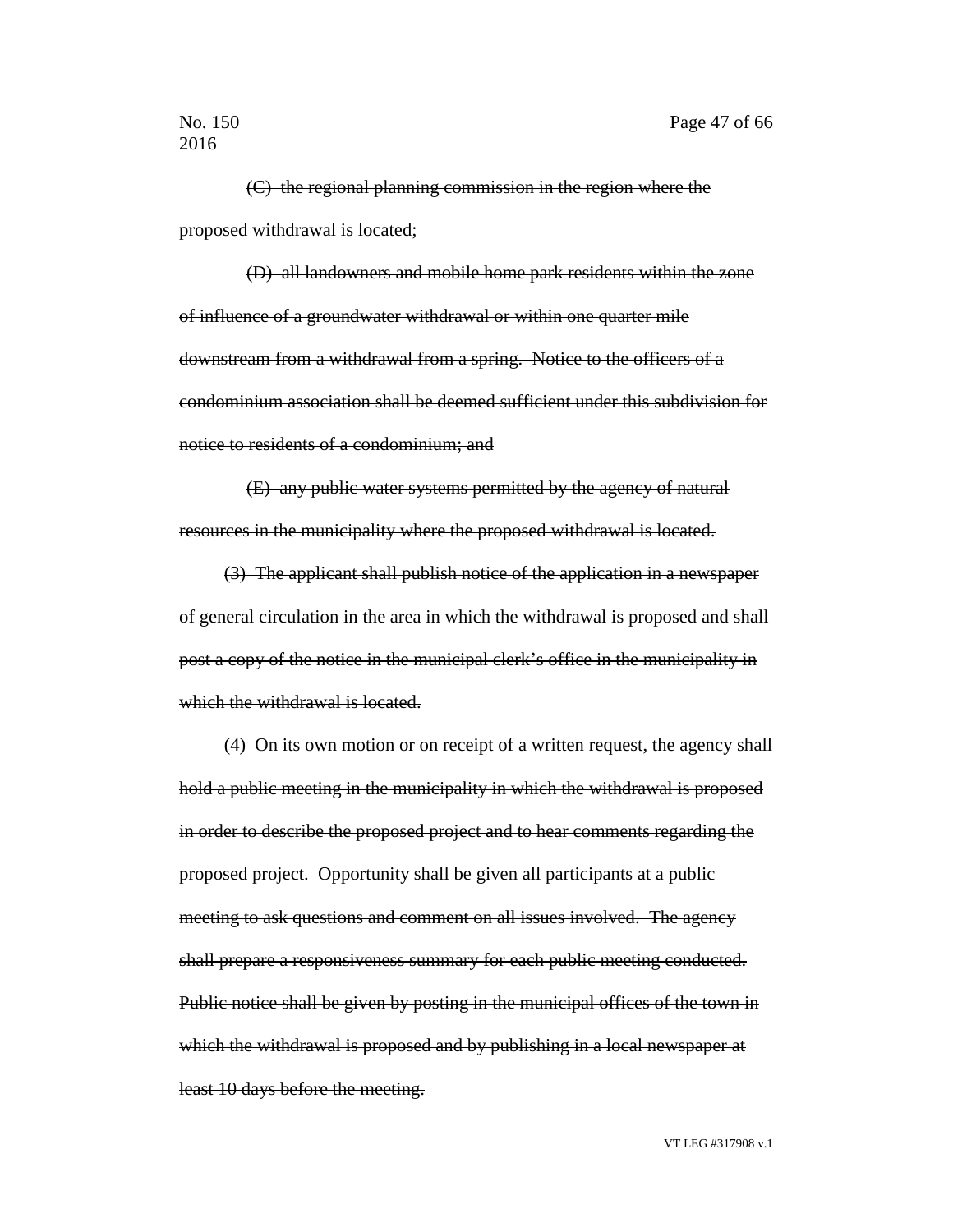~~(C) the regional planning commission in the region where the proposed withdrawal is located;~~

~~(D) all landowners and mobile home park residents within the zone of influence of a groundwater withdrawal or within one quarter mile downstream from a withdrawal from a spring. Notice to the officers of a condominium association shall be deemed sufficient under this subdivision for notice to residents of a condominium; and~~

~~(E) any public water systems permitted by the agency of natural resources in the municipality where the proposed withdrawal is located.~~

~~(3) The applicant shall publish notice of the application in a newspaper of general circulation in the area in which the withdrawal is proposed and shall post a copy of the notice in the municipal clerk's office in the municipality in which the withdrawal is located.~~

~~(4) On its own motion or on receipt of a written request, the agency shall hold a public meeting in the municipality in which the withdrawal is proposed in order to describe the proposed project and to hear comments regarding the proposed project. Opportunity shall be given all participants at a public meeting to ask questions and comment on all issues involved. The agency shall prepare a responsiveness summary for each public meeting conducted. Public notice shall be given by posting in the municipal offices of the town in which the withdrawal is proposed and by publishing in a local newspaper at least 10 days before the meeting.~~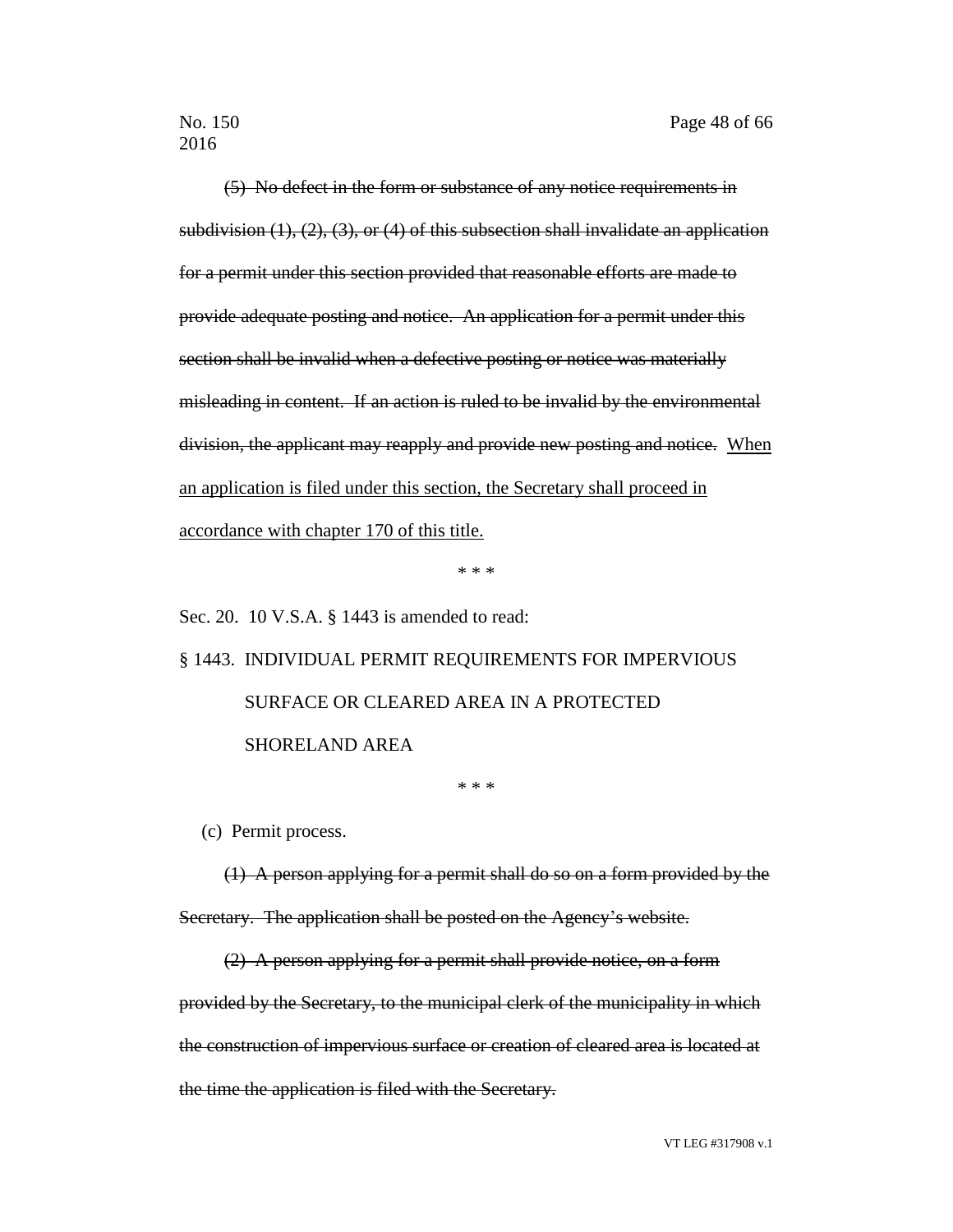~~(5) No defect in the form or substance of any notice requirements in subdivision (1), (2), (3), or (4) of this subsection shall invalidate an application for a permit under this section provided that reasonable efforts are made to provide adequate posting and notice. An application for a permit under this section shall be invalid when a defective posting or notice was materially misleading in content. If an action is ruled to be invalid by the environmental division, the applicant may reapply and provide new posting and notice.~~ <u>When an application is filed under this section, the Secretary shall proceed in accordance with chapter 170 of this title.</u>

\* \* \*

Sec. 20. 10 V.S.A. § 1443 is amended to read:

§ 1443. INDIVIDUAL PERMIT REQUIREMENTS FOR IMPERVIOUS SURFACE OR CLEARED AREA IN A PROTECTED SHORELAND AREA

\* \* \*

(c) Permit process.

~~(1) A person applying for a permit shall do so on a form provided by the Secretary. The application shall be posted on the Agency's website.~~

~~(2) A person applying for a permit shall provide notice, on a form provided by the Secretary, to the municipal clerk of the municipality in which the construction of impervious surface or creation of cleared area is located at the time the application is filed with the Secretary.~~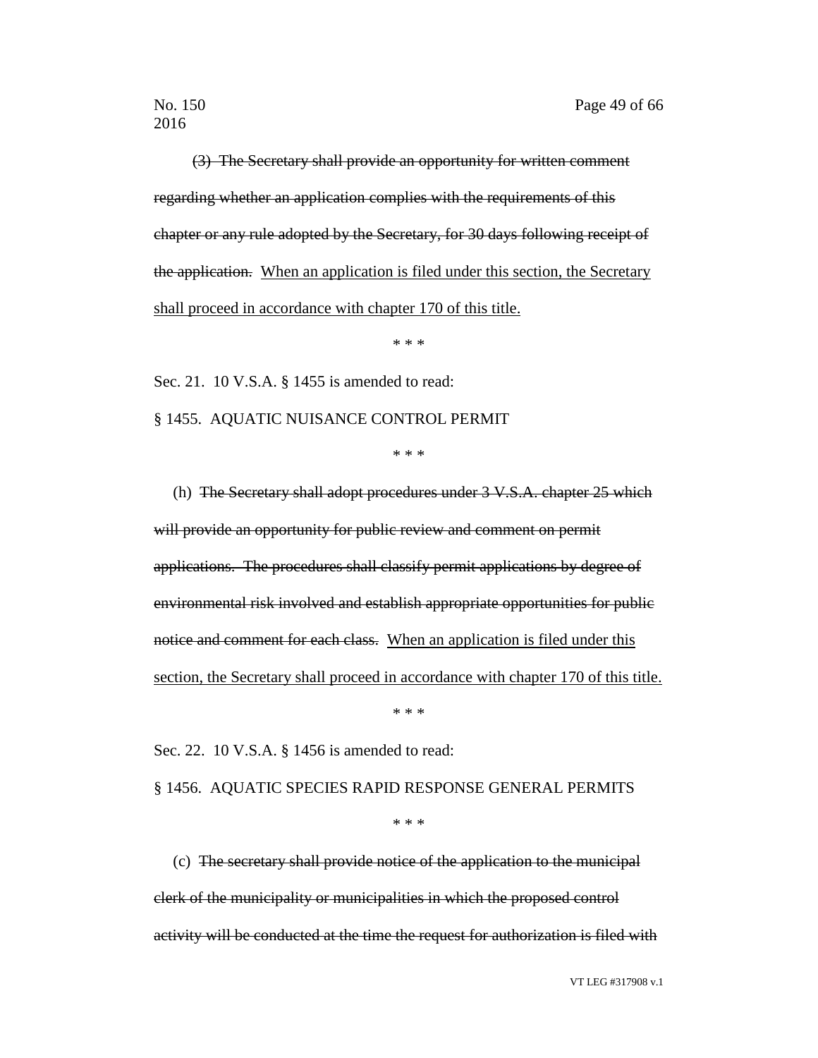(3) ~~The Secretary shall provide an opportunity for written comment regarding whether an application complies with the requirements of this chapter or any rule adopted by the Secretary, for 30 days following receipt of the application.~~ <u>When an application is filed under this section, the Secretary shall proceed in accordance with chapter 170 of this title.</u>

\* \* \*

Sec. 21. 10 V.S.A. § 1455 is amended to read:

§ 1455. AQUATIC NUISANCE CONTROL PERMIT

\* \* \*

(h) ~~The Secretary shall adopt procedures under 3 V.S.A. chapter 25 which will provide an opportunity for public review and comment on permit applications. The procedures shall classify permit applications by degree of environmental risk involved and establish appropriate opportunities for public notice and comment for each class.~~ <u>When an application is filed under this section, the Secretary shall proceed in accordance with chapter 170 of this title.</u>

\* \* \*

Sec. 22. 10 V.S.A. § 1456 is amended to read:

§ 1456. AQUATIC SPECIES RAPID RESPONSE GENERAL PERMITS

\* \* \*

(c) ~~The secretary shall provide notice of the application to the municipal clerk of the municipality or municipalities in which the proposed control activity will be conducted at the time the request for authorization is filed with~~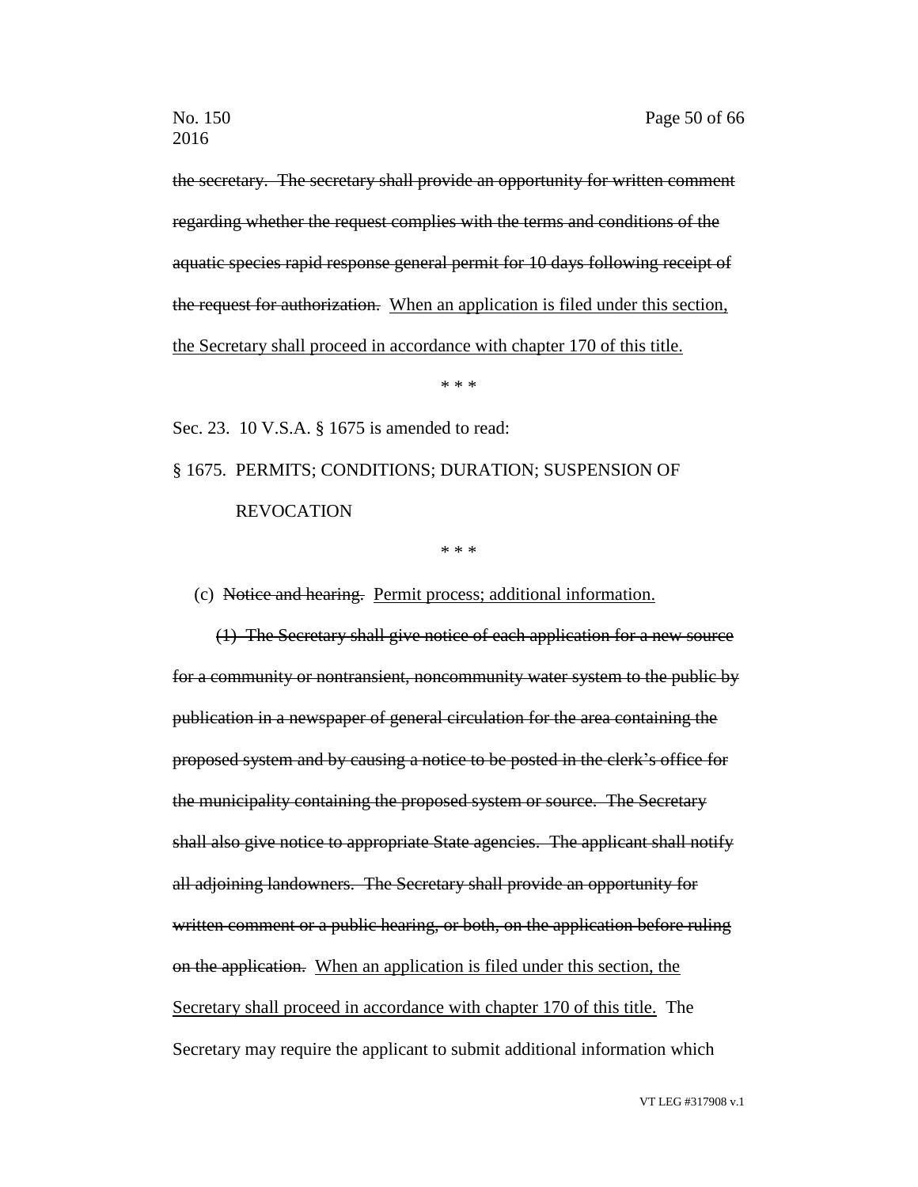~~the secretary. The secretary shall provide an opportunity for written comment regarding whether the request complies with the terms and conditions of the aquatic species rapid response general permit for 10 days following receipt of the request for authorization.~~ <u>When an application is filed under this section, the Secretary shall proceed in accordance with chapter 170 of this title.</u>

\* \* \*

Sec. 23. 10 V.S.A. § 1675 is amended to read:

§ 1675. PERMITS; CONDITIONS; DURATION; SUSPENSION OF REVOCATION

\* \* \*

(c) ~~Notice and hearing.~~ <u>Permit process; additional information.</u>

~~(1) The Secretary shall give notice of each application for a new source for a community or nontransient, noncommunity water system to the public by publication in a newspaper of general circulation for the area containing the proposed system and by causing a notice to be posted in the clerk's office for the municipality containing the proposed system or source. The Secretary shall also give notice to appropriate State agencies. The applicant shall notify all adjoining landowners. The Secretary shall provide an opportunity for written comment or a public hearing, or both, on the application before ruling on the application.~~ <u>When an application is filed under this section, the Secretary shall proceed in accordance with chapter 170 of this title.</u> The Secretary may require the applicant to submit additional information which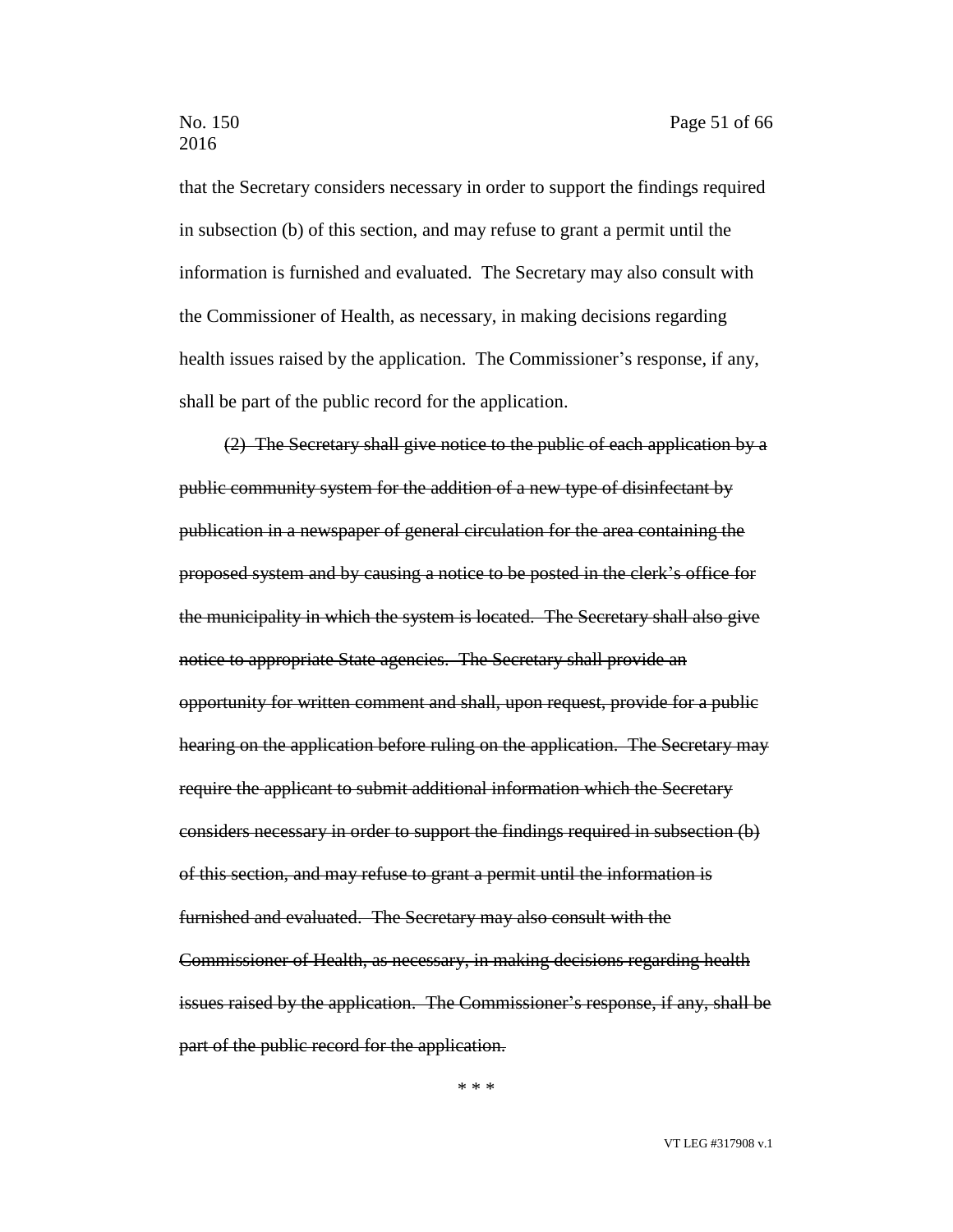that the Secretary considers necessary in order to support the findings required in subsection (b) of this section, and may refuse to grant a permit until the information is furnished and evaluated. The Secretary may also consult with the Commissioner of Health, as necessary, in making decisions regarding health issues raised by the application. The Commissioner's response, if any, shall be part of the public record for the application.

~~(2) The Secretary shall give notice to the public of each application by a public community system for the addition of a new type of disinfectant by publication in a newspaper of general circulation for the area containing the proposed system and by causing a notice to be posted in the clerk's office for the municipality in which the system is located. The Secretary shall also give notice to appropriate State agencies. The Secretary shall provide an opportunity for written comment and shall, upon request, provide for a public hearing on the application before ruling on the application. The Secretary may require the applicant to submit additional information which the Secretary considers necessary in order to support the findings required in subsection (b) of this section, and may refuse to grant a permit until the information is furnished and evaluated. The Secretary may also consult with the Commissioner of Health, as necessary, in making decisions regarding health issues raised by the application. The Commissioner's response, if any, shall be part of the public record for the application.~~

\* \* \*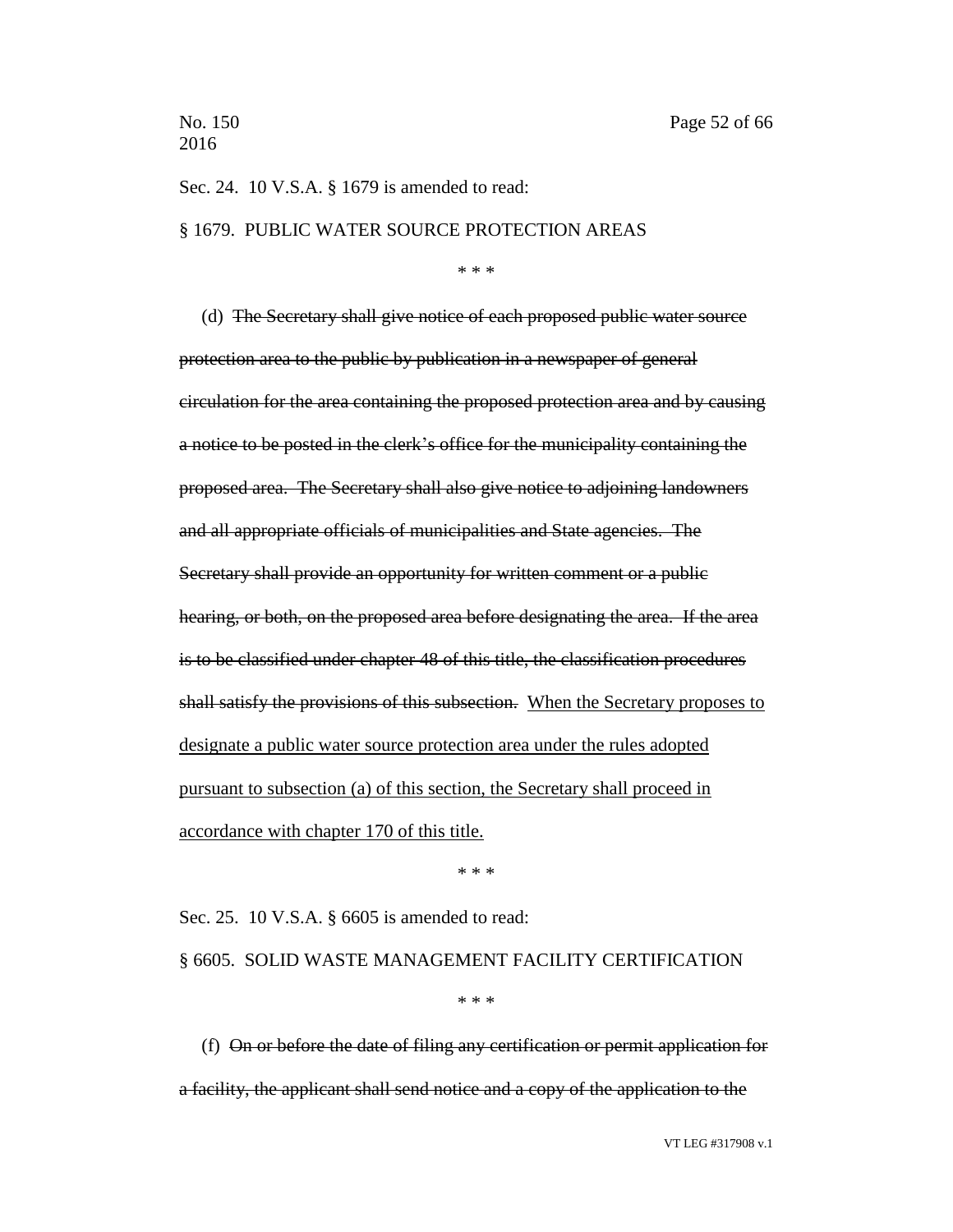Sec. 24. 10 V.S.A. § 1679 is amended to read:

§ 1679. PUBLIC WATER SOURCE PROTECTION AREAS

\* \* \*

(d) ~~The Secretary shall give notice of each proposed public water source protection area to the public by publication in a newspaper of general circulation for the area containing the proposed protection area and by causing a notice to be posted in the clerk's office for the municipality containing the proposed area. The Secretary shall also give notice to adjoining landowners and all appropriate officials of municipalities and State agencies. The Secretary shall provide an opportunity for written comment or a public hearing, or both, on the proposed area before designating the area. If the area is to be classified under chapter 48 of this title, the classification procedures shall satisfy the provisions of this subsection.~~ <u>When the Secretary proposes to designate a public water source protection area under the rules adopted pursuant to subsection (a) of this section, the Secretary shall proceed in accordance with chapter 170 of this title.</u>

\* \* \*

Sec. 25. 10 V.S.A. § 6605 is amended to read:

§ 6605. SOLID WASTE MANAGEMENT FACILITY CERTIFICATION

\* \* \*

(f) ~~On or before the date of filing any certification or permit application for a facility, the applicant shall send notice and a copy of the application to the~~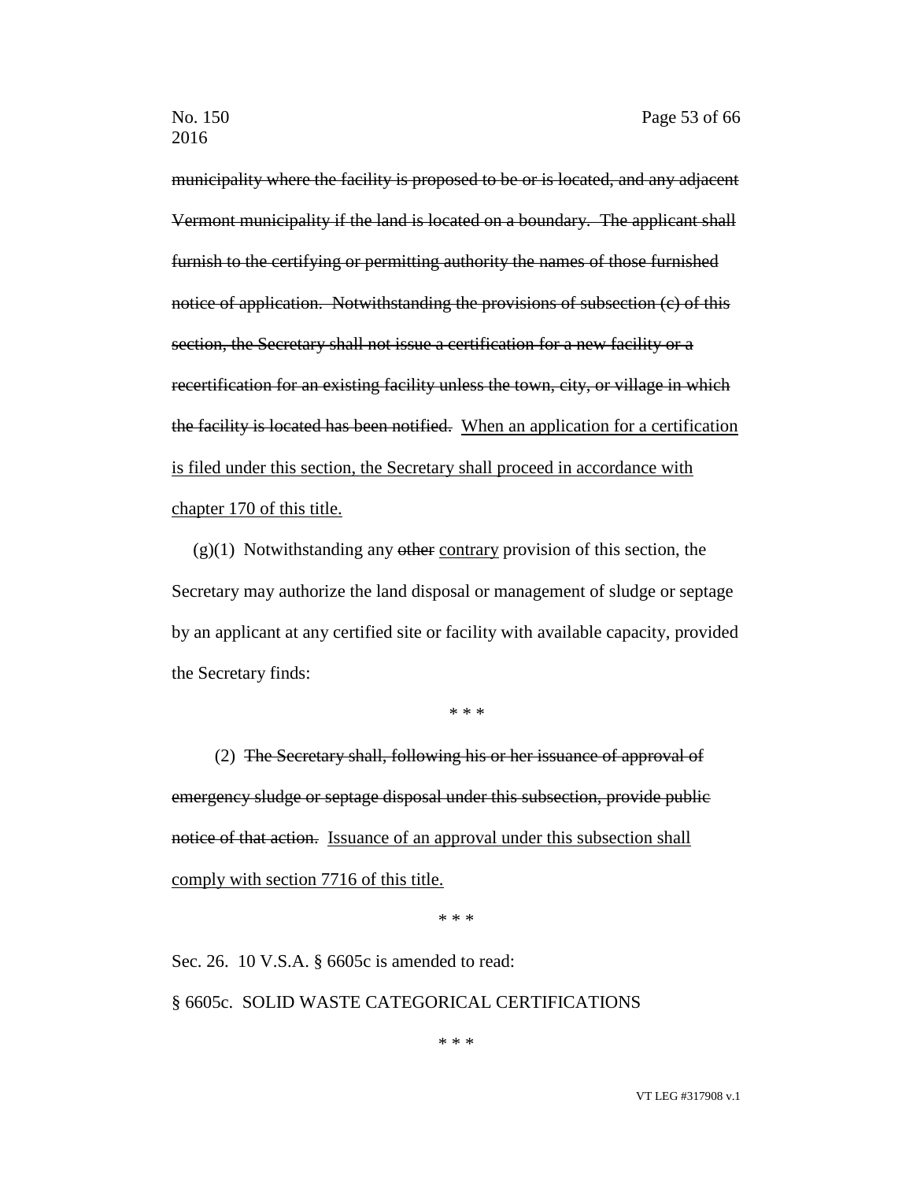~~municipality where the facility is proposed to be or is located, and any adjacent Vermont municipality if the land is located on a boundary. The applicant shall furnish to the certifying or permitting authority the names of those furnished notice of application. Notwithstanding the provisions of subsection (c) of this section, the Secretary shall not issue a certification for a new facility or a recertification for an existing facility unless the town, city, or village in which the facility is located has been notified.~~ <u>When an application for a certification is filed under this section, the Secretary shall proceed in accordance with chapter 170 of this title.</u>

(g)(1) Notwithstanding any ~~other~~ <u>contrary</u> provision of this section, the Secretary may authorize the land disposal or management of sludge or septage by an applicant at any certified site or facility with available capacity, provided the Secretary finds:

\* \* \*

(2) ~~The Secretary shall, following his or her issuance of approval of emergency sludge or septage disposal under this subsection, provide public notice of that action.~~ <u>Issuance of an approval under this subsection shall comply with section 7716 of this title.</u>

\* \* \*

Sec. 26. 10 V.S.A. § 6605c is amended to read:

§ 6605c. SOLID WASTE CATEGORICAL CERTIFICATIONS

\* \* \*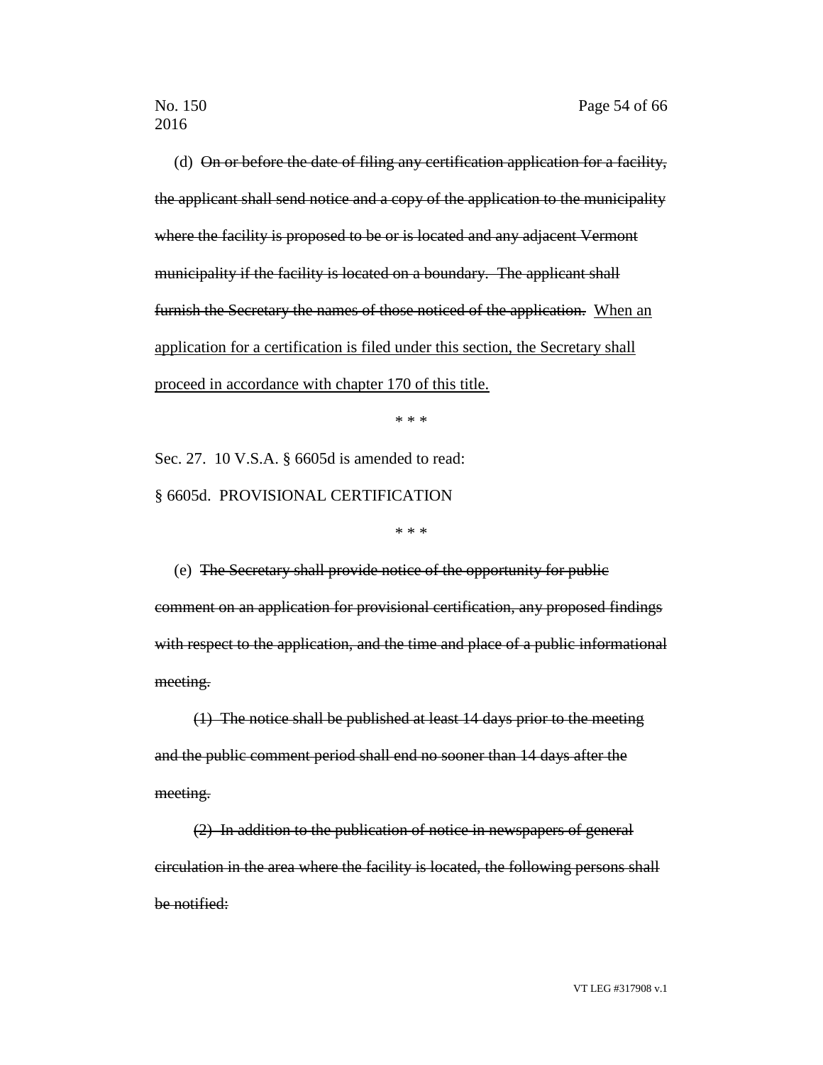(d) ~~On or before the date of filing any certification application for a facility, the applicant shall send notice and a copy of the application to the municipality where the facility is proposed to be or is located and any adjacent Vermont municipality if the facility is located on a boundary. The applicant shall furnish the Secretary the names of those noticed of the application.~~ <u>When an application for a certification is filed under this section, the Secretary shall proceed in accordance with chapter 170 of this title.</u>

\* \* \*

Sec. 27. 10 V.S.A. § 6605d is amended to read:

§ 6605d. PROVISIONAL CERTIFICATION

\* \* \*

(e) ~~The Secretary shall provide notice of the opportunity for public comment on an application for provisional certification, any proposed findings with respect to the application, and the time and place of a public informational meeting.~~

~~(1) The notice shall be published at least 14 days prior to the meeting and the public comment period shall end no sooner than 14 days after the meeting.~~

~~(2) In addition to the publication of notice in newspapers of general circulation in the area where the facility is located, the following persons shall be notified:~~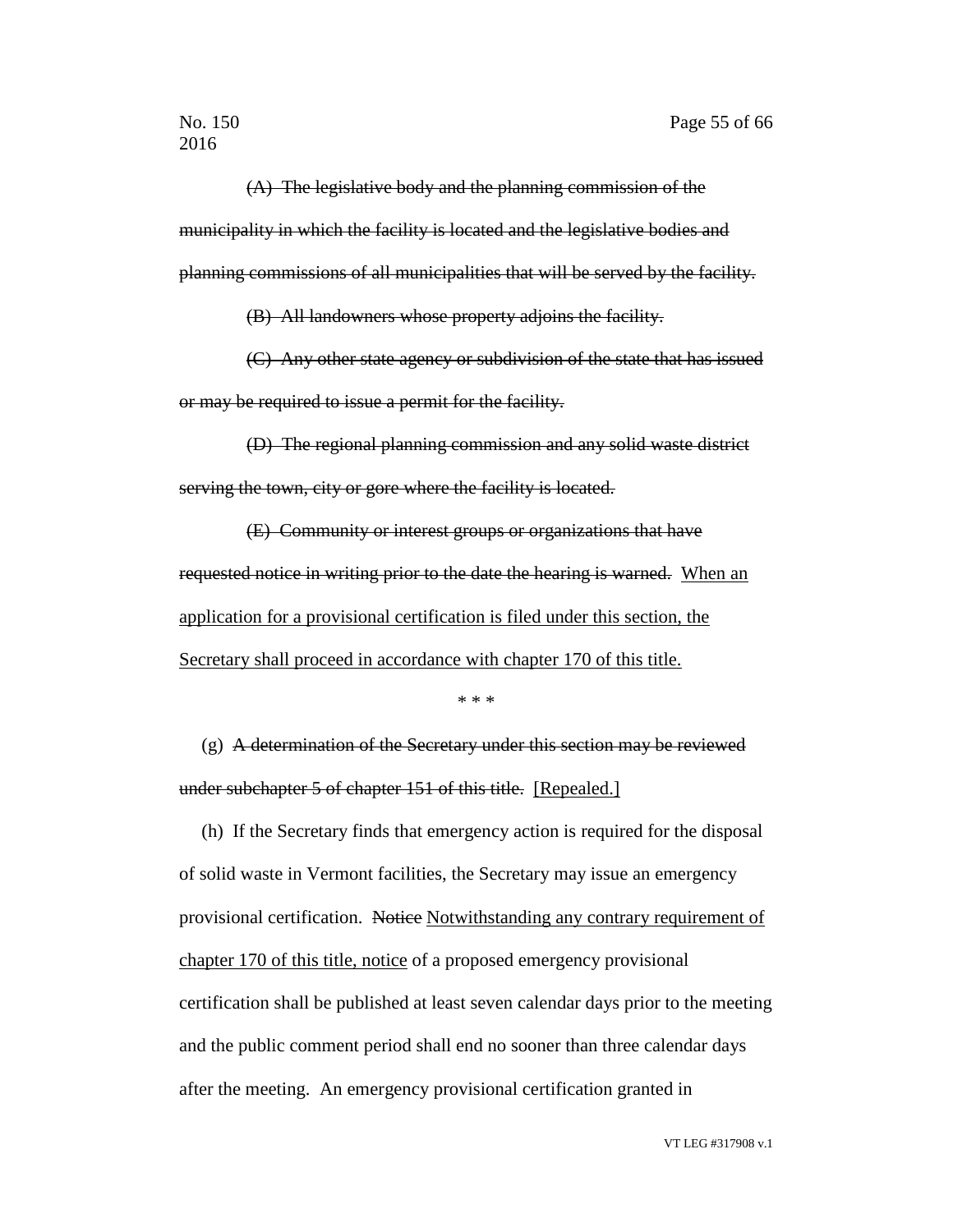~~(A) The legislative body and the planning commission of the municipality in which the facility is located and the legislative bodies and planning commissions of all municipalities that will be served by the facility.~~

~~(B) All landowners whose property adjoins the facility.~~

~~(C) Any other state agency or subdivision of the state that has issued or may be required to issue a permit for the facility.~~

~~(D) The regional planning commission and any solid waste district serving the town, city or gore where the facility is located.~~

~~(E) Community or interest groups or organizations that have requested notice in writing prior to the date the hearing is warned.~~ <u>When an application for a provisional certification is filed under this section, the Secretary shall proceed in accordance with chapter 170 of this title.</u>

\* \* \*

(g) ~~A determination of the Secretary under this section may be reviewed under subchapter 5 of chapter 151 of this title.~~ <u>[Repealed.]</u>

(h) If the Secretary finds that emergency action is required for the disposal of solid waste in Vermont facilities, the Secretary may issue an emergency provisional certification. ~~Notice~~ <u>Notwithstanding any contrary requirement of chapter 170 of this title, notice</u> of a proposed emergency provisional certification shall be published at least seven calendar days prior to the meeting and the public comment period shall end no sooner than three calendar days after the meeting. An emergency provisional certification granted in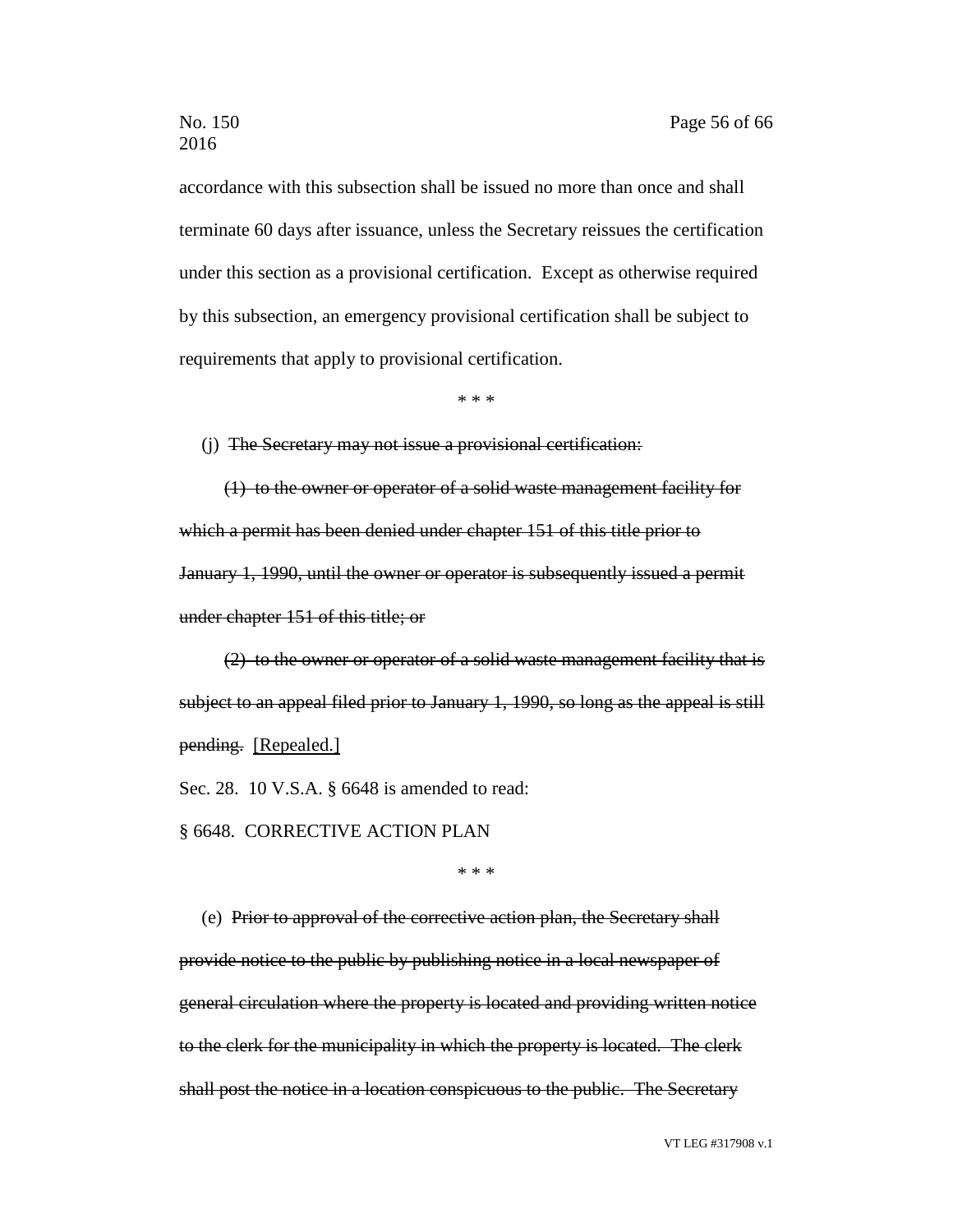accordance with this subsection shall be issued no more than once and shall terminate 60 days after issuance, unless the Secretary reissues the certification under this section as a provisional certification. Except as otherwise required by this subsection, an emergency provisional certification shall be subject to requirements that apply to provisional certification.

\* \* \*

(j) ~~The Secretary may not issue a provisional certification:~~

~~(1) to the owner or operator of a solid waste management facility for which a permit has been denied under chapter 151 of this title prior to January 1, 1990, until the owner or operator is subsequently issued a permit under chapter 151 of this title; or~~

~~(2) to the owner or operator of a solid waste management facility that is subject to an appeal filed prior to January 1, 1990, so long as the appeal is still pending.~~ <u>[Repealed.]</u>

Sec. 28. 10 V.S.A. § 6648 is amended to read:

§ 6648. CORRECTIVE ACTION PLAN

\* \* \*

(e) ~~Prior to approval of the corrective action plan, the Secretary shall provide notice to the public by publishing notice in a local newspaper of general circulation where the property is located and providing written notice to the clerk for the municipality in which the property is located. The clerk shall post the notice in a location conspicuous to the public. The Secretary~~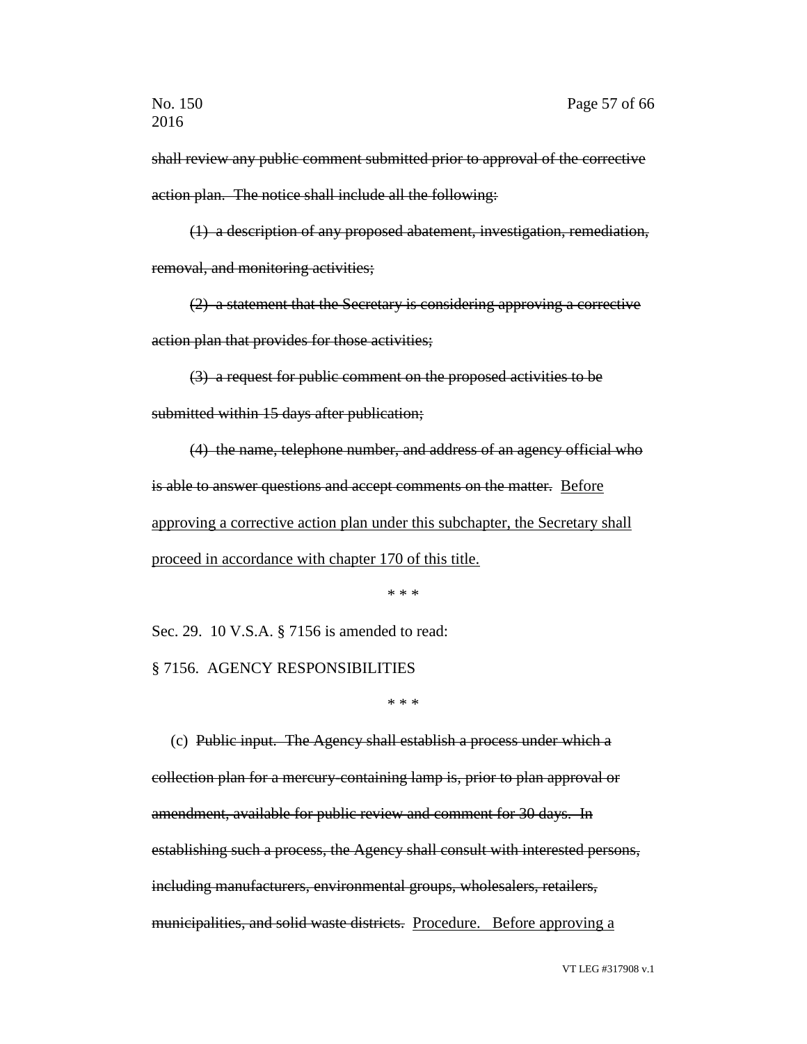~~shall review any public comment submitted prior to approval of the corrective action plan. The notice shall include all the following:~~

~~(1) a description of any proposed abatement, investigation, remediation, removal, and monitoring activities;~~

~~(2) a statement that the Secretary is considering approving a corrective action plan that provides for those activities;~~

~~(3) a request for public comment on the proposed activities to be submitted within 15 days after publication;~~

~~(4) the name, telephone number, and address of an agency official who is able to answer questions and accept comments on the matter.~~ <u>Before approving a corrective action plan under this subchapter, the Secretary shall proceed in accordance with chapter 170 of this title.</u>

\* \* \*

Sec. 29. 10 V.S.A. § 7156 is amended to read:

§ 7156. AGENCY RESPONSIBILITIES

\* \* \*

(c) ~~Public input. The Agency shall establish a process under which a collection plan for a mercury-containing lamp is, prior to plan approval or amendment, available for public review and comment for 30 days. In establishing such a process, the Agency shall consult with interested persons, including manufacturers, environmental groups, wholesalers, retailers, municipalities, and solid waste districts.~~ <u>Procedure. Before approving a</u>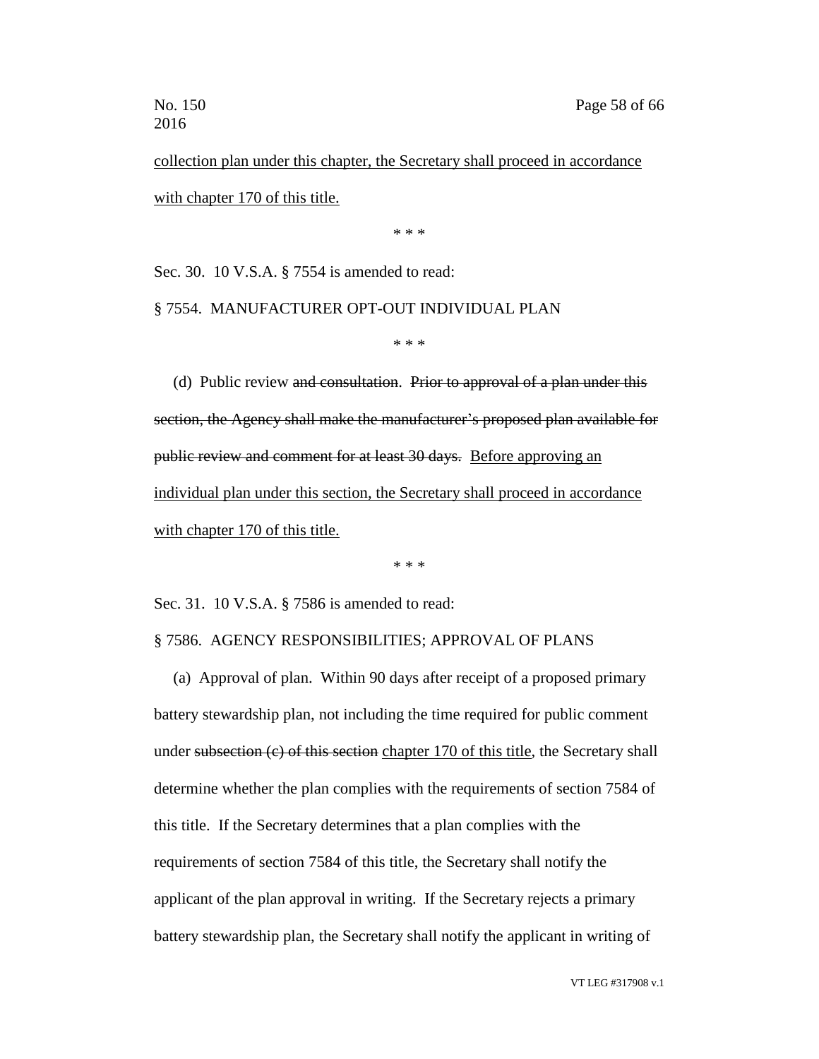collection plan under this chapter, the Secretary shall proceed in accordance with chapter 170 of this title.

\* \* \*

Sec. 30. 10 V.S.A. § 7554 is amended to read:

§ 7554. MANUFACTURER OPT-OUT INDIVIDUAL PLAN

\* \* \*

(d) Public review ~~and consultation~~. ~~Prior to approval of a plan under this section, the Agency shall make the manufacturer's proposed plan available for public review and comment for at least 30 days.~~ Before approving an individual plan under this section, the Secretary shall proceed in accordance with chapter 170 of this title.

\* \* \*

Sec. 31. 10 V.S.A. § 7586 is amended to read:

§ 7586. AGENCY RESPONSIBILITIES; APPROVAL OF PLANS

(a) Approval of plan. Within 90 days after receipt of a proposed primary battery stewardship plan, not including the time required for public comment under ~~subsection (c) of this section~~ chapter 170 of this title, the Secretary shall determine whether the plan complies with the requirements of section 7584 of this title. If the Secretary determines that a plan complies with the requirements of section 7584 of this title, the Secretary shall notify the applicant of the plan approval in writing. If the Secretary rejects a primary battery stewardship plan, the Secretary shall notify the applicant in writing of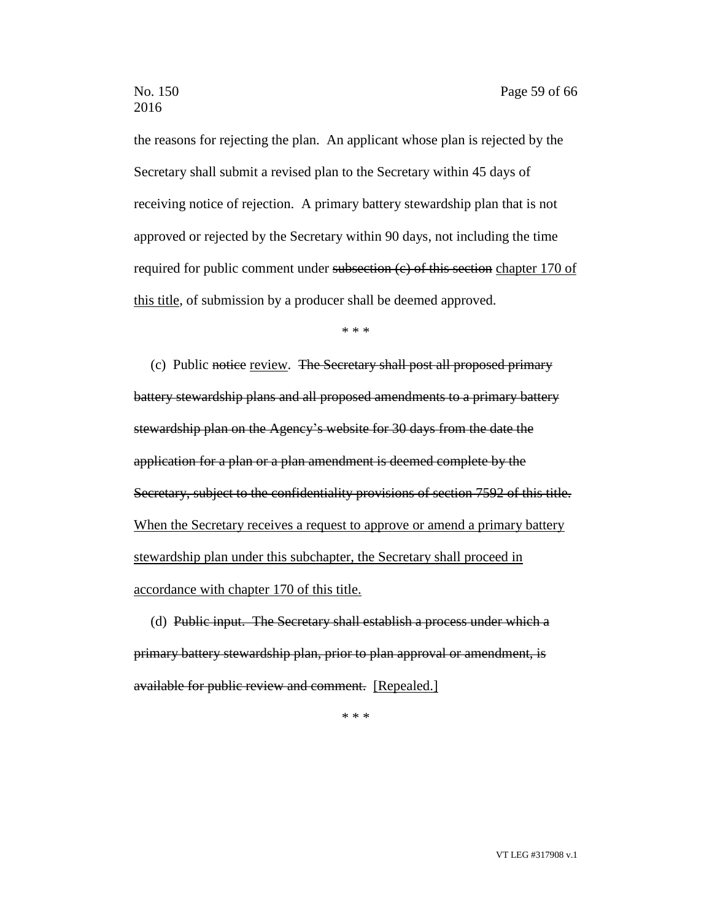the reasons for rejecting the plan. An applicant whose plan is rejected by the Secretary shall submit a revised plan to the Secretary within 45 days of receiving notice of rejection. A primary battery stewardship plan that is not approved or rejected by the Secretary within 90 days, not including the time required for public comment under ~~subsection (c) of this section~~ <u>chapter 170 of this title</u>, of submission by a producer shall be deemed approved.

\* \* \*

(c) Public ~~notice~~ <u>review</u>. ~~The Secretary shall post all proposed primary battery stewardship plans and all proposed amendments to a primary battery stewardship plan on the Agency's website for 30 days from the date the application for a plan or a plan amendment is deemed complete by the Secretary, subject to the confidentiality provisions of section 7592 of this title.~~ <u>When the Secretary receives a request to approve or amend a primary battery stewardship plan under this subchapter, the Secretary shall proceed in accordance with chapter 170 of this title.</u>

(d) ~~Public input. The Secretary shall establish a process under which a primary battery stewardship plan, prior to plan approval or amendment, is available for public review and comment.~~ <u>[Repealed.]</u>

\* \* \*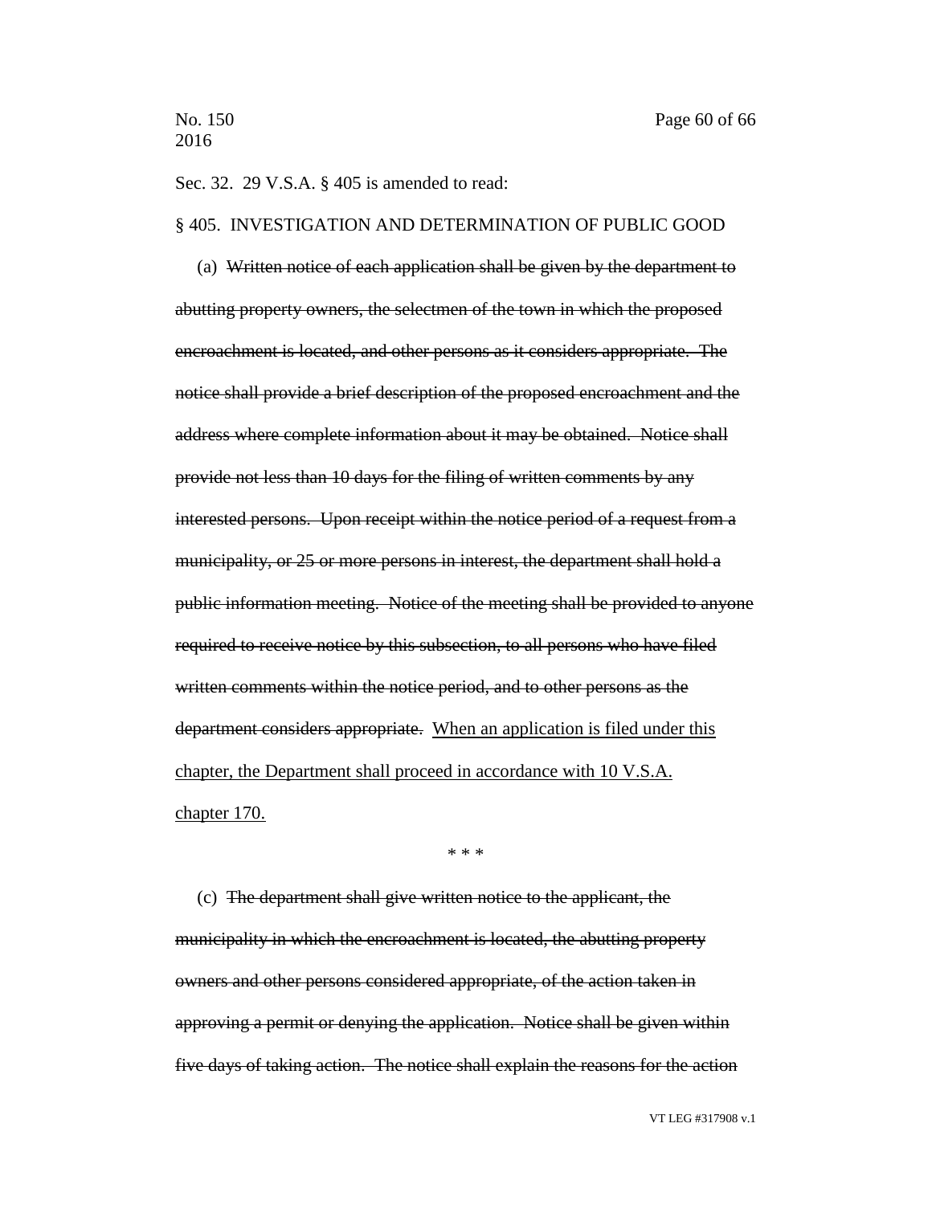Sec. 32. 29 V.S.A. § 405 is amended to read:

§ 405. INVESTIGATION AND DETERMINATION OF PUBLIC GOOD

(a) ~~Written notice of each application shall be given by the department to abutting property owners, the selectmen of the town in which the proposed encroachment is located, and other persons as it considers appropriate. The notice shall provide a brief description of the proposed encroachment and the address where complete information about it may be obtained. Notice shall provide not less than 10 days for the filing of written comments by any interested persons. Upon receipt within the notice period of a request from a municipality, or 25 or more persons in interest, the department shall hold a public information meeting. Notice of the meeting shall be provided to anyone required to receive notice by this subsection, to all persons who have filed written comments within the notice period, and to other persons as the department considers appropriate.~~ <u>When an application is filed under this chapter, the Department shall proceed in accordance with 10 V.S.A. chapter 170.</u>

\* \* \*

(c) ~~The department shall give written notice to the applicant, the municipality in which the encroachment is located, the abutting property owners and other persons considered appropriate, of the action taken in approving a permit or denying the application. Notice shall be given within five days of taking action. The notice shall explain the reasons for the action~~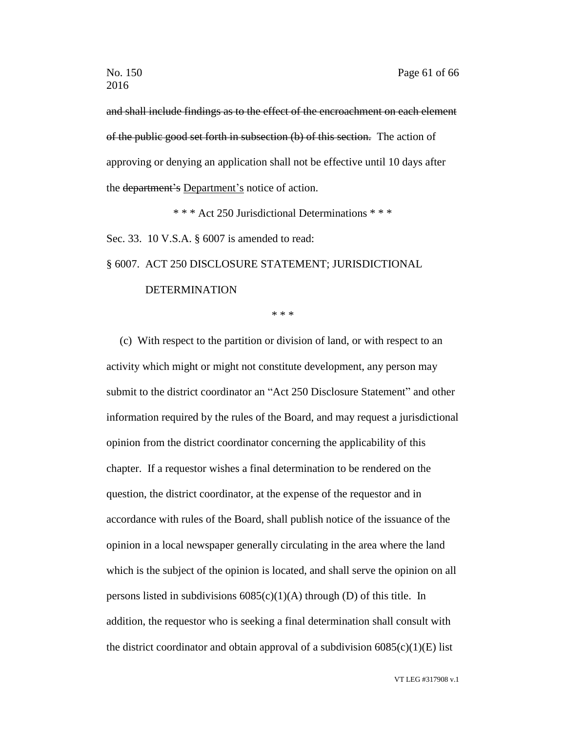~~and shall include findings as to the effect of the encroachment on each element of the public good set forth in subsection (b) of this section.~~ The action of approving or denying an application shall not be effective until 10 days after the ~~department's~~ <u>Department's</u> notice of action.

\* \* \* Act 250 Jurisdictional Determinations \* \* \*

Sec. 33. 10 V.S.A. § 6007 is amended to read:

§ 6007. ACT 250 DISCLOSURE STATEMENT; JURISDICTIONAL DETERMINATION

\* \* \*

(c) With respect to the partition or division of land, or with respect to an activity which might or might not constitute development, any person may submit to the district coordinator an "Act 250 Disclosure Statement" and other information required by the rules of the Board, and may request a jurisdictional opinion from the district coordinator concerning the applicability of this chapter. If a requestor wishes a final determination to be rendered on the question, the district coordinator, at the expense of the requestor and in accordance with rules of the Board, shall publish notice of the issuance of the opinion in a local newspaper generally circulating in the area where the land which is the subject of the opinion is located, and shall serve the opinion on all persons listed in subdivisions 6085(c)(1)(A) through (D) of this title. In addition, the requestor who is seeking a final determination shall consult with the district coordinator and obtain approval of a subdivision 6085(c)(1)(E) list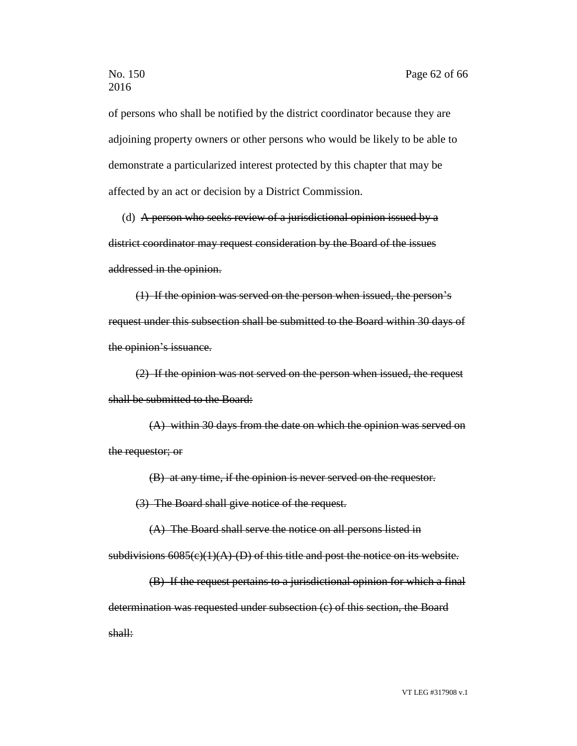of persons who shall be notified by the district coordinator because they are adjoining property owners or other persons who would be likely to be able to demonstrate a particularized interest protected by this chapter that may be affected by an act or decision by a District Commission.

(d) ~~A person who seeks review of a jurisdictional opinion issued by a district coordinator may request consideration by the Board of the issues addressed in the opinion.~~

~~(1) If the opinion was served on the person when issued, the person's request under this subsection shall be submitted to the Board within 30 days of the opinion's issuance.~~

~~(2) If the opinion was not served on the person when issued, the request shall be submitted to the Board:~~

~~(A) within 30 days from the date on which the opinion was served on the requestor; or~~

~~(B) at any time, if the opinion is never served on the requestor.~~

~~(3) The Board shall give notice of the request.~~

~~(A) The Board shall serve the notice on all persons listed in subdivisions 6085(c)(1)(A)-(D) of this title and post the notice on its website.~~

~~(B) If the request pertains to a jurisdictional opinion for which a final determination was requested under subsection (c) of this section, the Board shall:~~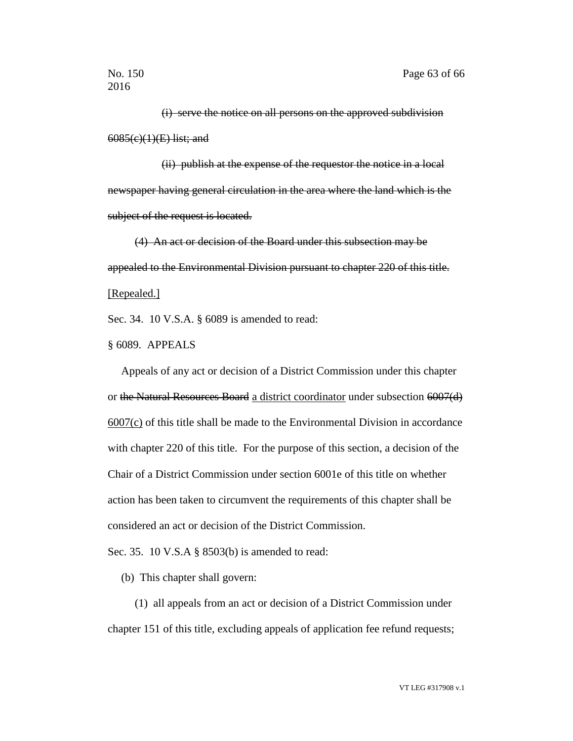~~(i) serve the notice on all persons on the approved subdivision 6085(c)(1)(E) list; and~~

~~(ii) publish at the expense of the requestor the notice in a local newspaper having general circulation in the area where the land which is the subject of the request is located.~~

~~(4) An act or decision of the Board under this subsection may be appealed to the Environmental Division pursuant to chapter 220 of this title.~~ <u>[Repealed.]</u>

Sec. 34. 10 V.S.A. § 6089 is amended to read:

§ 6089. APPEALS

Appeals of any act or decision of a District Commission under this chapter or ~~the Natural Resources Board~~ <u>a district coordinator</u> under subsection ~~6007(d)~~ <u>6007(c)</u> of this title shall be made to the Environmental Division in accordance with chapter 220 of this title. For the purpose of this section, a decision of the Chair of a District Commission under section 6001e of this title on whether action has been taken to circumvent the requirements of this chapter shall be considered an act or decision of the District Commission.

Sec. 35. 10 V.S.A § 8503(b) is amended to read:

(b) This chapter shall govern:

(1) all appeals from an act or decision of a District Commission under chapter 151 of this title, excluding appeals of application fee refund requests;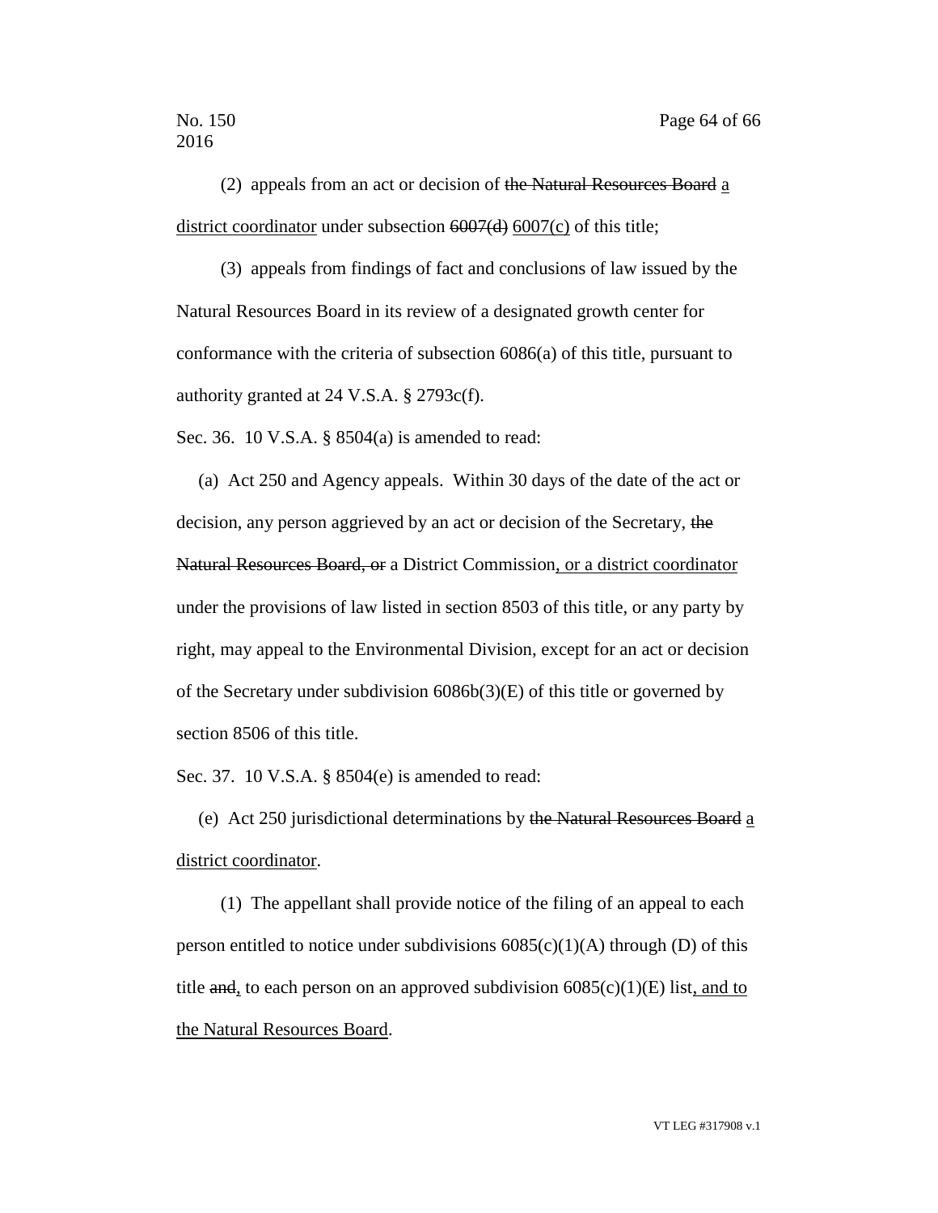(2) appeals from an act or decision of ~~the Natural Resources Board~~ a district coordinator under subsection ~~6007(d)~~ 6007(c) of this title;

(3) appeals from findings of fact and conclusions of law issued by the Natural Resources Board in its review of a designated growth center for conformance with the criteria of subsection 6086(a) of this title, pursuant to authority granted at 24 V.S.A. § 2793c(f).

Sec. 36. 10 V.S.A. § 8504(a) is amended to read:

(a) Act 250 and Agency appeals. Within 30 days of the date of the act or decision, any person aggrieved by an act or decision of the Secretary, ~~the Natural Resources Board, or~~ a District Commission, or a district coordinator under the provisions of law listed in section 8503 of this title, or any party by right, may appeal to the Environmental Division, except for an act or decision of the Secretary under subdivision 6086b(3)(E) of this title or governed by section 8506 of this title.

Sec. 37. 10 V.S.A. § 8504(e) is amended to read:

(e) Act 250 jurisdictional determinations by ~~the Natural Resources Board~~ a district coordinator.

(1) The appellant shall provide notice of the filing of an appeal to each person entitled to notice under subdivisions 6085(c)(1)(A) through (D) of this title ~~and~~, to each person on an approved subdivision 6085(c)(1)(E) list, and to the Natural Resources Board.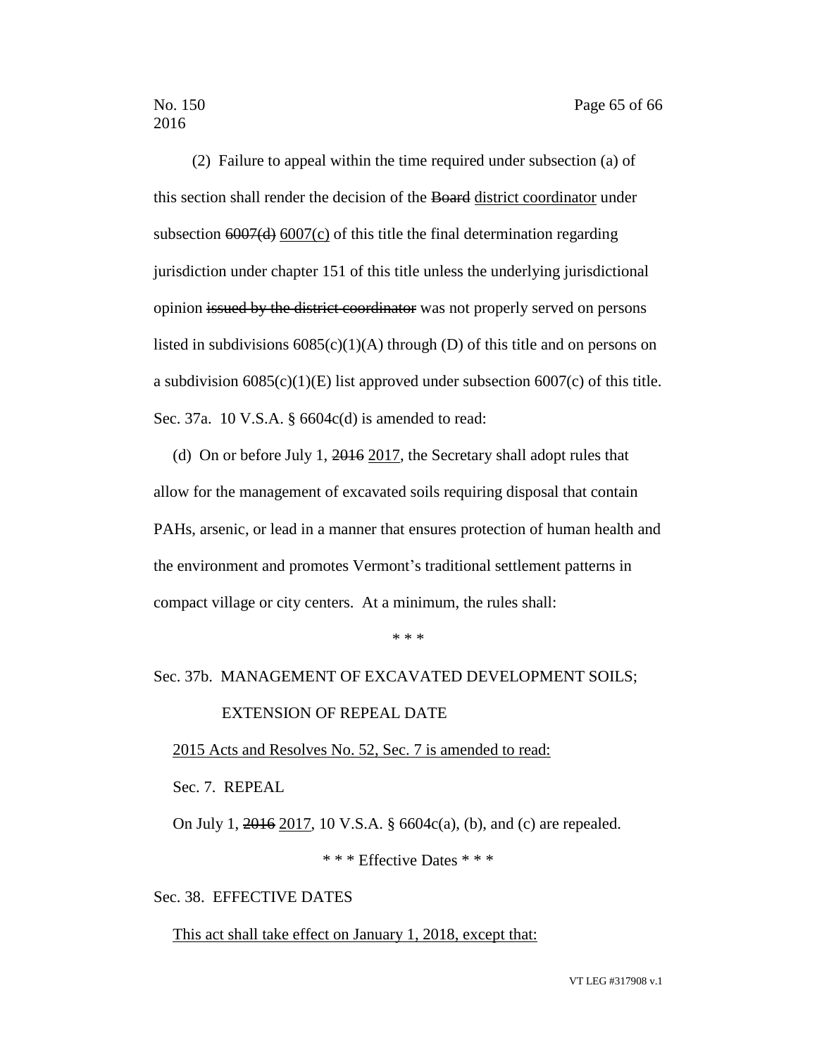(2) Failure to appeal within the time required under subsection (a) of this section shall render the decision of the ~~Board~~ <u>district coordinator</u> under subsection ~~6007(d)~~ <u>6007(c)</u> of this title the final determination regarding jurisdiction under chapter 151 of this title unless the underlying jurisdictional opinion ~~issued by the district coordinator~~ was not properly served on persons listed in subdivisions 6085(c)(1)(A) through (D) of this title and on persons on a subdivision 6085(c)(1)(E) list approved under subsection 6007(c) of this title.

Sec. 37a. 10 V.S.A. § 6604c(d) is amended to read:

(d) On or before July 1, ~~2016~~ <u>2017</u>, the Secretary shall adopt rules that allow for the management of excavated soils requiring disposal that contain PAHs, arsenic, or lead in a manner that ensures protection of human health and the environment and promotes Vermont's traditional settlement patterns in compact village or city centers. At a minimum, the rules shall:

\* \* \*

Sec. 37b. MANAGEMENT OF EXCAVATED DEVELOPMENT SOILS; EXTENSION OF REPEAL DATE

<u>2015 Acts and Resolves No. 52, Sec. 7 is amended to read:</u>

Sec. 7. REPEAL

On July 1, ~~2016~~ <u>2017</u>, 10 V.S.A. § 6604c(a), (b), and (c) are repealed.

\* \* \* Effective Dates \* \* \*

Sec. 38. EFFECTIVE DATES

<u>This act shall take effect on January 1, 2018, except that:</u>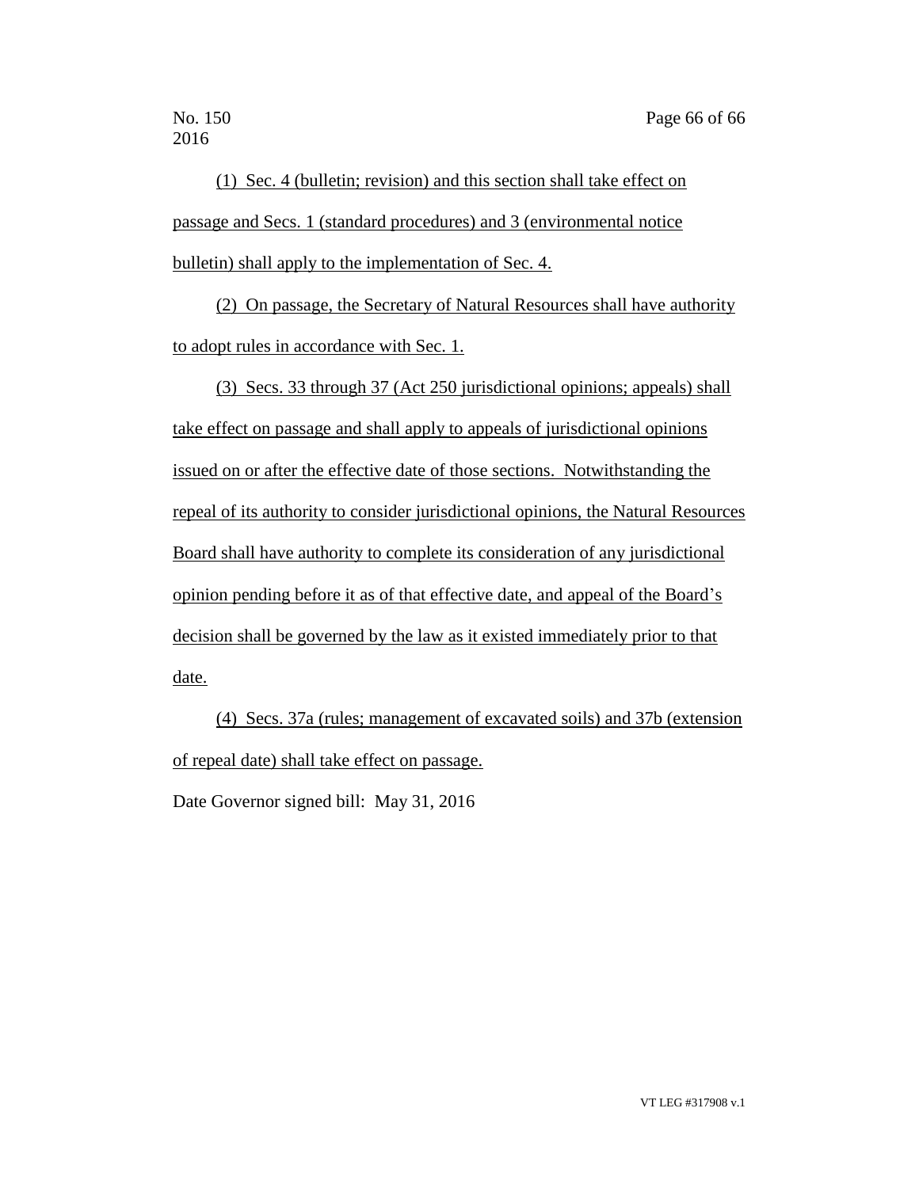(1) Sec. 4 (bulletin; revision) and this section shall take effect on passage and Secs. 1 (standard procedures) and 3 (environmental notice bulletin) shall apply to the implementation of Sec. 4.

(2) On passage, the Secretary of Natural Resources shall have authority to adopt rules in accordance with Sec. 1.

(3) Secs. 33 through 37 (Act 250 jurisdictional opinions; appeals) shall take effect on passage and shall apply to appeals of jurisdictional opinions issued on or after the effective date of those sections. Notwithstanding the repeal of its authority to consider jurisdictional opinions, the Natural Resources Board shall have authority to complete its consideration of any jurisdictional opinion pending before it as of that effective date, and appeal of the Board's decision shall be governed by the law as it existed immediately prior to that date.

(4) Secs. 37a (rules; management of excavated soils) and 37b (extension of repeal date) shall take effect on passage.

Date Governor signed bill: May 31, 2016